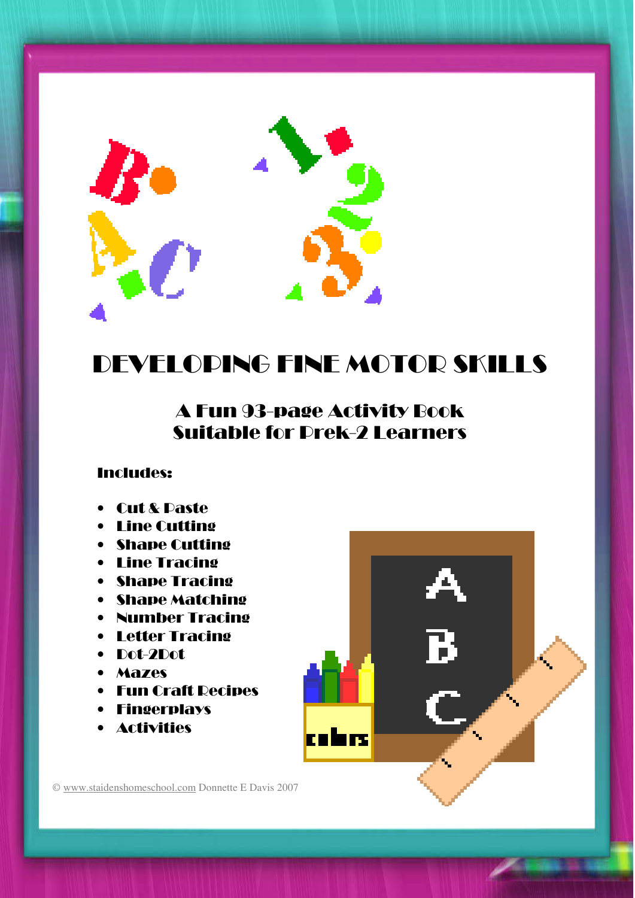# DEVELOPING FINE MOTOR SKILLS

## A Fun 93-page Activity Book
## Suitable for Prek-2 Learners

**Includes:**

- Cut & Paste
- Line Cutting
- Shape Cutting
- Line Tracing
- Shape Tracing
- Shape Matching
- Number Tracing
- Letter Tracing
- Dot-2Dot
- Mazes
- Fun Craft Recipes
- Fingerplays
- Activities

© www.staidenshomeschool.com Donnette E Davis 2007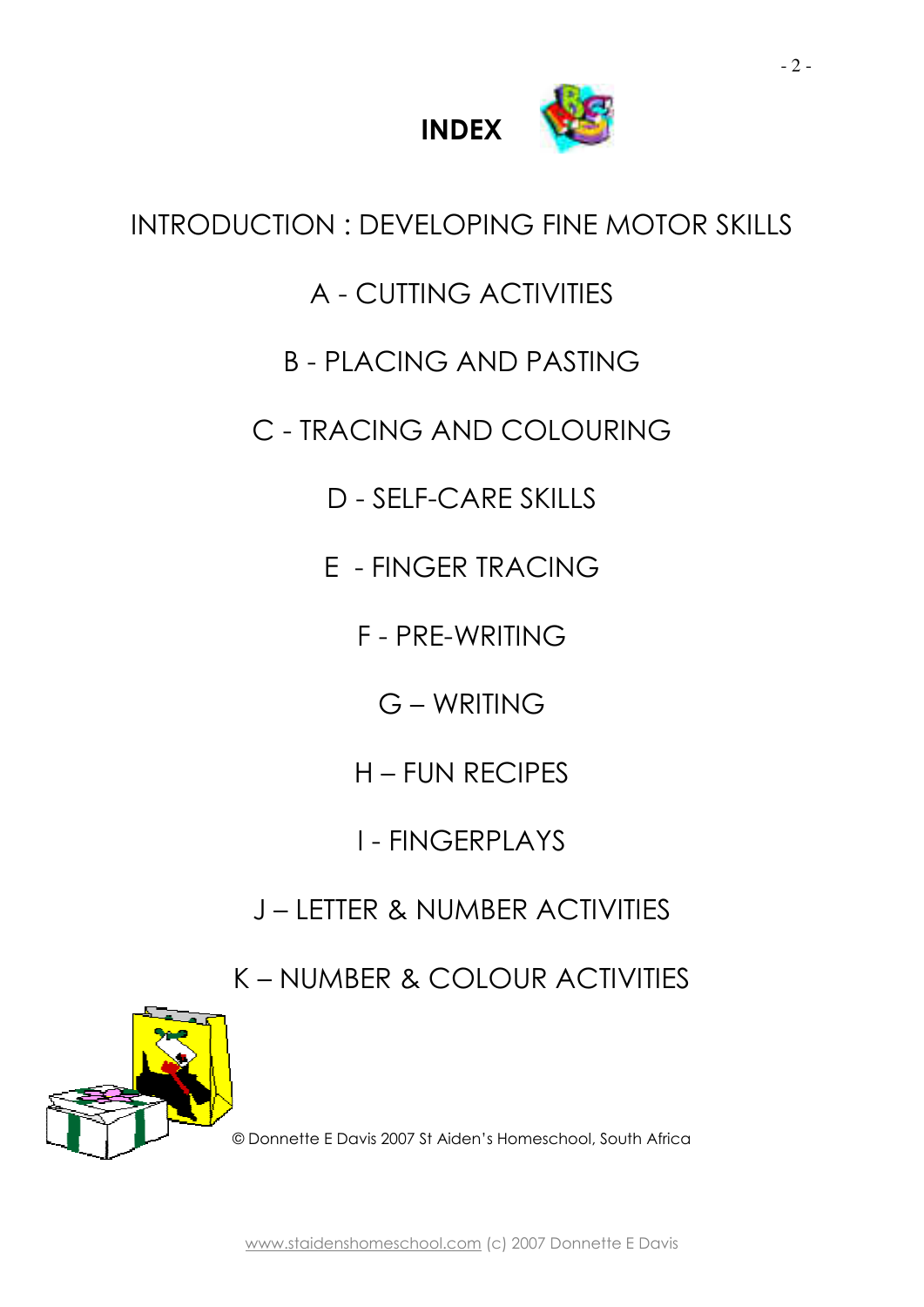# INDEX

INTRODUCTION : DEVELOPING FINE MOTOR SKILLS

A - CUTTING ACTIVITIES

B - PLACING AND PASTING

C - TRACING AND COLOURING

D - SELF-CARE SKILLS

E - FINGER TRACING

F - PRE-WRITING

G – WRITING

H – FUN RECIPES

I - FINGERPLAYS

J – LETTER & NUMBER ACTIVITIES

K – NUMBER & COLOUR ACTIVITIES

© Donnette E Davis 2007 St Aiden's Homeschool, South Africa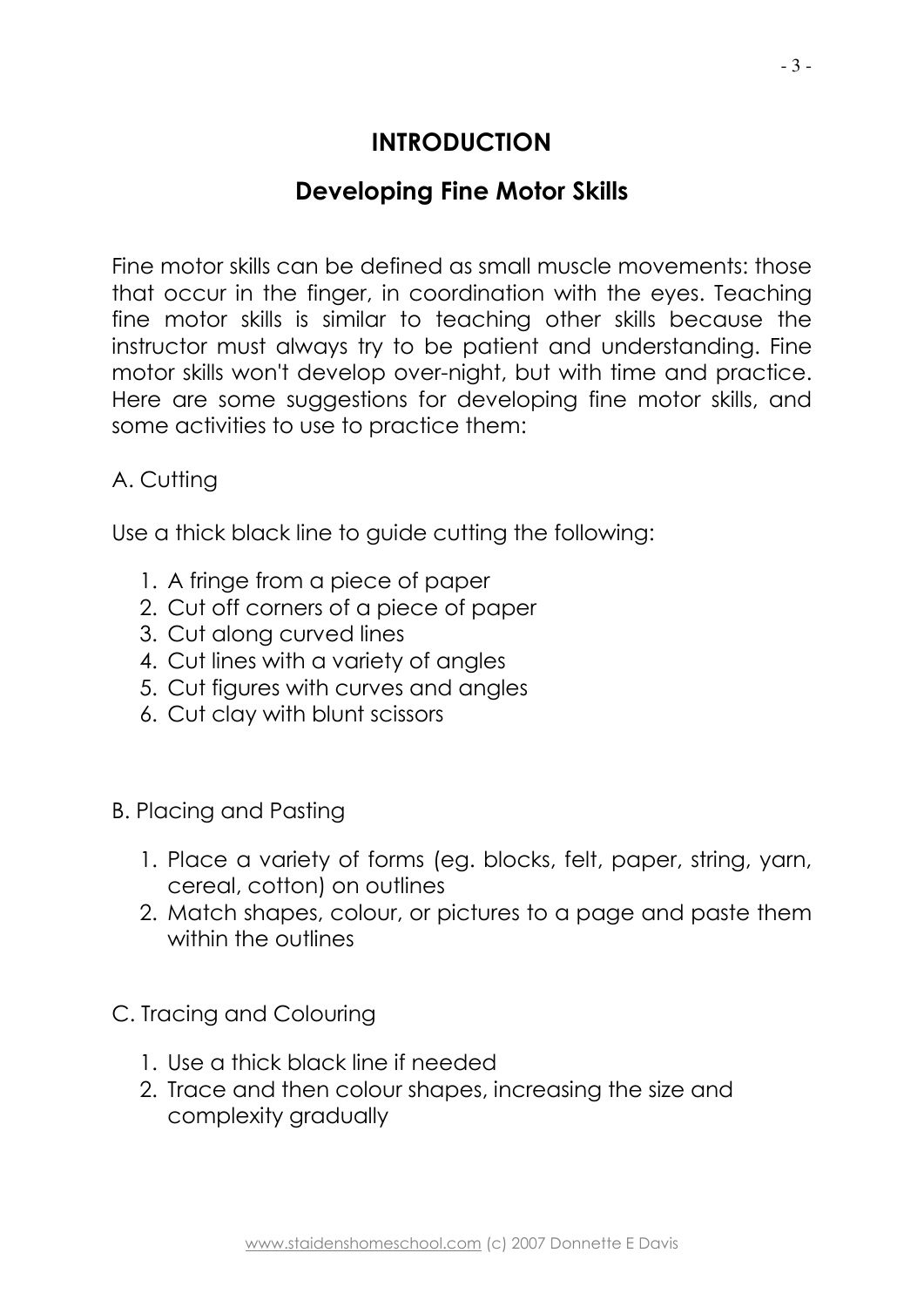# INTRODUCTION

## Developing Fine Motor Skills

Fine motor skills can be defined as small muscle movements: those that occur in the finger, in coordination with the eyes. Teaching fine motor skills is similar to teaching other skills because the instructor must always try to be patient and understanding. Fine motor skills won't develop over-night, but with time and practice. Here are some suggestions for developing fine motor skills, and some activities to use to practice them:

A. Cutting

Use a thick black line to guide cutting the following:

1. A fringe from a piece of paper
2. Cut off corners of a piece of paper
3. Cut along curved lines
4. Cut lines with a variety of angles
5. Cut figures with curves and angles
6. Cut clay with blunt scissors

B. Placing and Pasting

1. Place a variety of forms (eg. blocks, felt, paper, string, yarn, cereal, cotton) on outlines
2. Match shapes, colour, or pictures to a page and paste them within the outlines

C. Tracing and Colouring

1. Use a thick black line if needed
2. Trace and then colour shapes, increasing the size and complexity gradually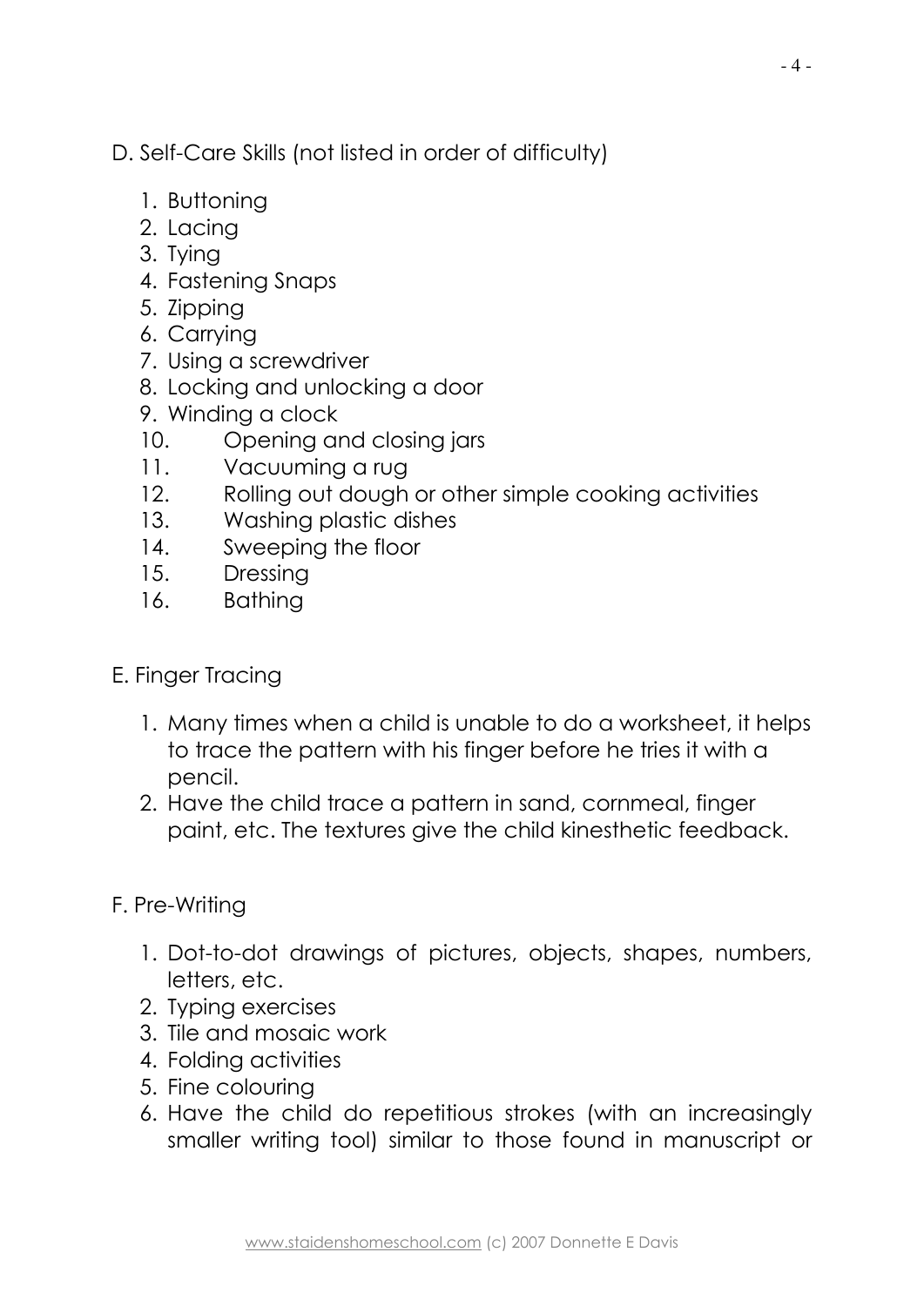D. Self-Care Skills (not listed in order of difficulty)

1. Buttoning
2. Lacing
3. Tying
4. Fastening Snaps
5. Zipping
6. Carrying
7. Using a screwdriver
8. Locking and unlocking a door
9. Winding a clock
10. Opening and closing jars
11. Vacuuming a rug
12. Rolling out dough or other simple cooking activities
13. Washing plastic dishes
14. Sweeping the floor
15. Dressing
16. Bathing

E. Finger Tracing

1. Many times when a child is unable to do a worksheet, it helps to trace the pattern with his finger before he tries it with a pencil.
2. Have the child trace a pattern in sand, cornmeal, finger paint, etc. The textures give the child kinesthetic feedback.

F. Pre-Writing

1. Dot-to-dot drawings of pictures, objects, shapes, numbers, letters, etc.
2. Typing exercises
3. Tile and mosaic work
4. Folding activities
5. Fine colouring
6. Have the child do repetitious strokes (with an increasingly smaller writing tool) similar to those found in manuscript or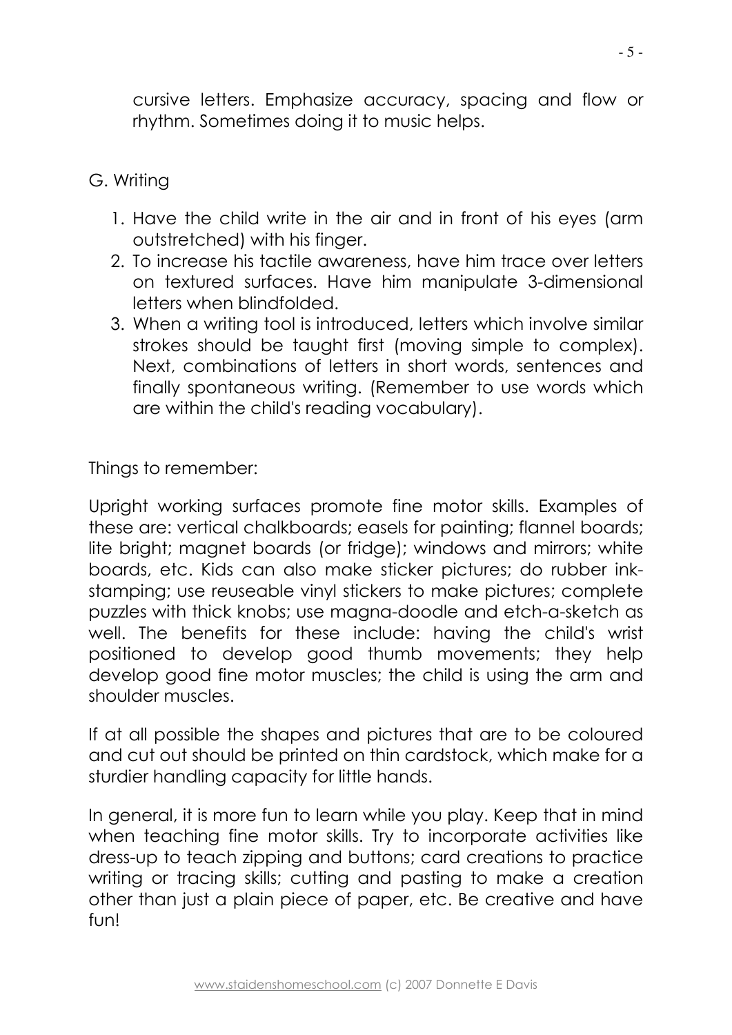cursive letters. Emphasize accuracy, spacing and flow or rhythm. Sometimes doing it to music helps.

G. Writing

1. Have the child write in the air and in front of his eyes (arm outstretched) with his finger.
2. To increase his tactile awareness, have him trace over letters on textured surfaces. Have him manipulate 3-dimensional letters when blindfolded.
3. When a writing tool is introduced, letters which involve similar strokes should be taught first (moving simple to complex). Next, combinations of letters in short words, sentences and finally spontaneous writing. (Remember to use words which are within the child's reading vocabulary).

Things to remember:

Upright working surfaces promote fine motor skills. Examples of these are: vertical chalkboards; easels for painting; flannel boards; lite bright; magnet boards (or fridge); windows and mirrors; white boards, etc. Kids can also make sticker pictures; do rubber ink-stamping; use reuseable vinyl stickers to make pictures; complete puzzles with thick knobs; use magna-doodle and etch-a-sketch as well. The benefits for these include: having the child's wrist positioned to develop good thumb movements; they help develop good fine motor muscles; the child is using the arm and shoulder muscles.

If at all possible the shapes and pictures that are to be coloured and cut out should be printed on thin cardstock, which make for a sturdier handling capacity for little hands.

In general, it is more fun to learn while you play. Keep that in mind when teaching fine motor skills. Try to incorporate activities like dress-up to teach zipping and buttons; card creations to practice writing or tracing skills; cutting and pasting to make a creation other than just a plain piece of paper, etc. Be creative and have fun!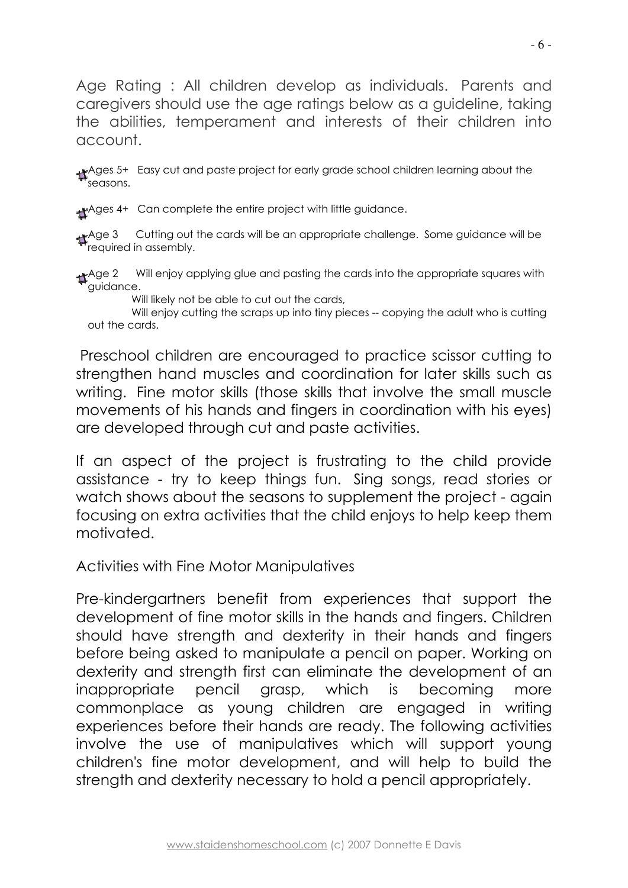Age Rating : All children develop as individuals. Parents and caregivers should use the age ratings below as a guideline, taking the abilities, temperament and interests of their children into account.

- Ages 5+ Easy cut and paste project for early grade school children learning about the seasons.
- Ages 4+ Can complete the entire project with little guidance.
- Age 3 Cutting out the cards will be an appropriate challenge. Some guidance will be required in assembly.
- Age 2 Will enjoy applying glue and pasting the cards into the appropriate squares with guidance.
  Will likely not be able to cut out the cards,
  Will enjoy cutting the scraps up into tiny pieces -- copying the adult who is cutting out the cards.

Preschool children are encouraged to practice scissor cutting to strengthen hand muscles and coordination for later skills such as writing. Fine motor skills (those skills that involve the small muscle movements of his hands and fingers in coordination with his eyes) are developed through cut and paste activities.

If an aspect of the project is frustrating to the child provide assistance - try to keep things fun. Sing songs, read stories or watch shows about the seasons to supplement the project - again focusing on extra activities that the child enjoys to help keep them motivated.

## Activities with Fine Motor Manipulatives

Pre-kindergartners benefit from experiences that support the development of fine motor skills in the hands and fingers. Children should have strength and dexterity in their hands and fingers before being asked to manipulate a pencil on paper. Working on dexterity and strength first can eliminate the development of an inappropriate pencil grasp, which is becoming more commonplace as young children are engaged in writing experiences before their hands are ready. The following activities involve the use of manipulatives which will support young children's fine motor development, and will help to build the strength and dexterity necessary to hold a pencil appropriately.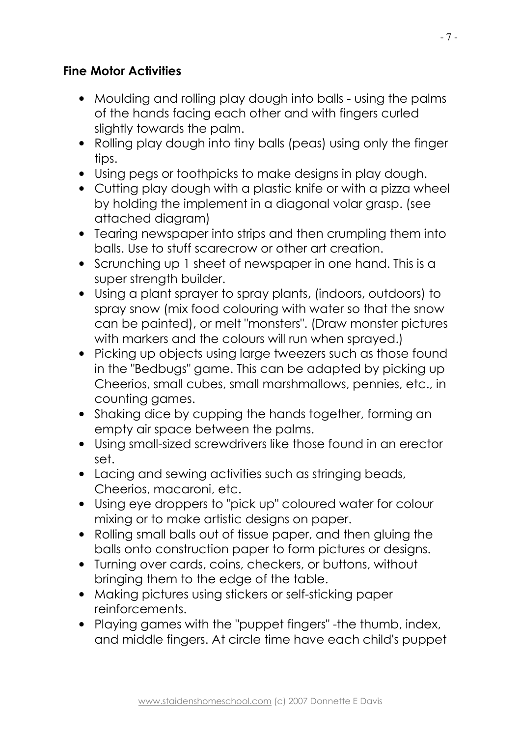**Fine Motor Activities**

- Moulding and rolling play dough into balls - using the palms of the hands facing each other and with fingers curled slightly towards the palm.
- Rolling play dough into tiny balls (peas) using only the finger tips.
- Using pegs or toothpicks to make designs in play dough.
- Cutting play dough with a plastic knife or with a pizza wheel by holding the implement in a diagonal volar grasp. (see attached diagram)
- Tearing newspaper into strips and then crumpling them into balls. Use to stuff scarecrow or other art creation.
- Scrunching up 1 sheet of newspaper in one hand. This is a super strength builder.
- Using a plant sprayer to spray plants, (indoors, outdoors) to spray snow (mix food colouring with water so that the snow can be painted), or melt "monsters". (Draw monster pictures with markers and the colours will run when sprayed.)
- Picking up objects using large tweezers such as those found in the "Bedbugs" game. This can be adapted by picking up Cheerios, small cubes, small marshmallows, pennies, etc., in counting games.
- Shaking dice by cupping the hands together, forming an empty air space between the palms.
- Using small-sized screwdrivers like those found in an erector set.
- Lacing and sewing activities such as stringing beads, Cheerios, macaroni, etc.
- Using eye droppers to "pick up" coloured water for colour mixing or to make artistic designs on paper.
- Rolling small balls out of tissue paper, and then gluing the balls onto construction paper to form pictures or designs.
- Turning over cards, coins, checkers, or buttons, without bringing them to the edge of the table.
- Making pictures using stickers or self-sticking paper reinforcements.
- Playing games with the "puppet fingers" -the thumb, index, and middle fingers. At circle time have each child's puppet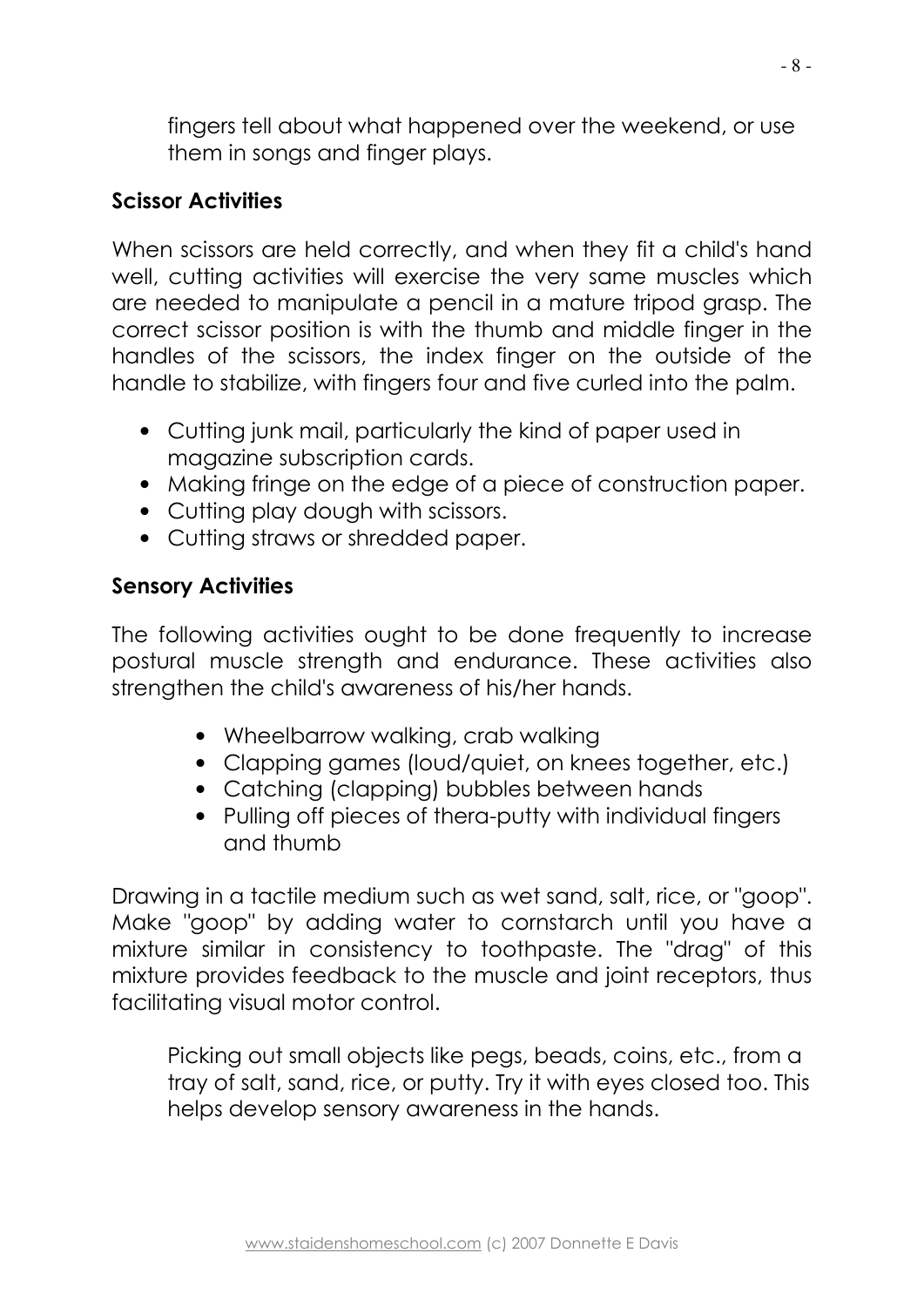fingers tell about what happened over the weekend, or use them in songs and finger plays.

**Scissor Activities**

When scissors are held correctly, and when they fit a child's hand well, cutting activities will exercise the very same muscles which are needed to manipulate a pencil in a mature tripod grasp. The correct scissor position is with the thumb and middle finger in the handles of the scissors, the index finger on the outside of the handle to stabilize, with fingers four and five curled into the palm.

- Cutting junk mail, particularly the kind of paper used in magazine subscription cards.
- Making fringe on the edge of a piece of construction paper.
- Cutting play dough with scissors.
- Cutting straws or shredded paper.

**Sensory Activities**

The following activities ought to be done frequently to increase postural muscle strength and endurance. These activities also strengthen the child's awareness of his/her hands.

- Wheelbarrow walking, crab walking
- Clapping games (loud/quiet, on knees together, etc.)
- Catching (clapping) bubbles between hands
- Pulling off pieces of thera-putty with individual fingers and thumb

Drawing in a tactile medium such as wet sand, salt, rice, or "goop". Make "goop" by adding water to cornstarch until you have a mixture similar in consistency to toothpaste. The "drag" of this mixture provides feedback to the muscle and joint receptors, thus facilitating visual motor control.

Picking out small objects like pegs, beads, coins, etc., from a tray of salt, sand, rice, or putty. Try it with eyes closed too. This helps develop sensory awareness in the hands.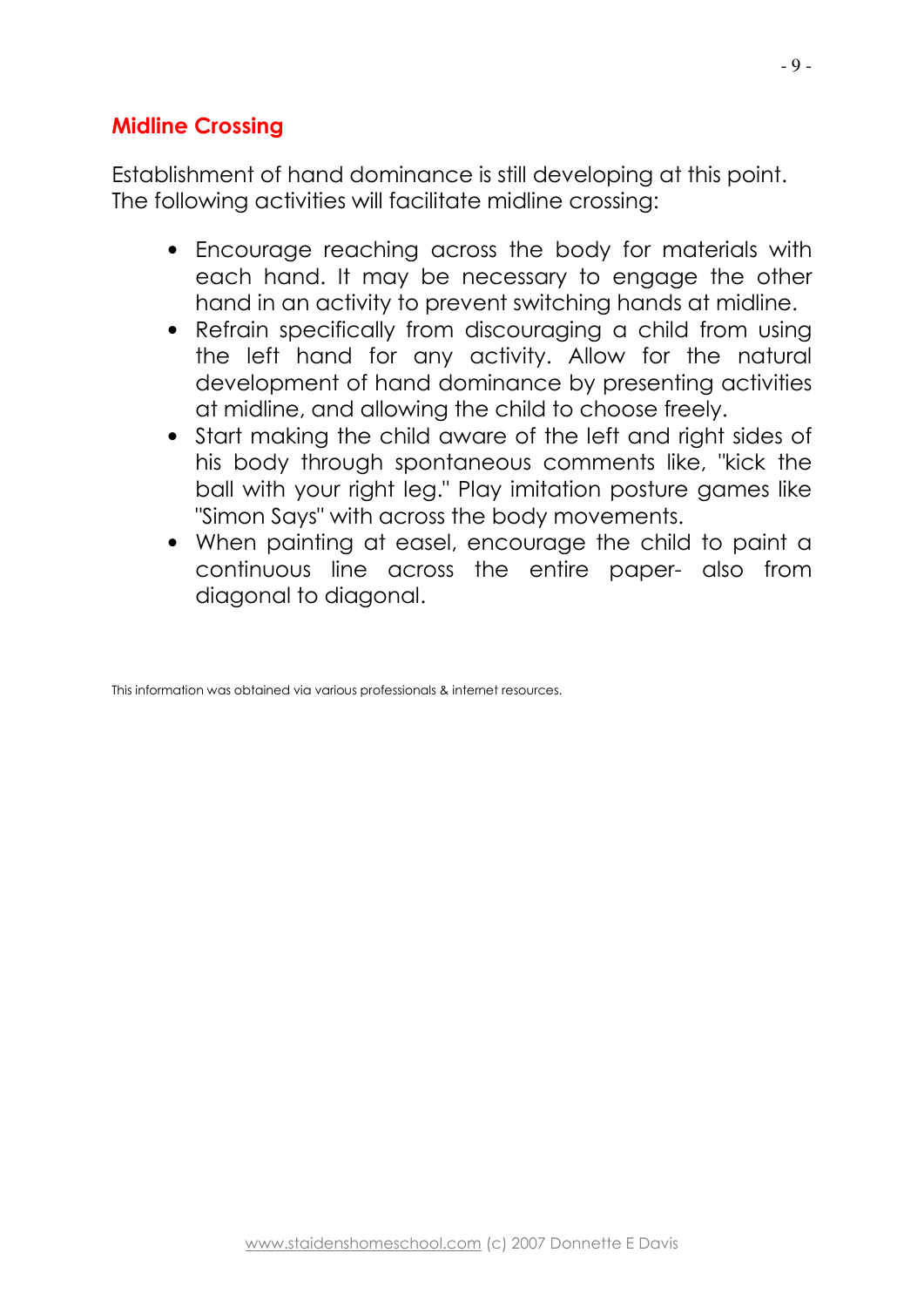## Midline Crossing

Establishment of hand dominance is still developing at this point. The following activities will facilitate midline crossing:

- Encourage reaching across the body for materials with each hand. It may be necessary to engage the other hand in an activity to prevent switching hands at midline.
- Refrain specifically from discouraging a child from using the left hand for any activity. Allow for the natural development of hand dominance by presenting activities at midline, and allowing the child to choose freely.
- Start making the child aware of the left and right sides of his body through spontaneous comments like, "kick the ball with your right leg." Play imitation posture games like "Simon Says" with across the body movements.
- When painting at easel, encourage the child to paint a continuous line across the entire paper- also from diagonal to diagonal.

This information was obtained via various professionals & internet resources.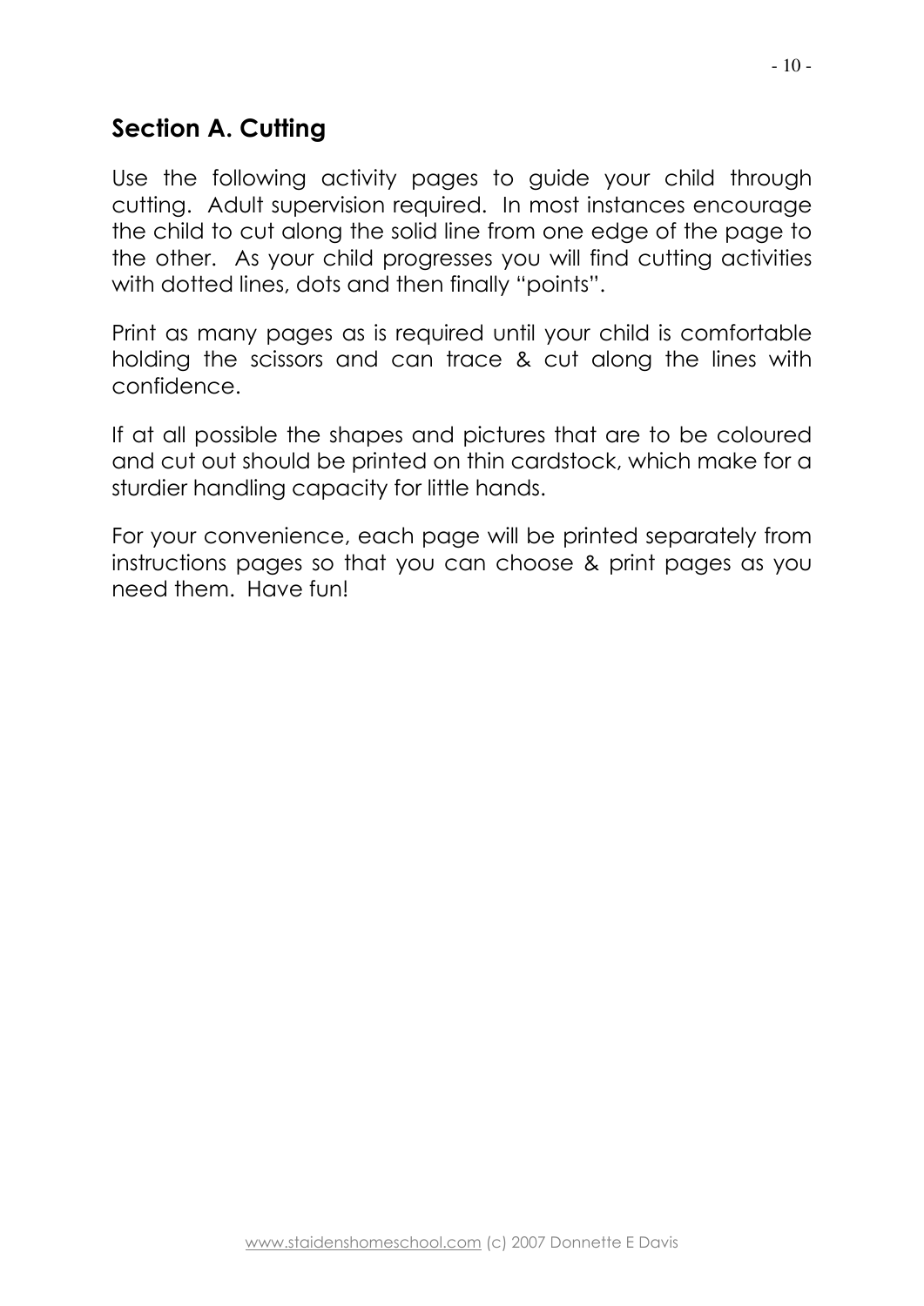## Section A. Cutting

Use the following activity pages to guide your child through cutting. Adult supervision required. In most instances encourage the child to cut along the solid line from one edge of the page to the other. As your child progresses you will find cutting activities with dotted lines, dots and then finally "points".

Print as many pages as is required until your child is comfortable holding the scissors and can trace & cut along the lines with confidence.

If at all possible the shapes and pictures that are to be coloured and cut out should be printed on thin cardstock, which make for a sturdier handling capacity for little hands.

For your convenience, each page will be printed separately from instructions pages so that you can choose & print pages as you need them. Have fun!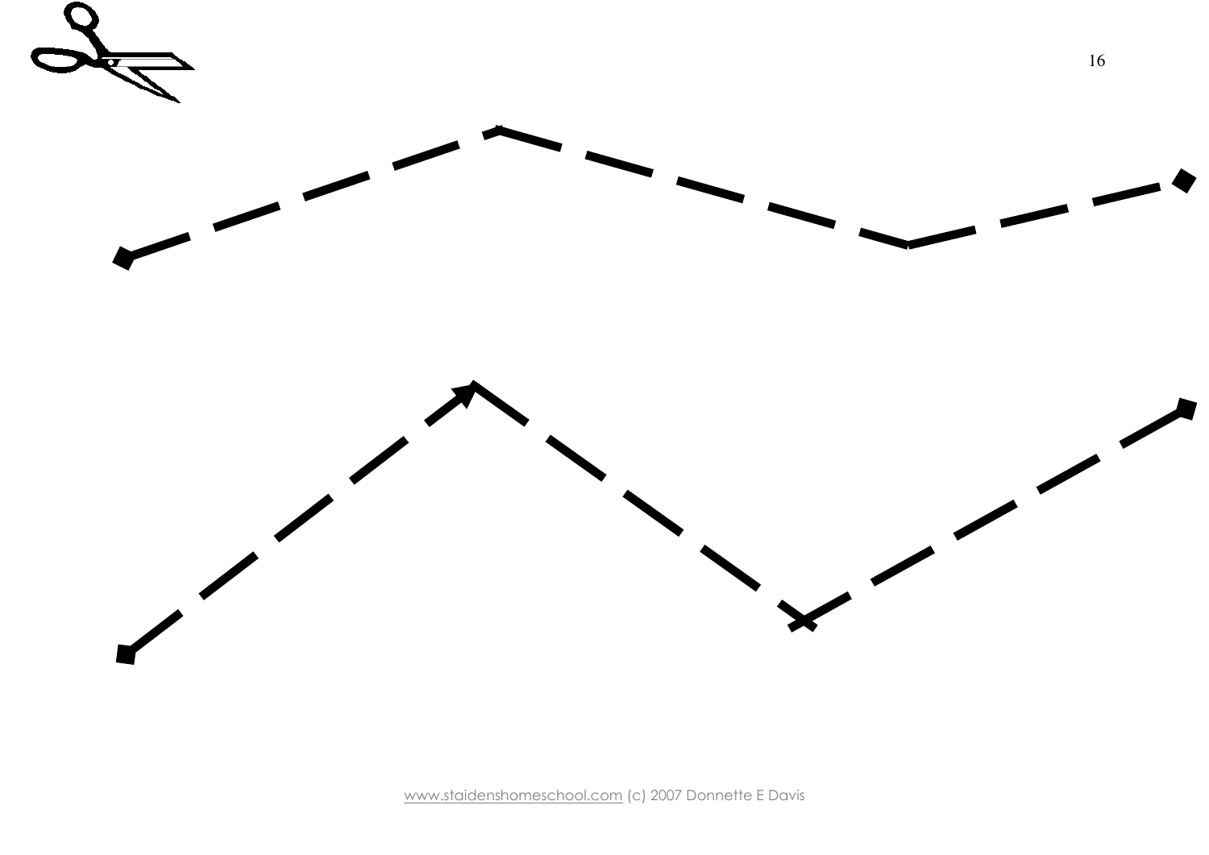www.staidenshomeschool.com (c) 2007 Donnette E Davis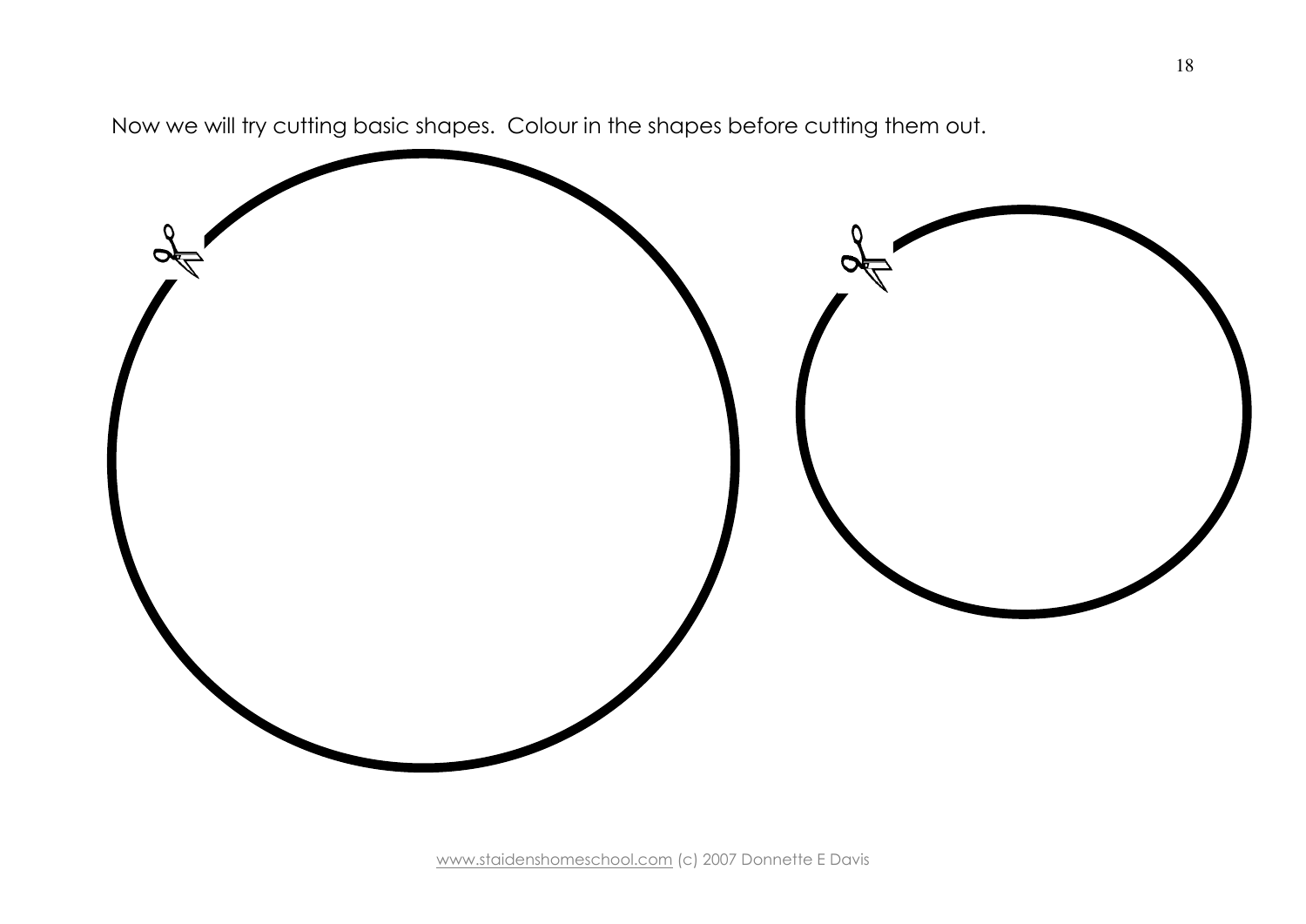Now we will try cutting basic shapes. Colour in the shapes before cutting them out.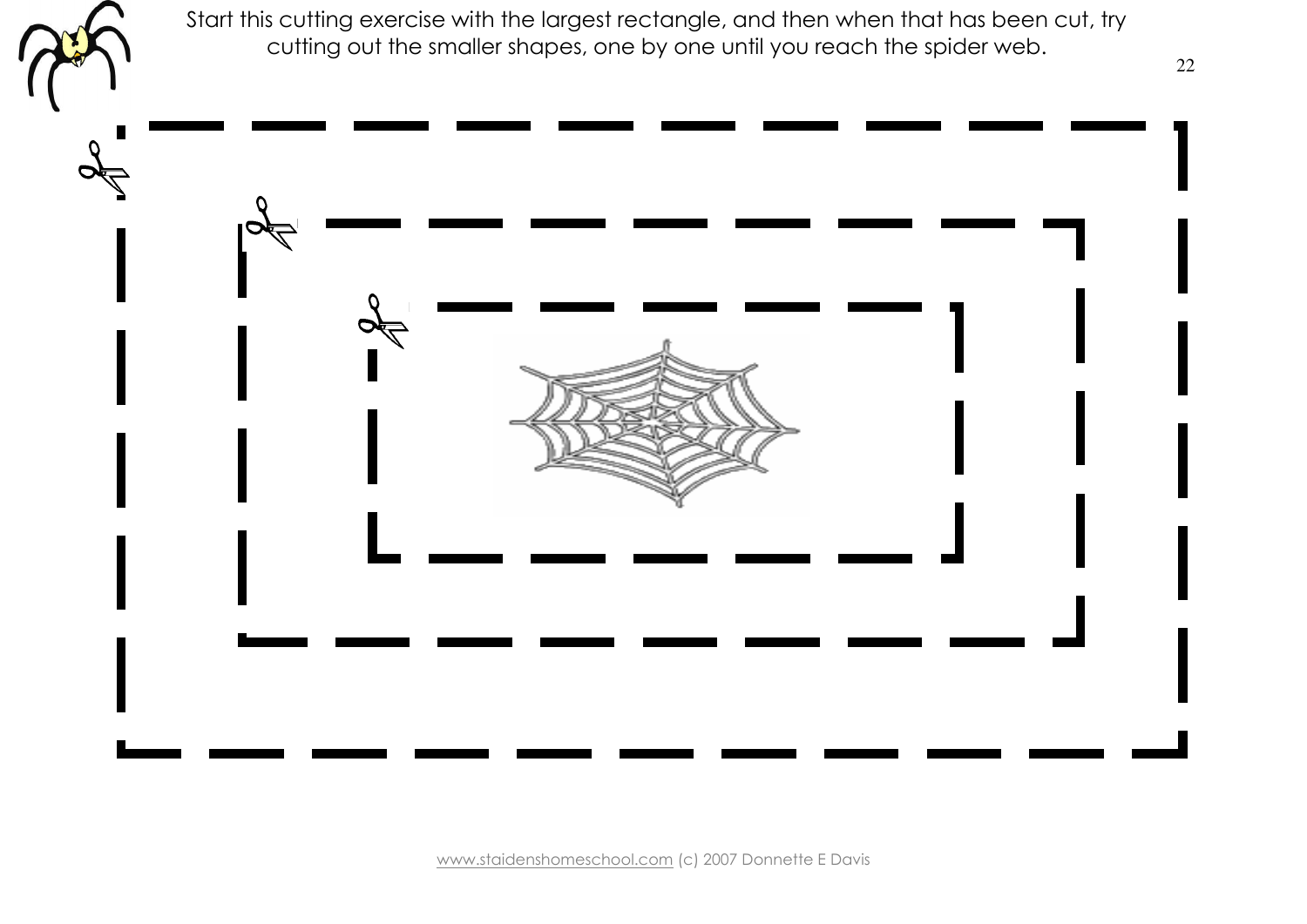Start this cutting exercise with the largest rectangle, and then when that has been cut, try cutting out the smaller shapes, one by one until you reach the spider web.

www.staidenshomeschool.com (c) 2007 Donnette E Davis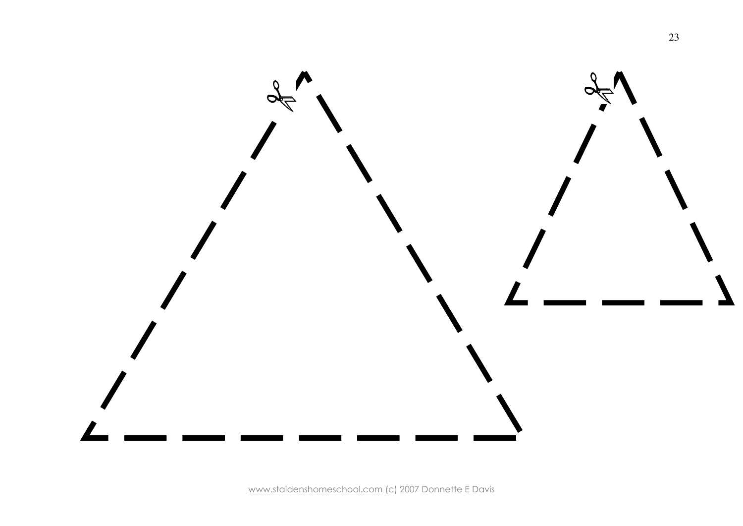www.staidenshomeschool.com (c) 2007 Donnette E Davis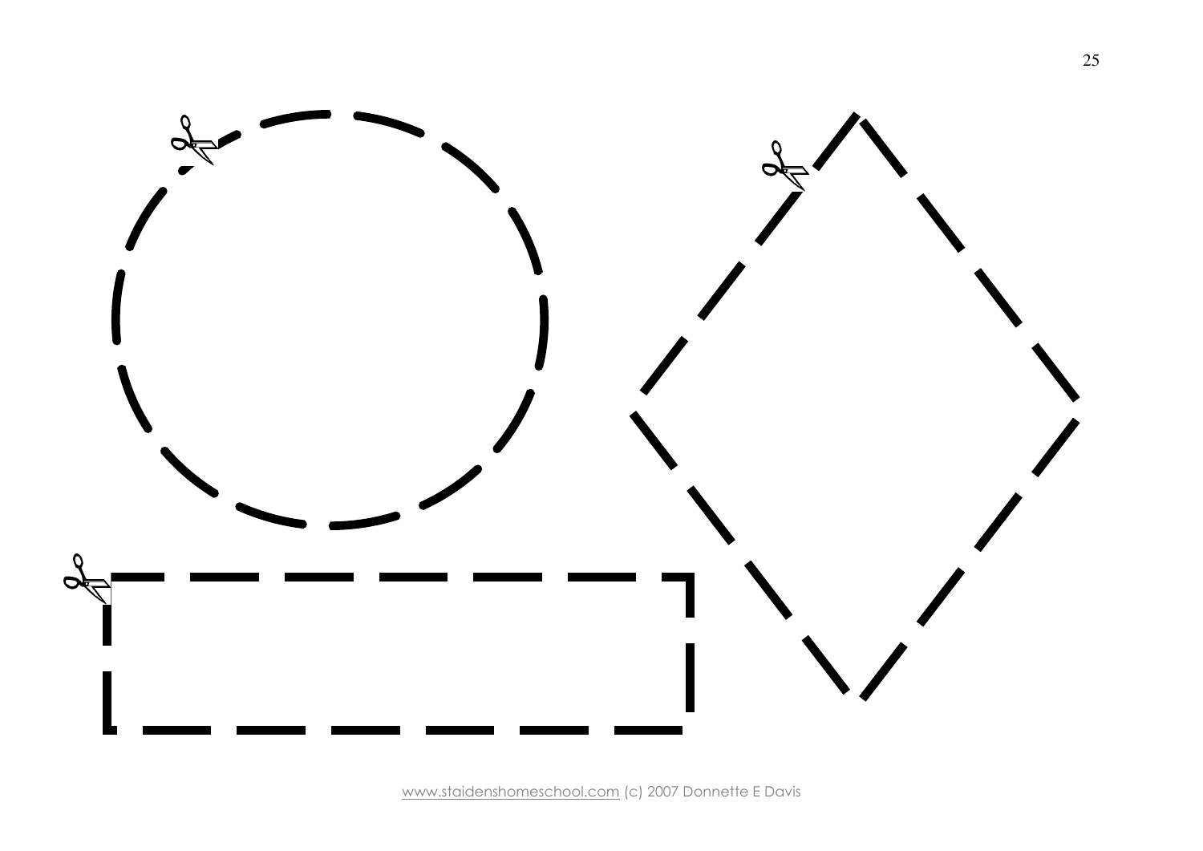www.staidenshomeschool.com (c) 2007 Donnette E Davis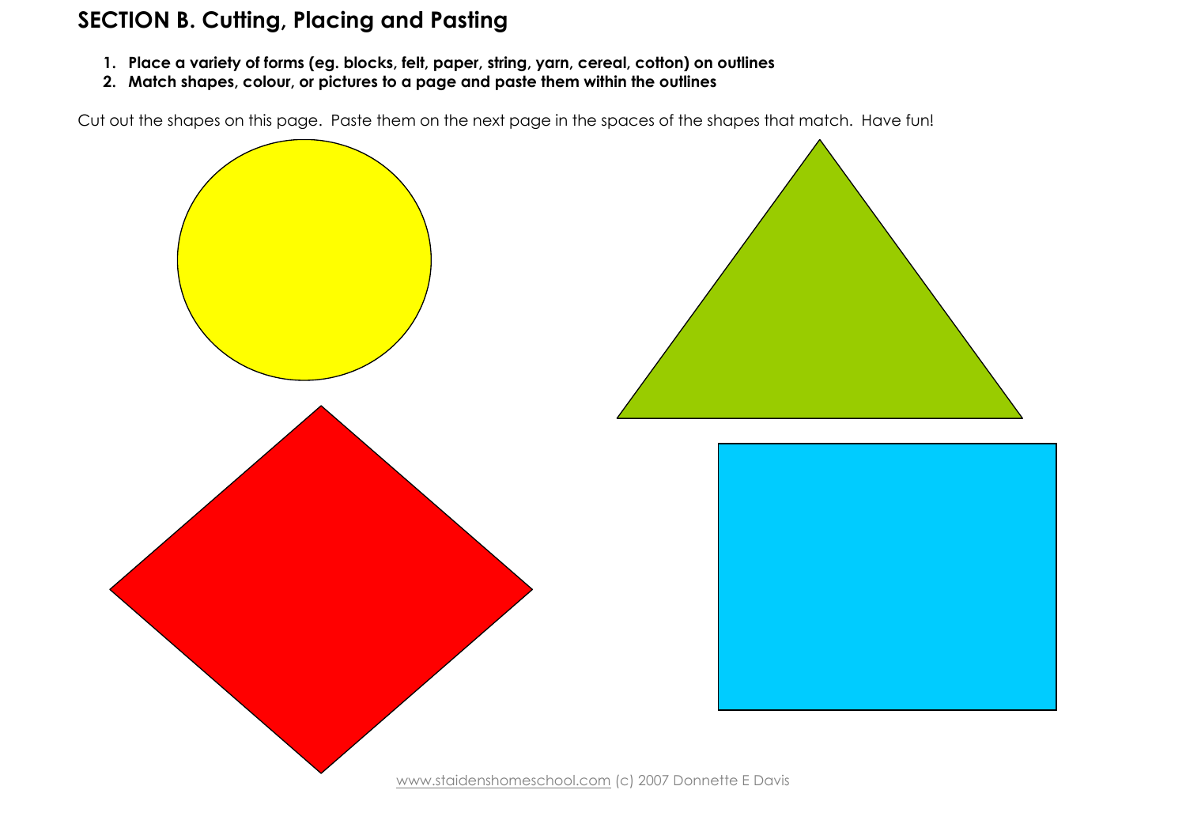## SECTION B. Cutting, Placing and Pasting

1. **Place a variety of forms (eg. blocks, felt, paper, string, yarn, cereal, cotton) on outlines**
2. **Match shapes, colour, or pictures to a page and paste them within the outlines**

Cut out the shapes on this page. Paste them on the next page in the spaces of the shapes that match. Have fun!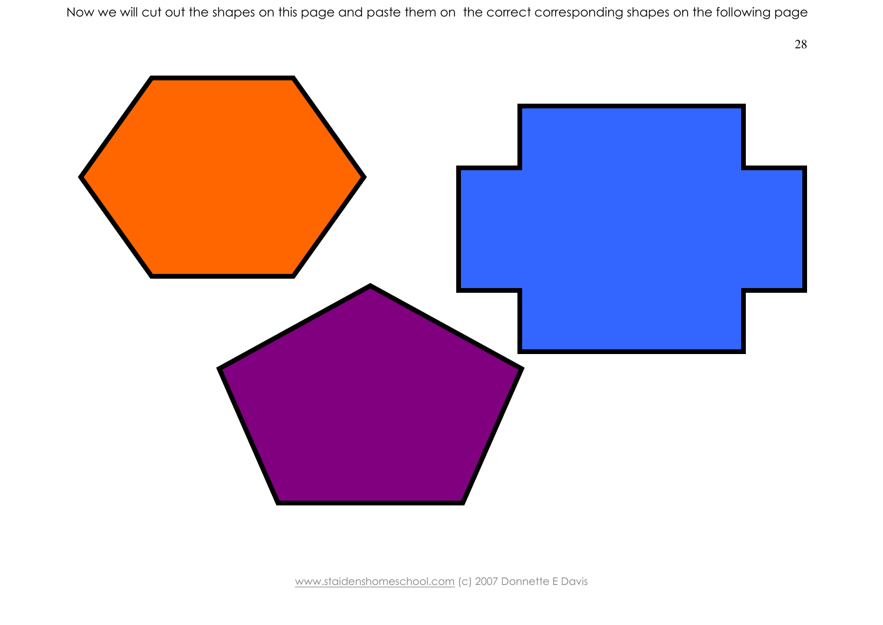Now we will cut out the shapes on this page and paste them on the correct corresponding shapes on the following page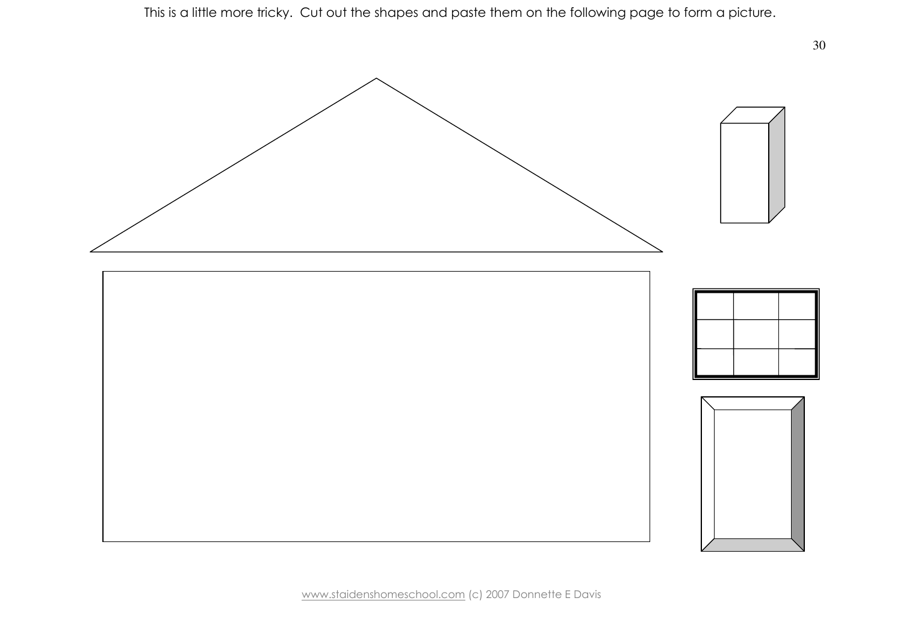This is a little more tricky. Cut out the shapes and paste them on the following page to form a picture.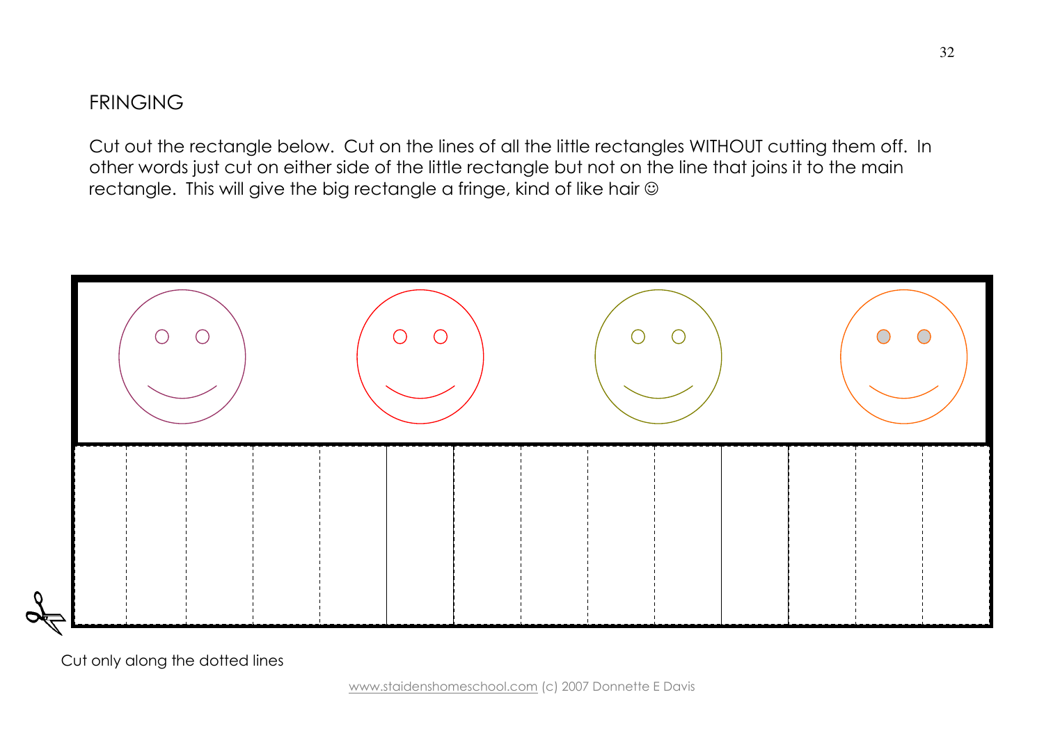# FRINGING

Cut out the rectangle below. Cut on the lines of all the little rectangles WITHOUT cutting them off. In other words just cut on either side of the little rectangle but not on the line that joins it to the main rectangle. This will give the big rectangle a fringe, kind of like hair ☺

Cut only along the dotted lines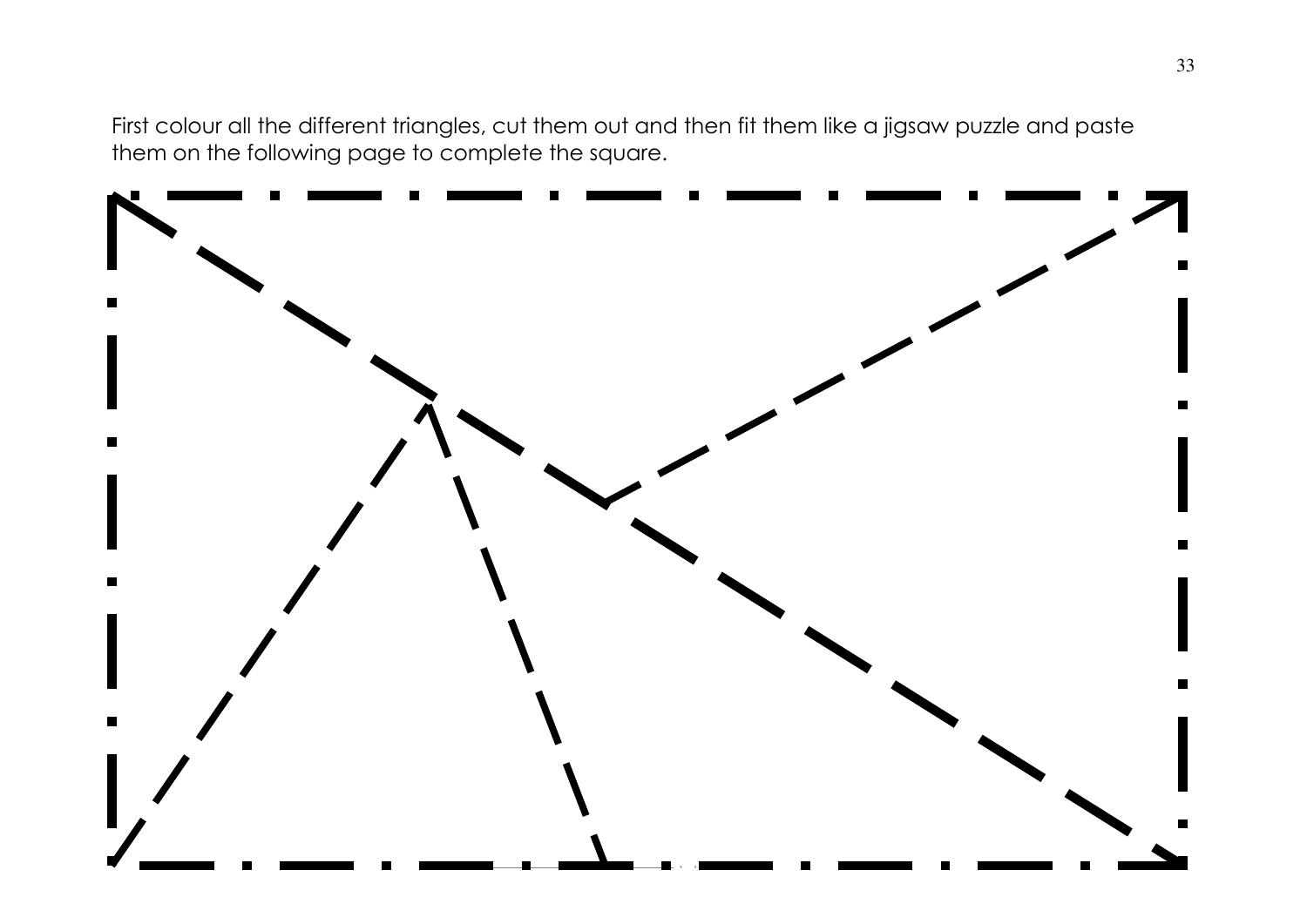First colour all the different triangles, cut them out and then fit them like a jigsaw puzzle and paste them on the following page to complete the square.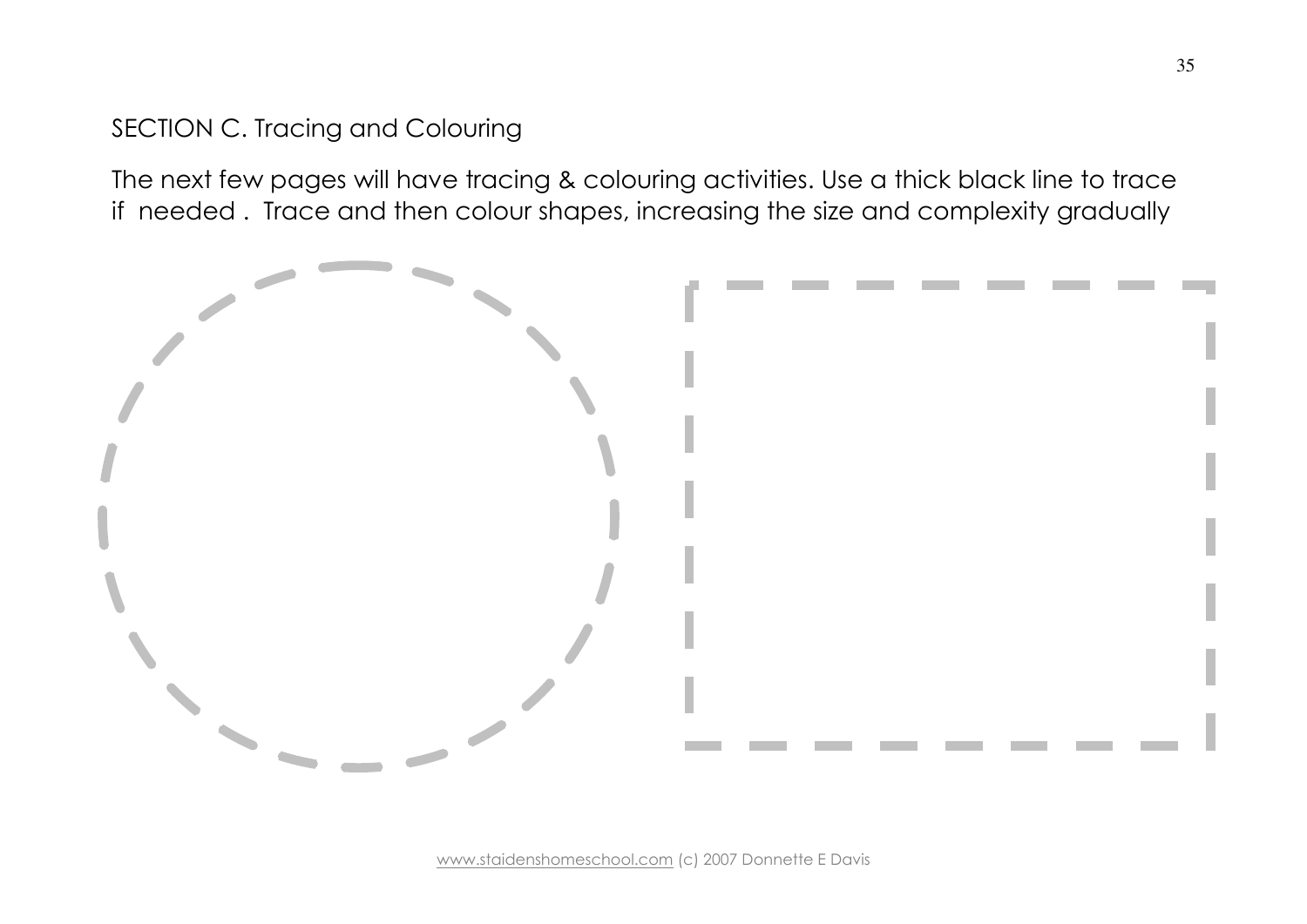SECTION C. Tracing and Colouring

The next few pages will have tracing & colouring activities. Use a thick black line to trace if needed . Trace and then colour shapes, increasing the size and complexity gradually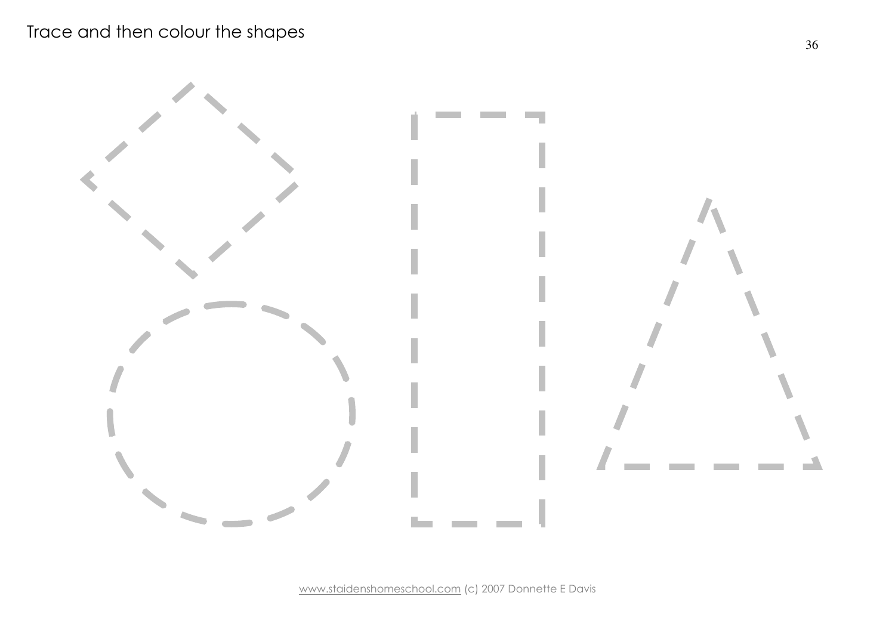Trace and then colour the shapes

www.staidenshomeschool.com (c) 2007 Donnette E Davis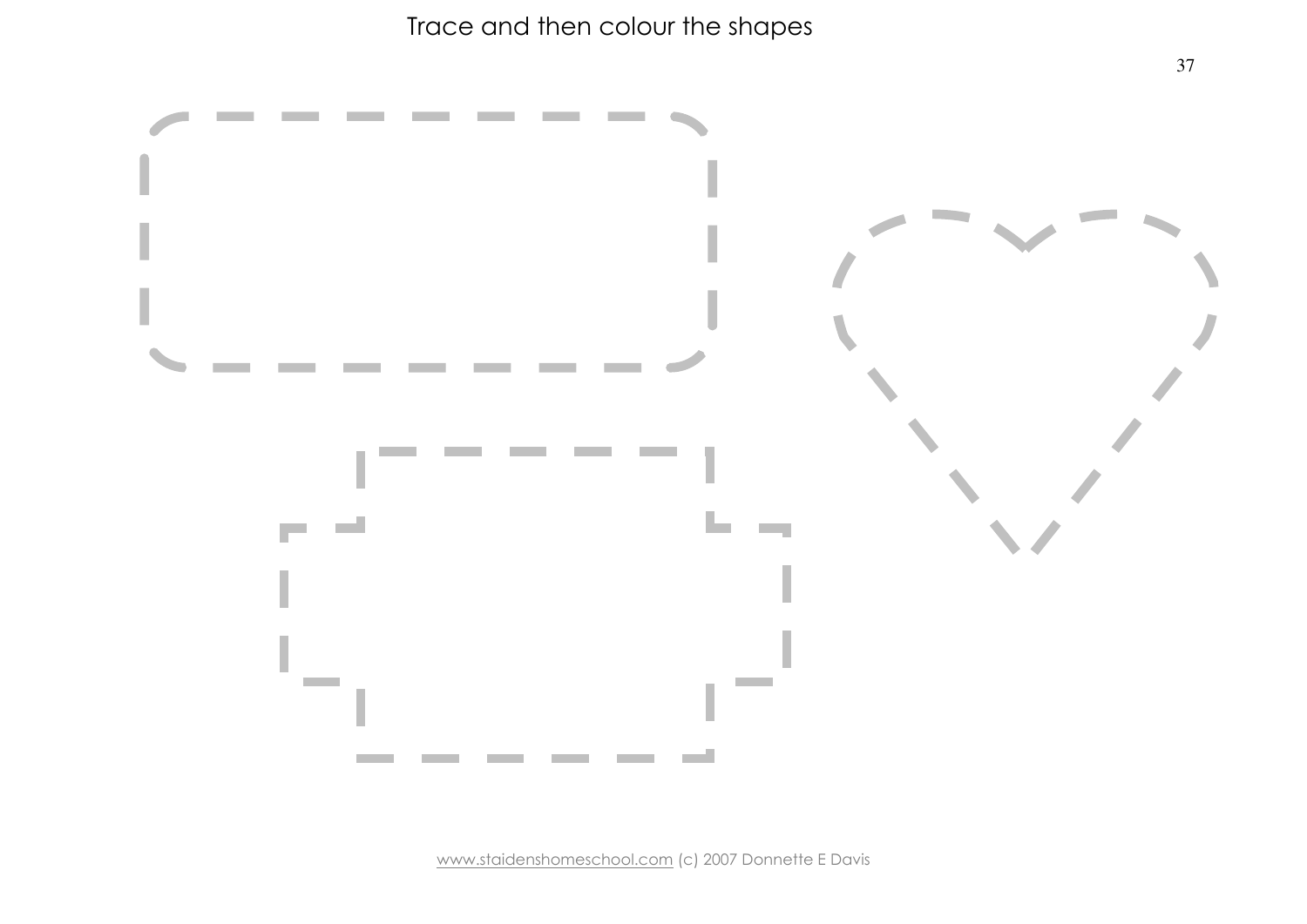Trace and then colour the shapes

www.staidenshomeschool.com (c) 2007 Donnette E Davis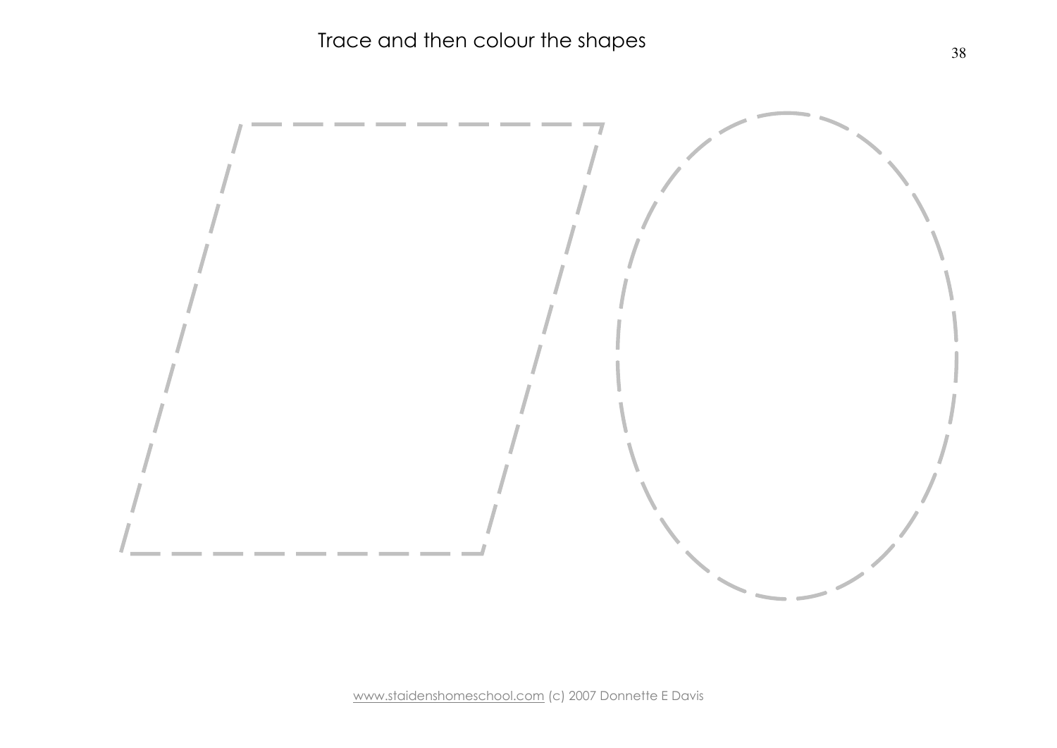Trace and then colour the shapes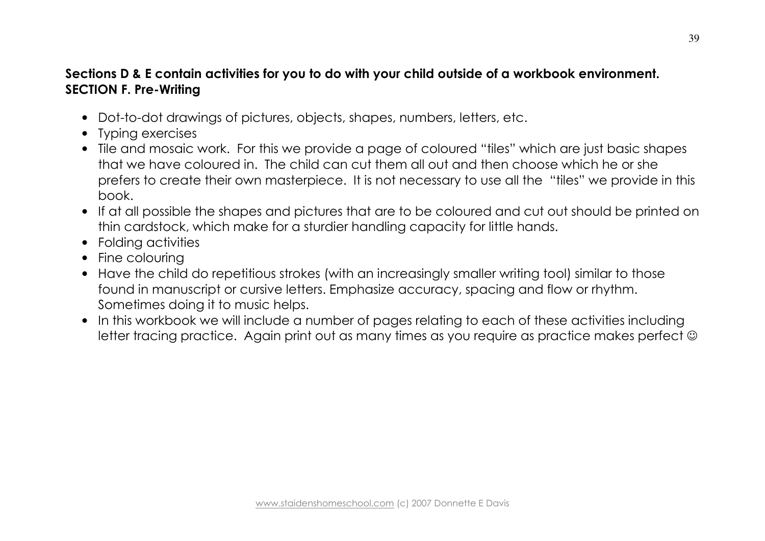**Sections D & E contain activities for you to do with your child outside of a workbook environment.**

**SECTION F. Pre-Writing**

- Dot-to-dot drawings of pictures, objects, shapes, numbers, letters, etc.
- Typing exercises
- Tile and mosaic work. For this we provide a page of coloured "tiles" which are just basic shapes that we have coloured in. The child can cut them all out and then choose which he or she prefers to create their own masterpiece. It is not necessary to use all the "tiles" we provide in this book.
- If at all possible the shapes and pictures that are to be coloured and cut out should be printed on thin cardstock, which make for a sturdier handling capacity for little hands.
- Folding activities
- Fine colouring
- Have the child do repetitious strokes (with an increasingly smaller writing tool) similar to those found in manuscript or cursive letters. Emphasize accuracy, spacing and flow or rhythm. Sometimes doing it to music helps.
- In this workbook we will include a number of pages relating to each of these activities including letter tracing practice. Again print out as many times as you require as practice makes perfect ☺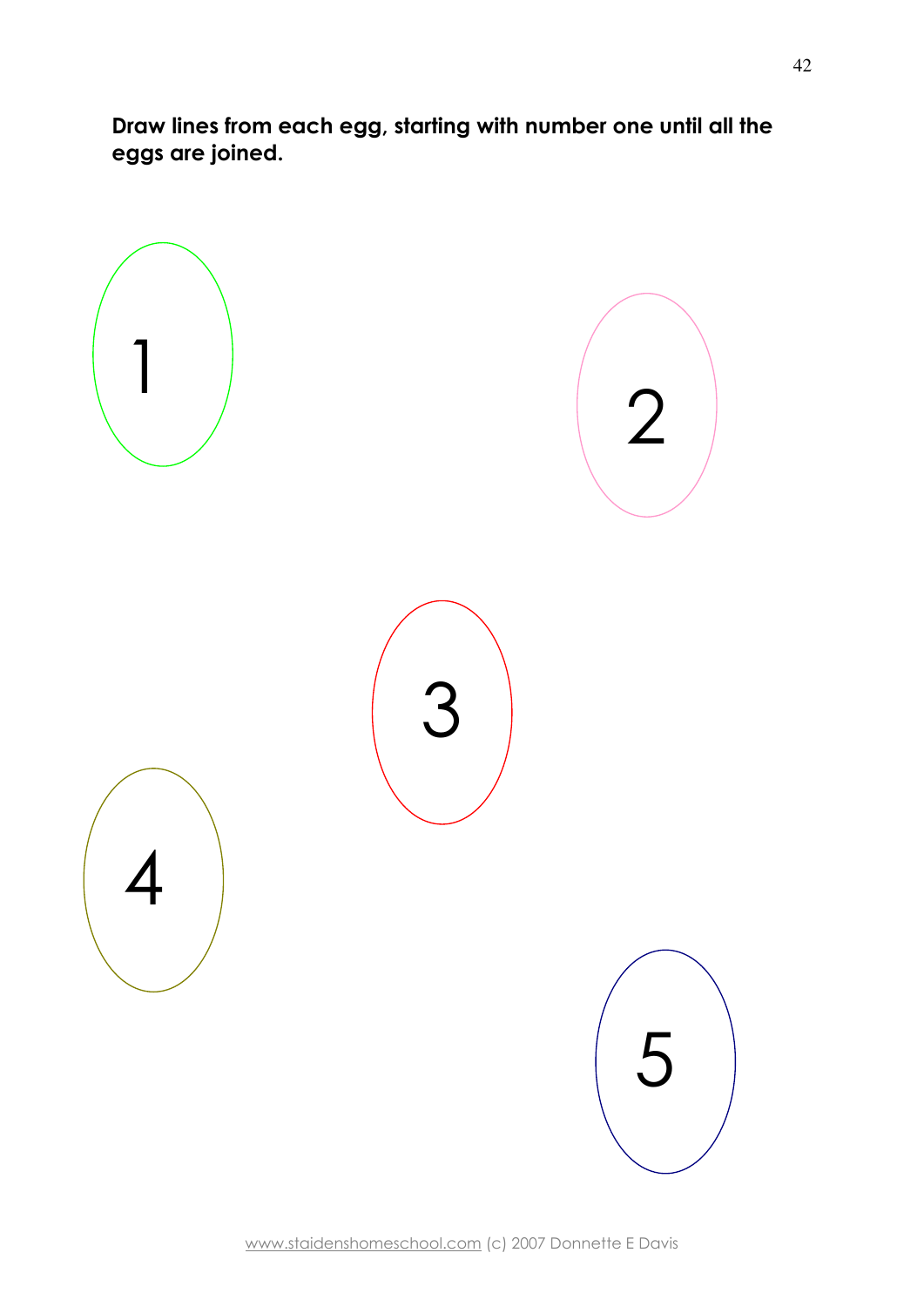**Draw lines from each egg, starting with number one until all the eggs are joined.**

1

2

3

4

5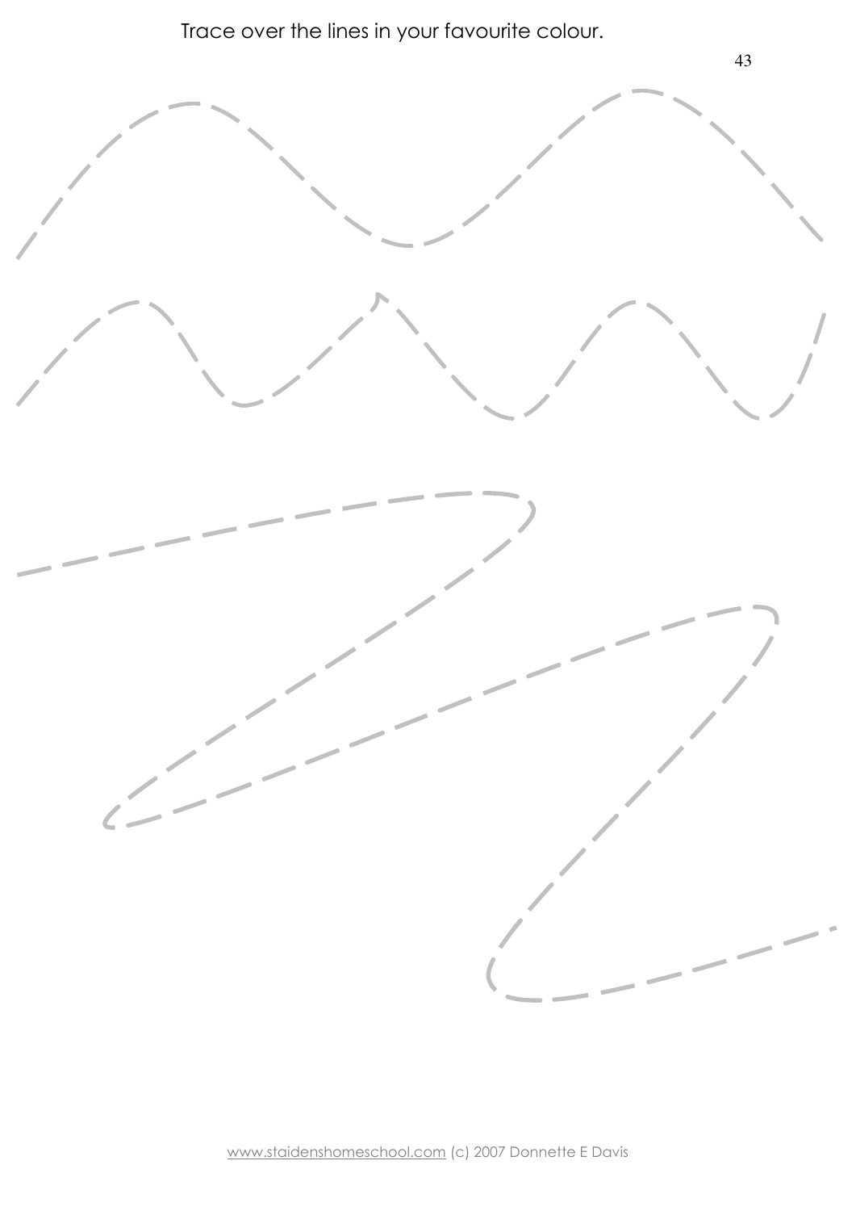Trace over the lines in your favourite colour.

www.staidenshomeschool.com (c) 2007 Donnette E Davis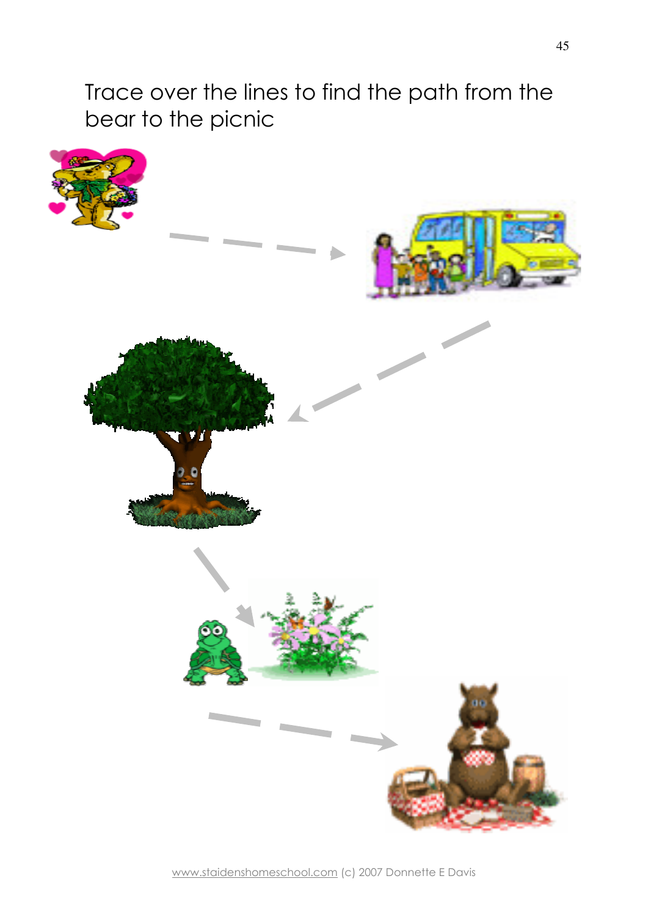Trace over the lines to find the path from the bear to the picnic

www.staidenshomeschool.com (c) 2007 Donnette E Davis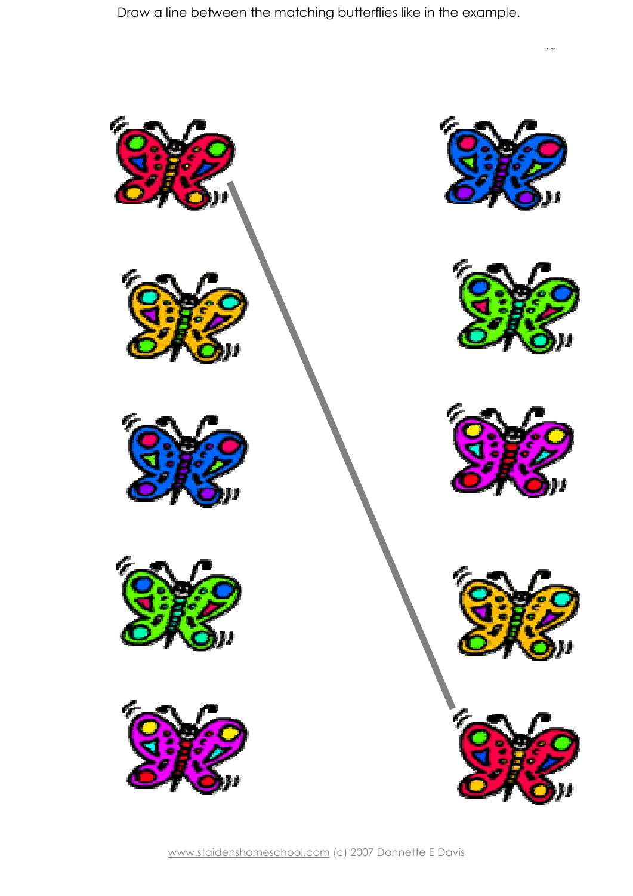Draw a line between the matching butterflies like in the example.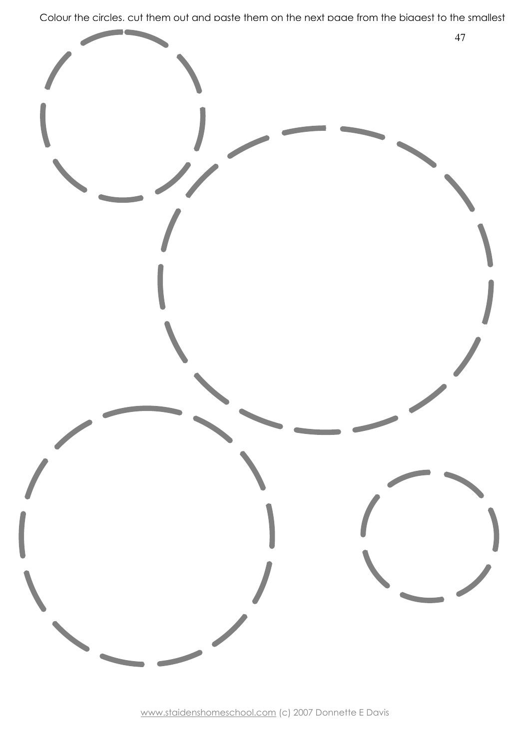Colour the circles, cut them out and paste them on the next page from the biggest to the smallest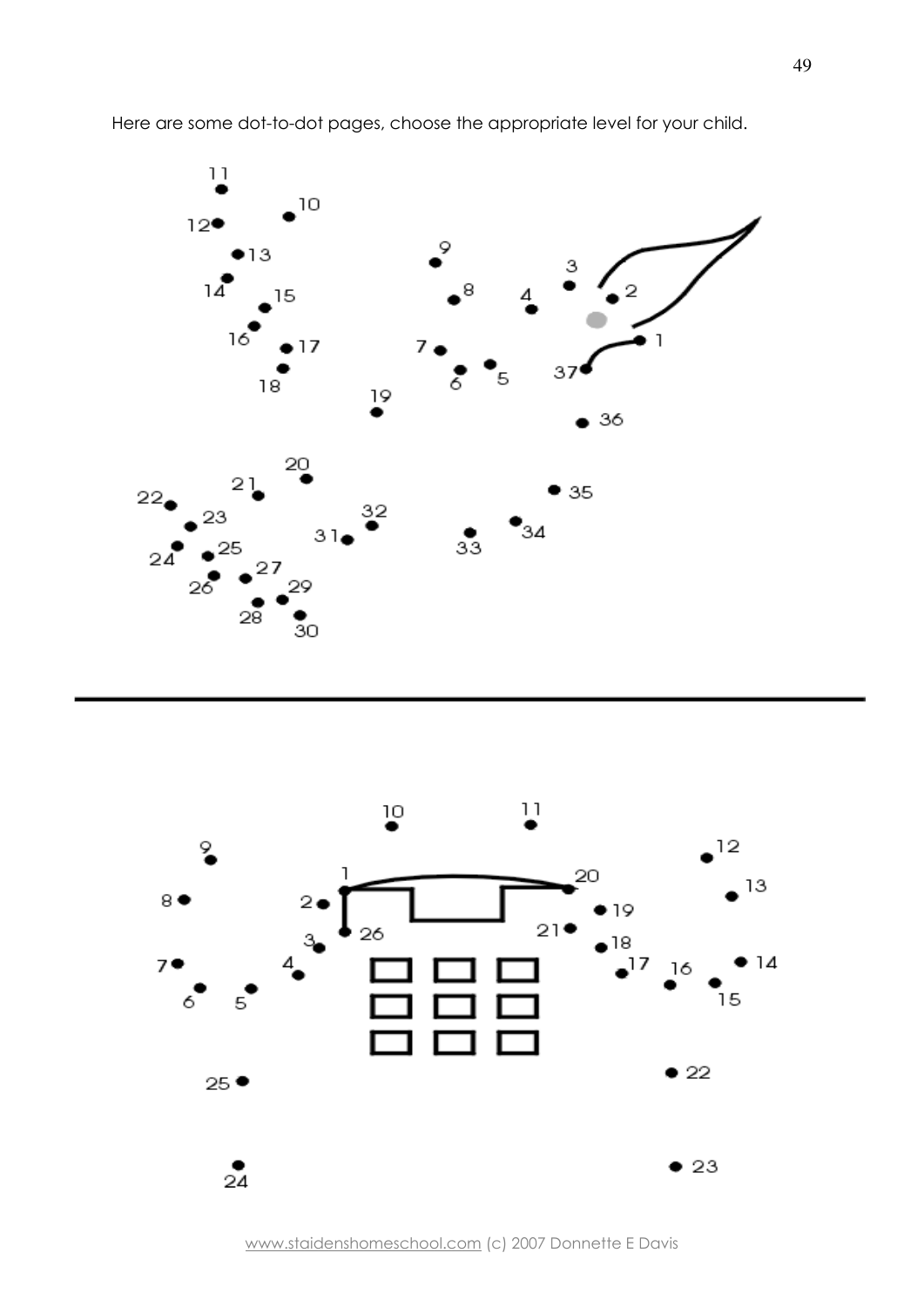Here are some dot-to-dot pages, choose the appropriate level for your child.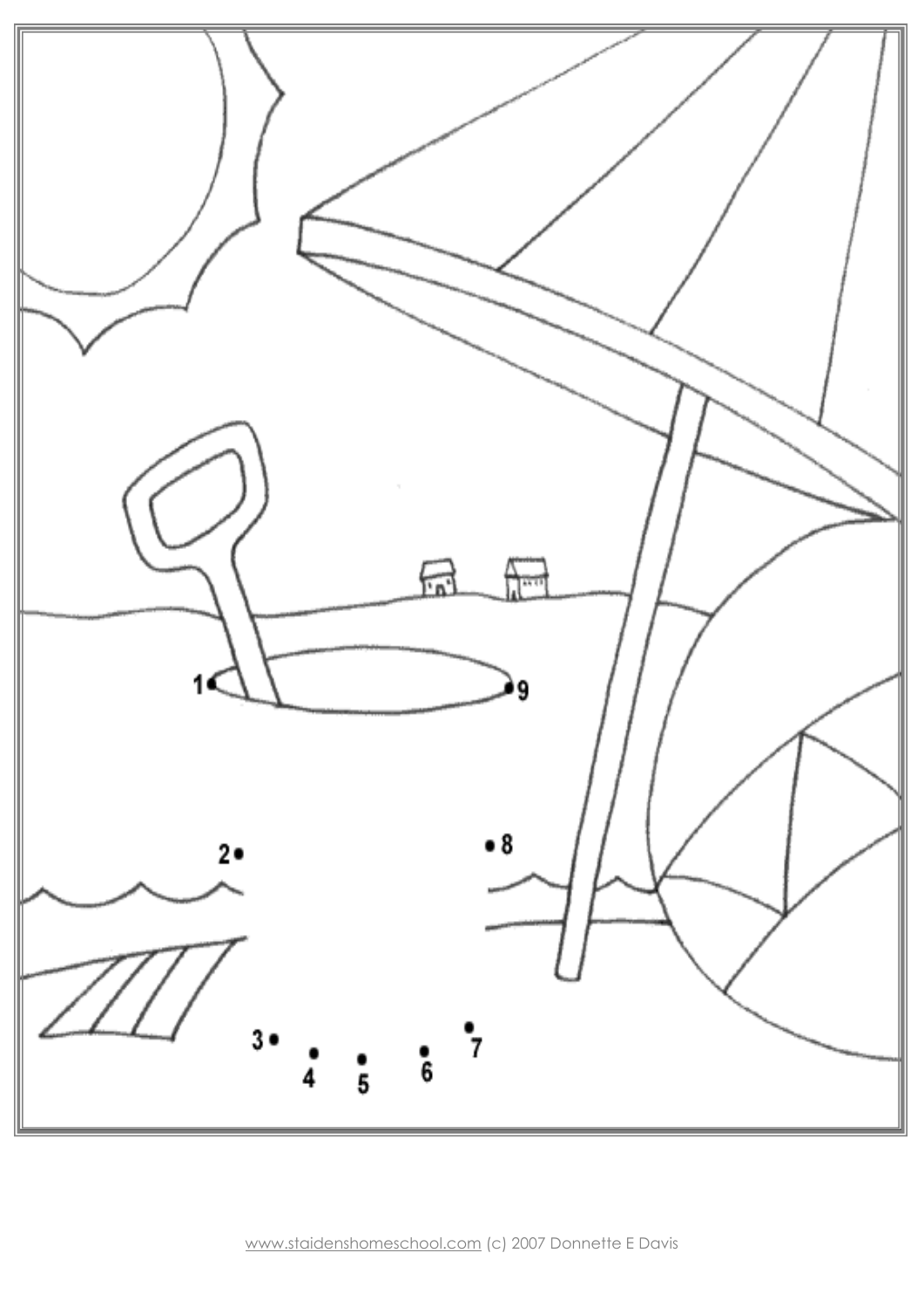1 2 3 4 5 6 7 8 9

www.staidenshomeschool.com (c) 2007 Donnette E Davis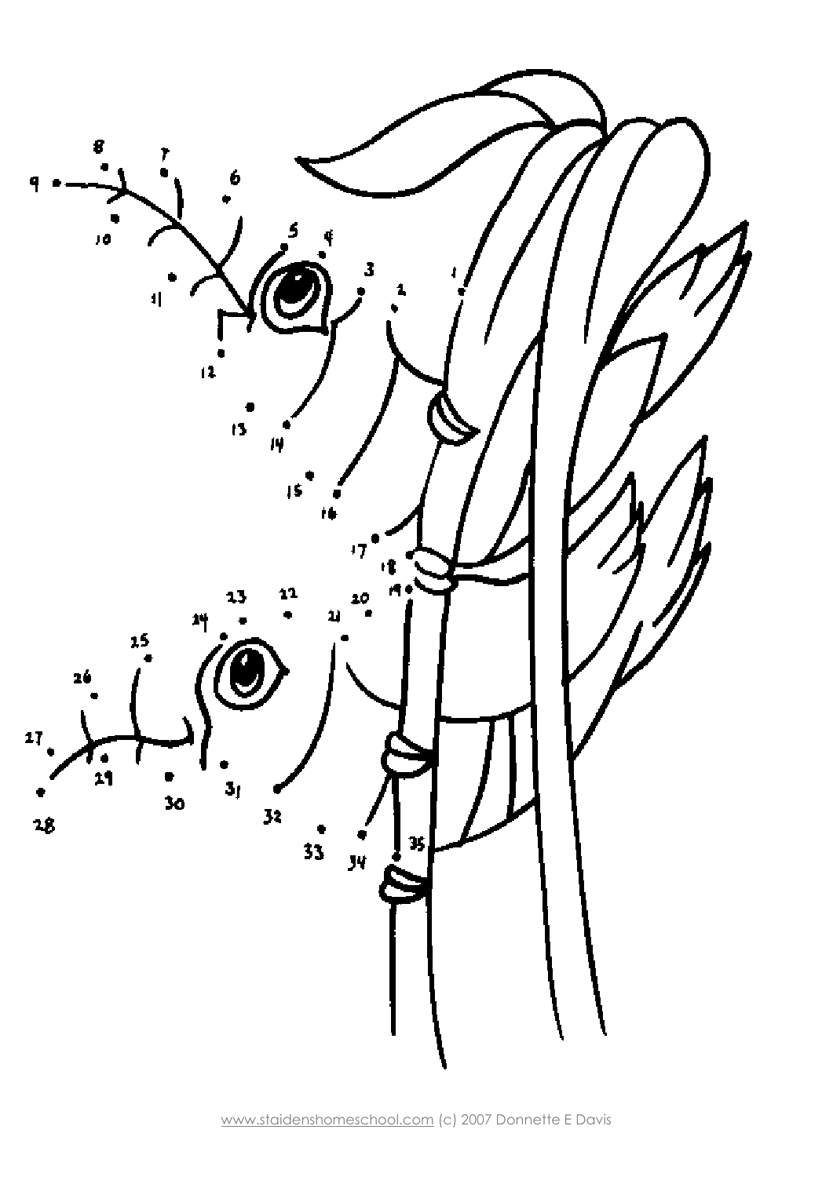www.staidenshomeschool.com (c) 2007 Donnette E Davis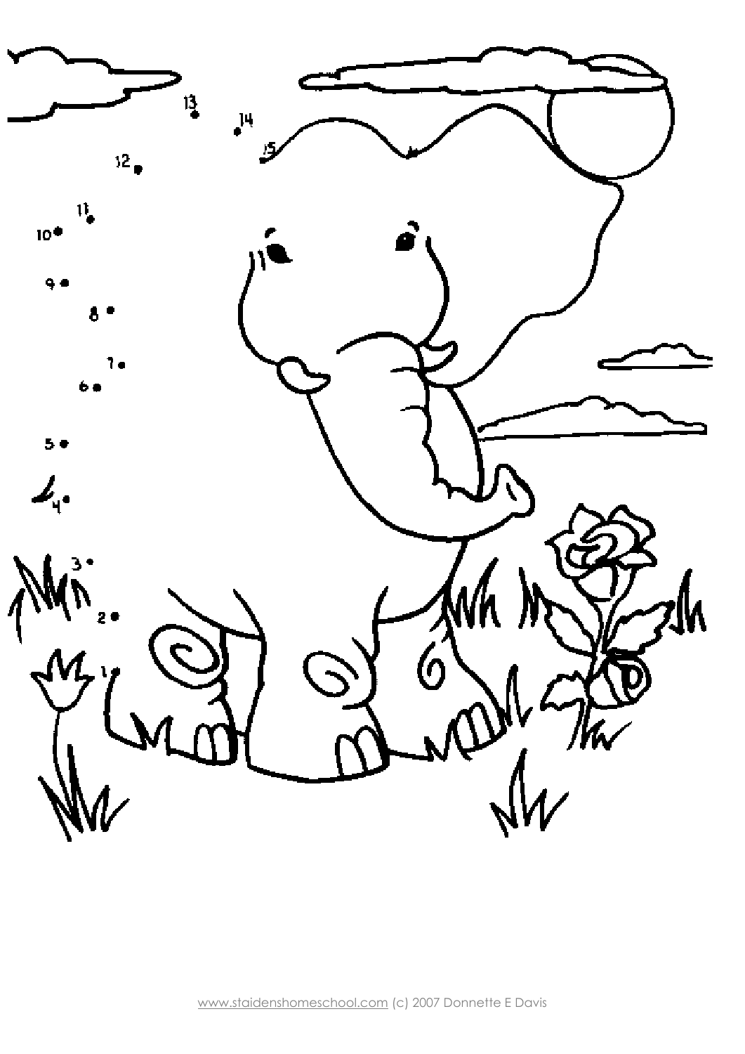www.staidenshomeschool.com (c) 2007 Donnette E Davis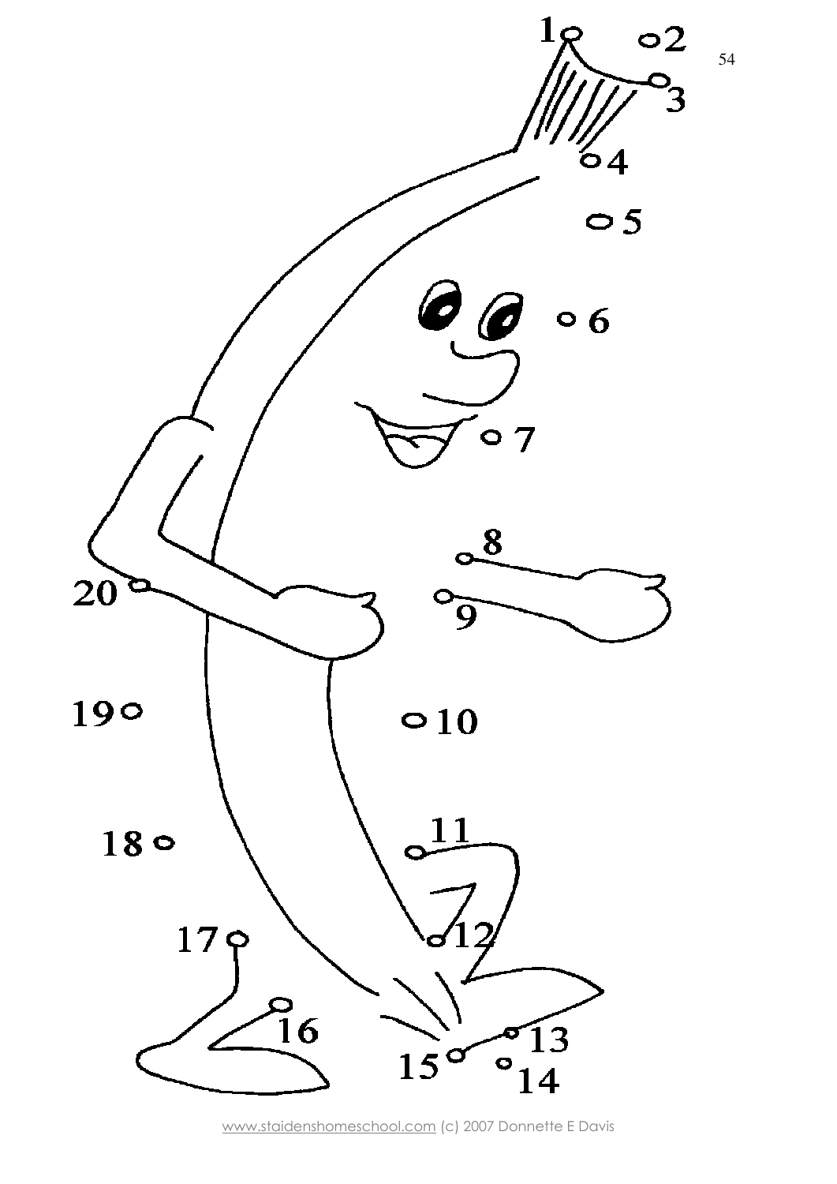1
2
3
4
5
6
7
8
9
10
11
12
13
14
15
16
17
18
19
20

www.staidenshomeschool.com (c) 2007 Donnette E Davis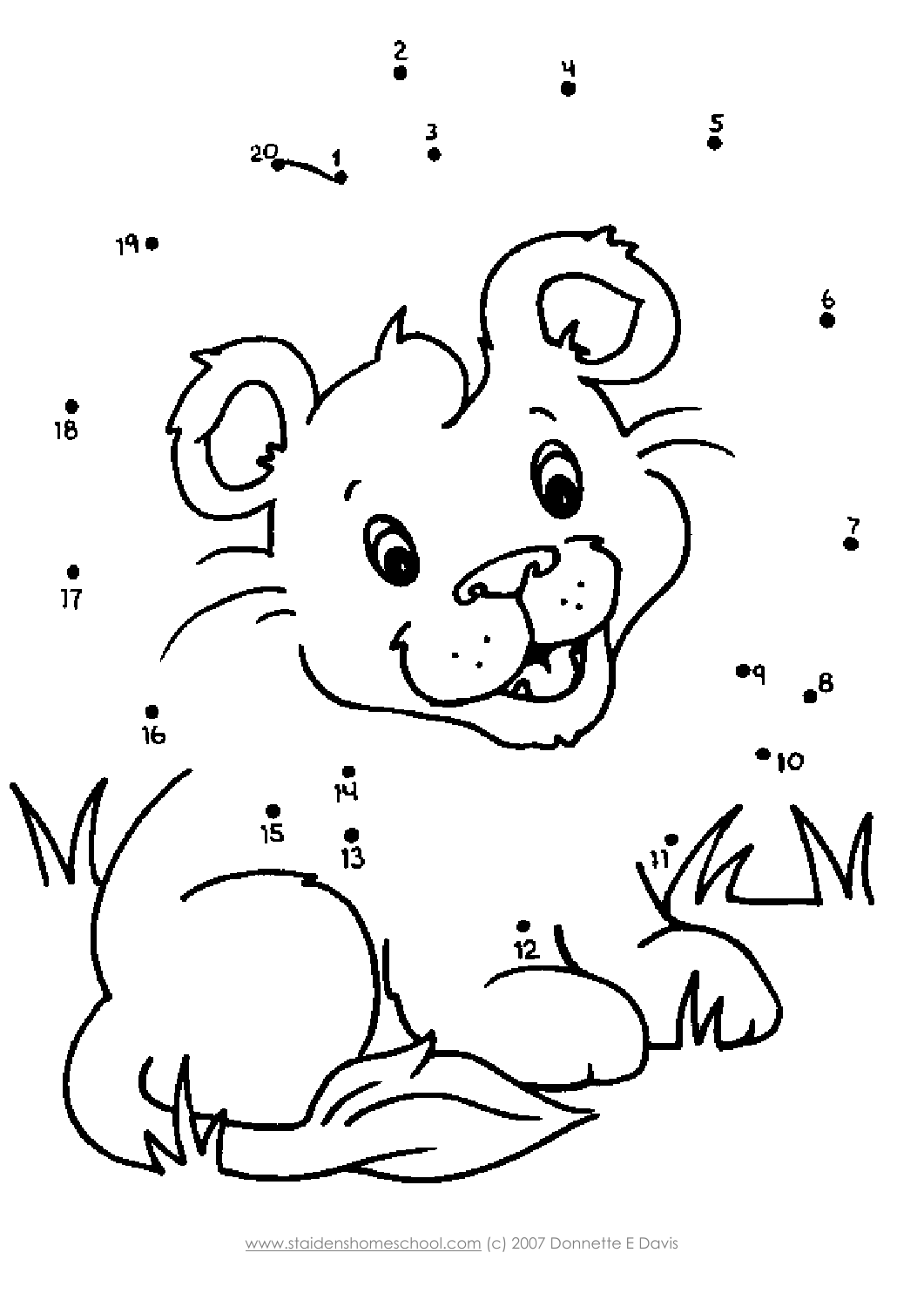www.staidenshomeschool.com (c) 2007 Donnette E Davis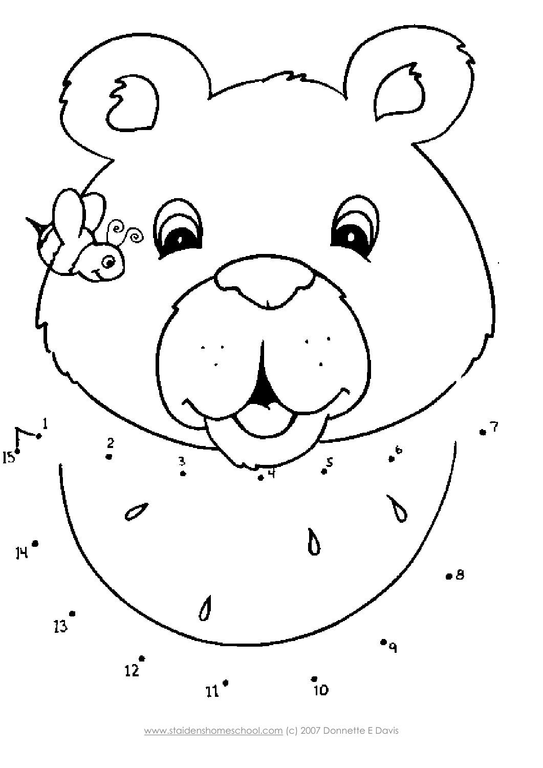www.staidenshomeschool.com (c) 2007 Donnette E Davis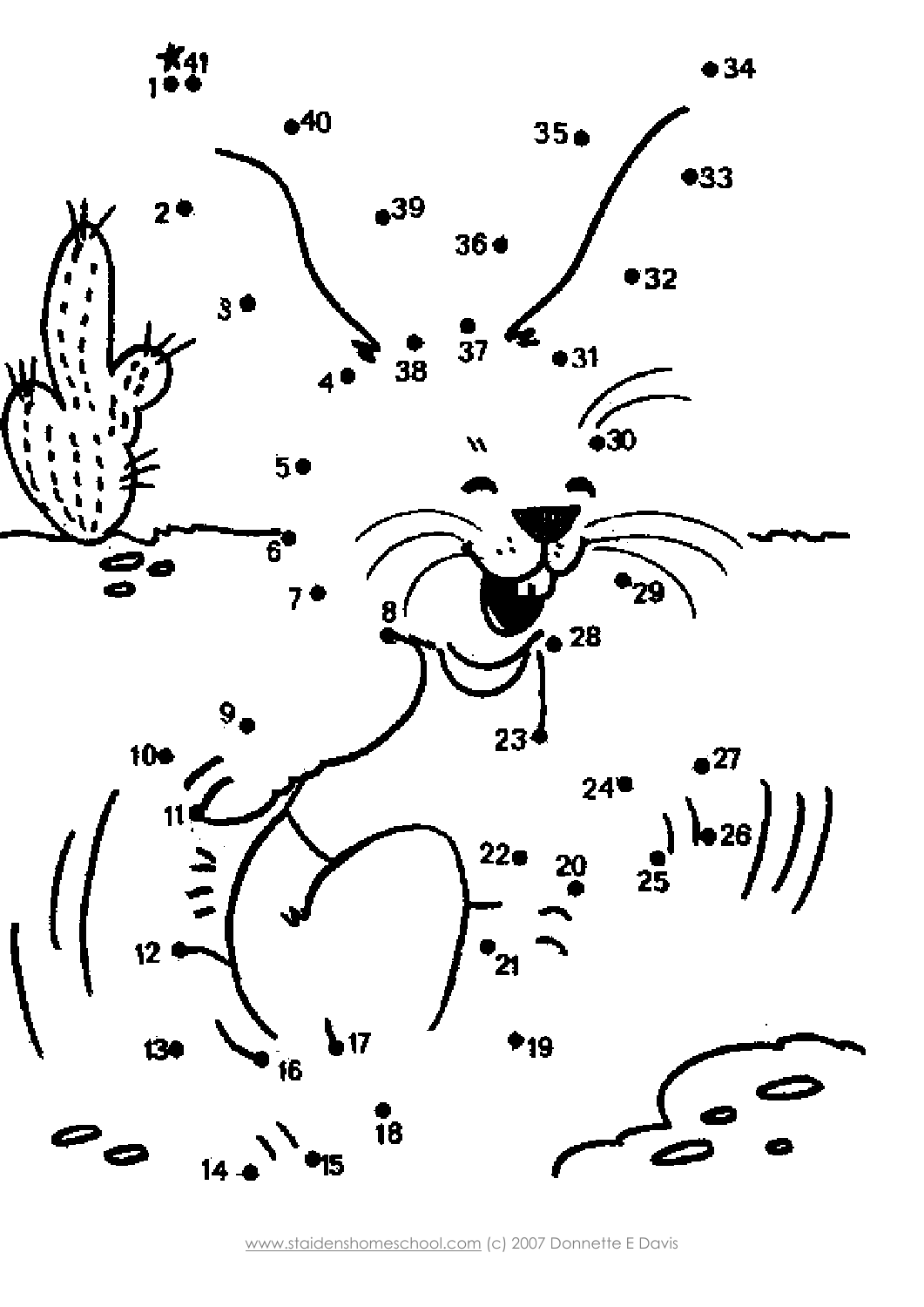www.staidenshomeschool.com (c) 2007 Donnette E Davis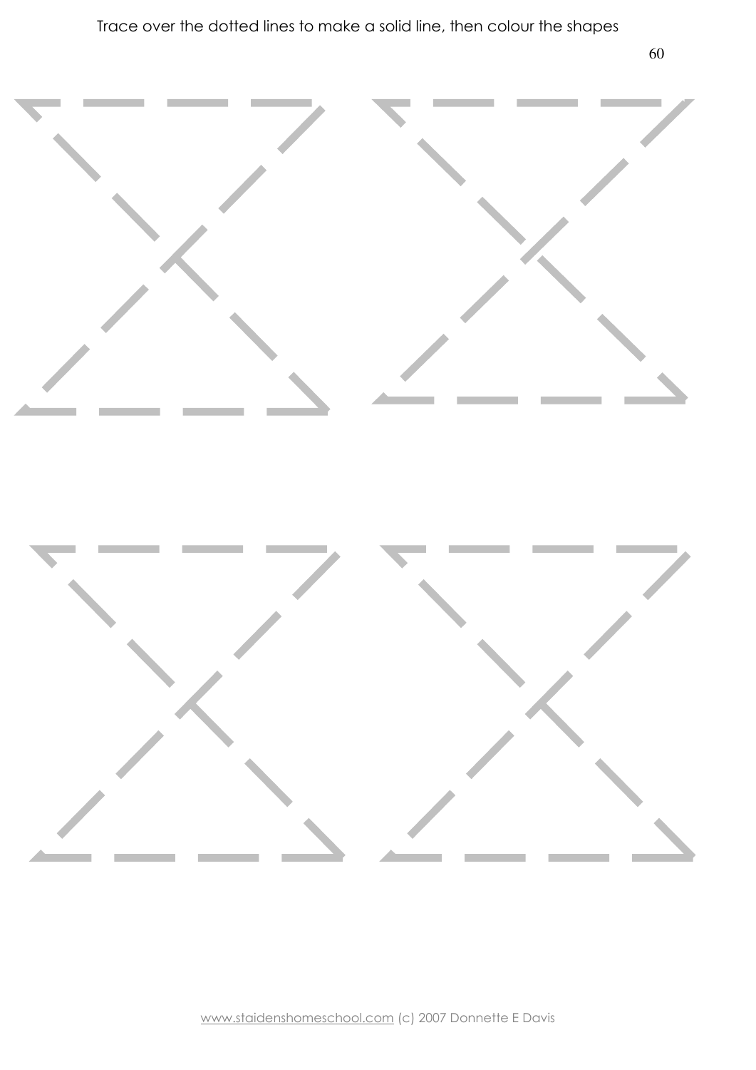Trace over the dotted lines to make a solid line, then colour the shapes

www.staidenshomeschool.com (c) 2007 Donnette E Davis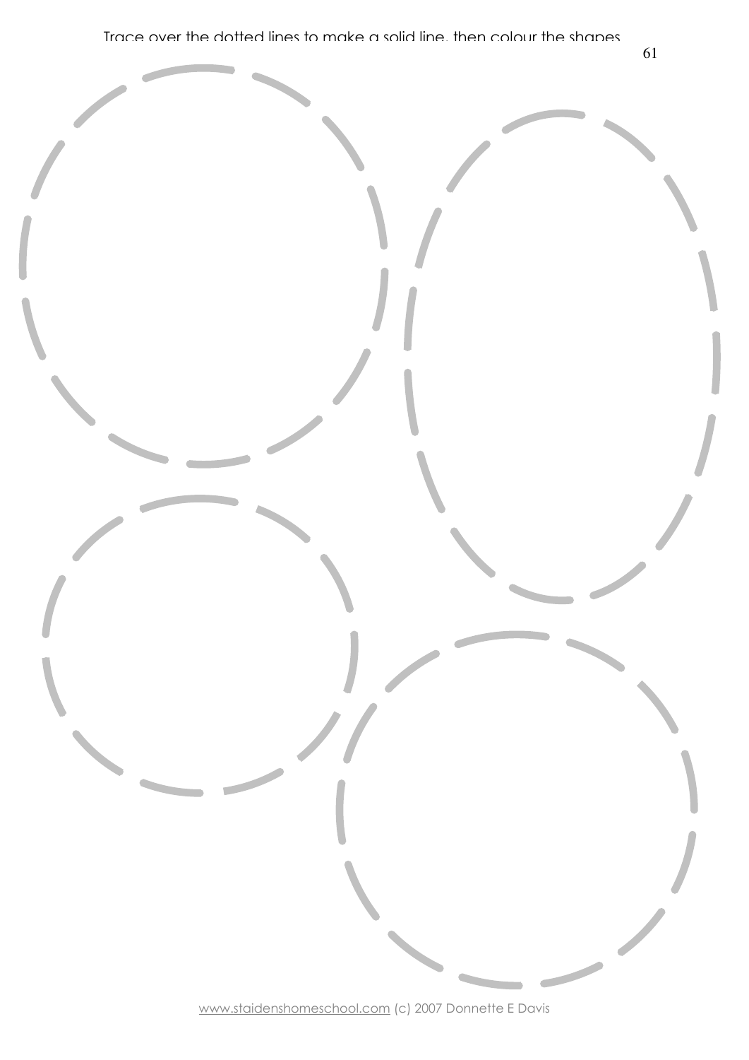Trace over the dotted lines to make a solid line, then colour the shapes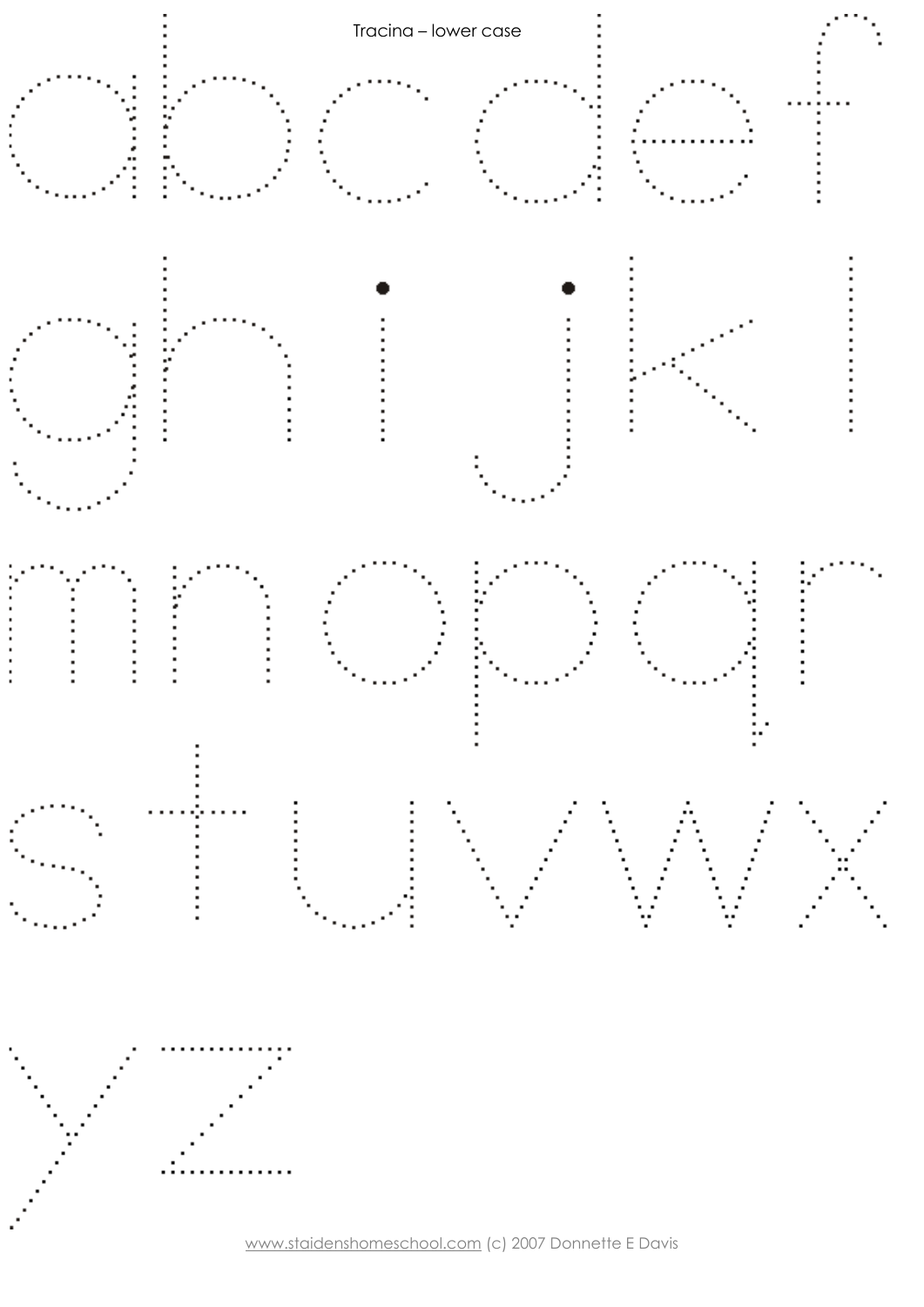Tracina – lower case

a b c d e f

g h i j k l

m n o p q r

s t u v w x

y z

www.staidenshomeschool.com (c) 2007 Donnette E Davis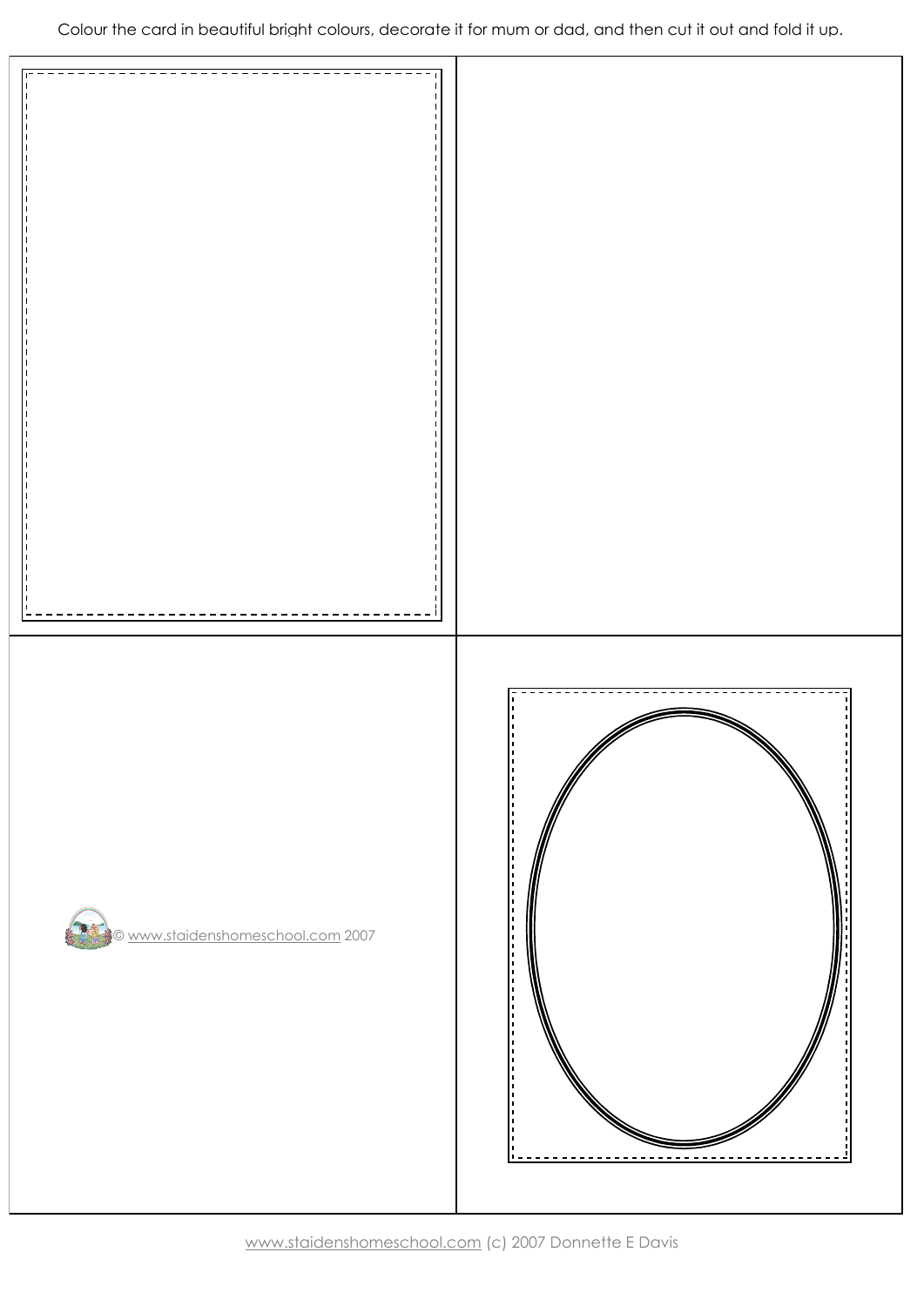Colour the card in beautiful bright colours, decorate it for mum or dad, and then cut it out and fold it up.

© www.staidenshomeschool.com 2007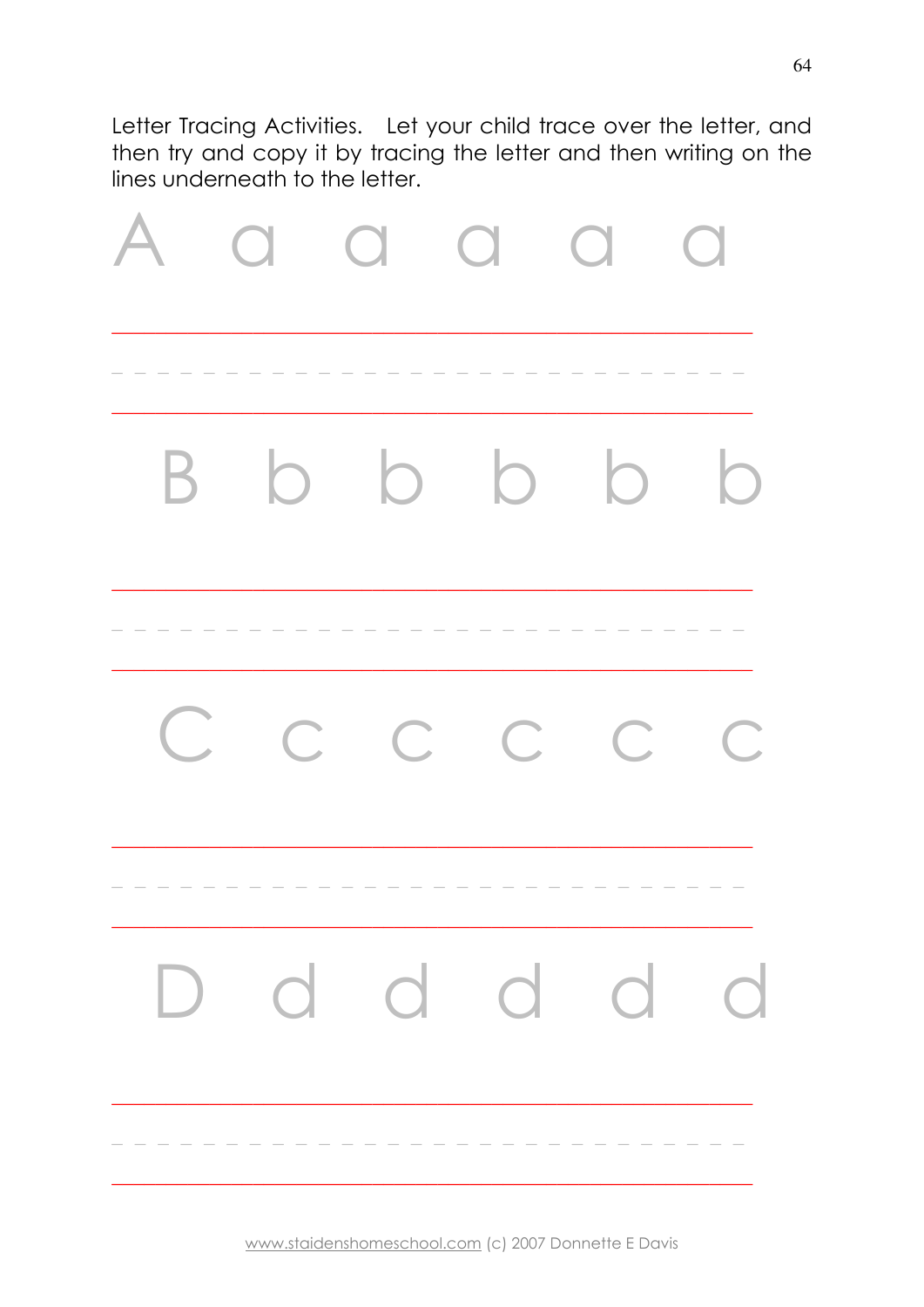Letter Tracing Activities. Let your child trace over the letter, and then try and copy it by tracing the letter and then writing on the lines underneath to the letter.

A a a a a a

B b b b b b

C c c c c c

D d d d d d

www.staidenshomeschool.com (c) 2007 Donnette E Davis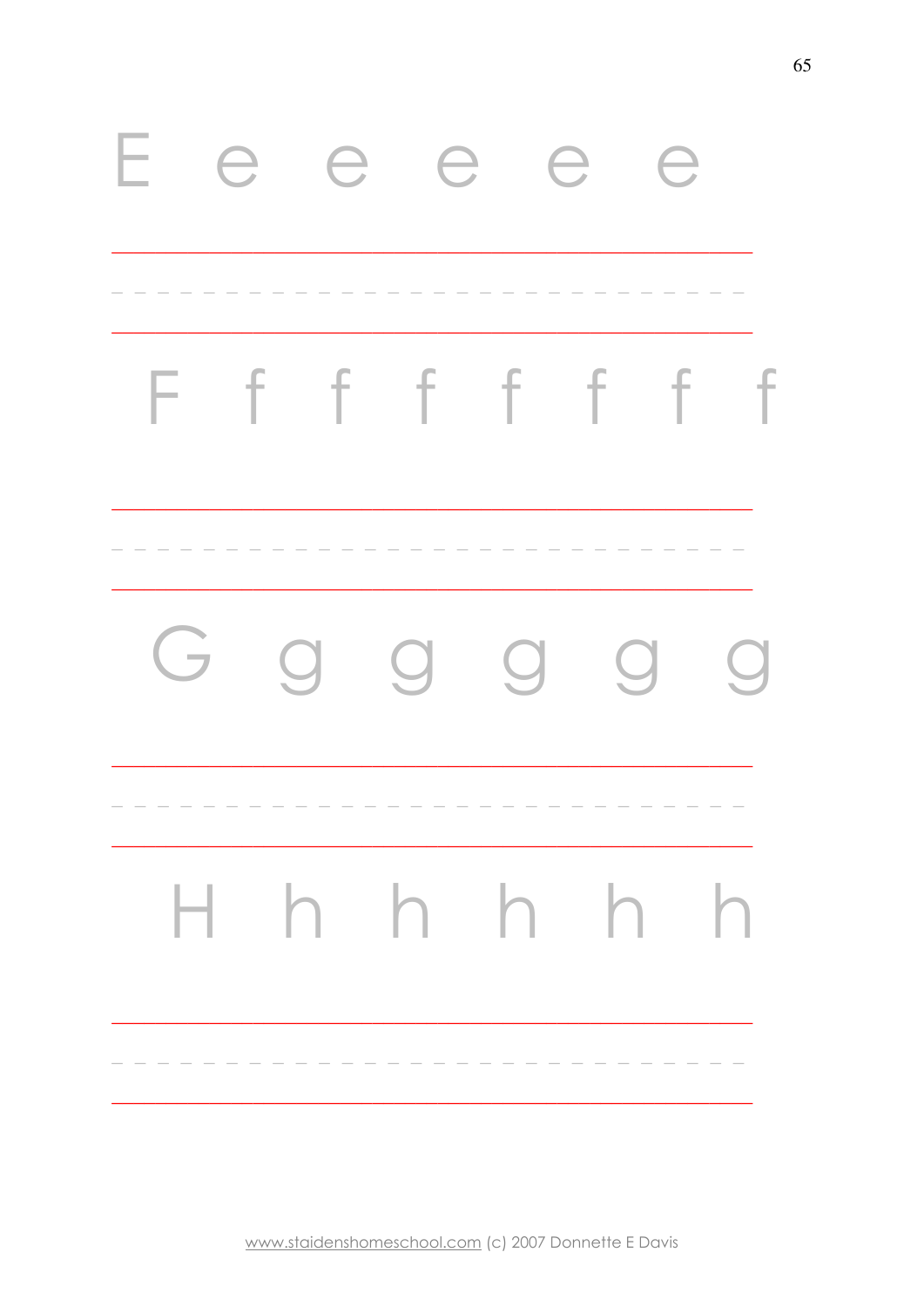E e e e e e

F f f f f f f f

G g g g g g

H h h h h h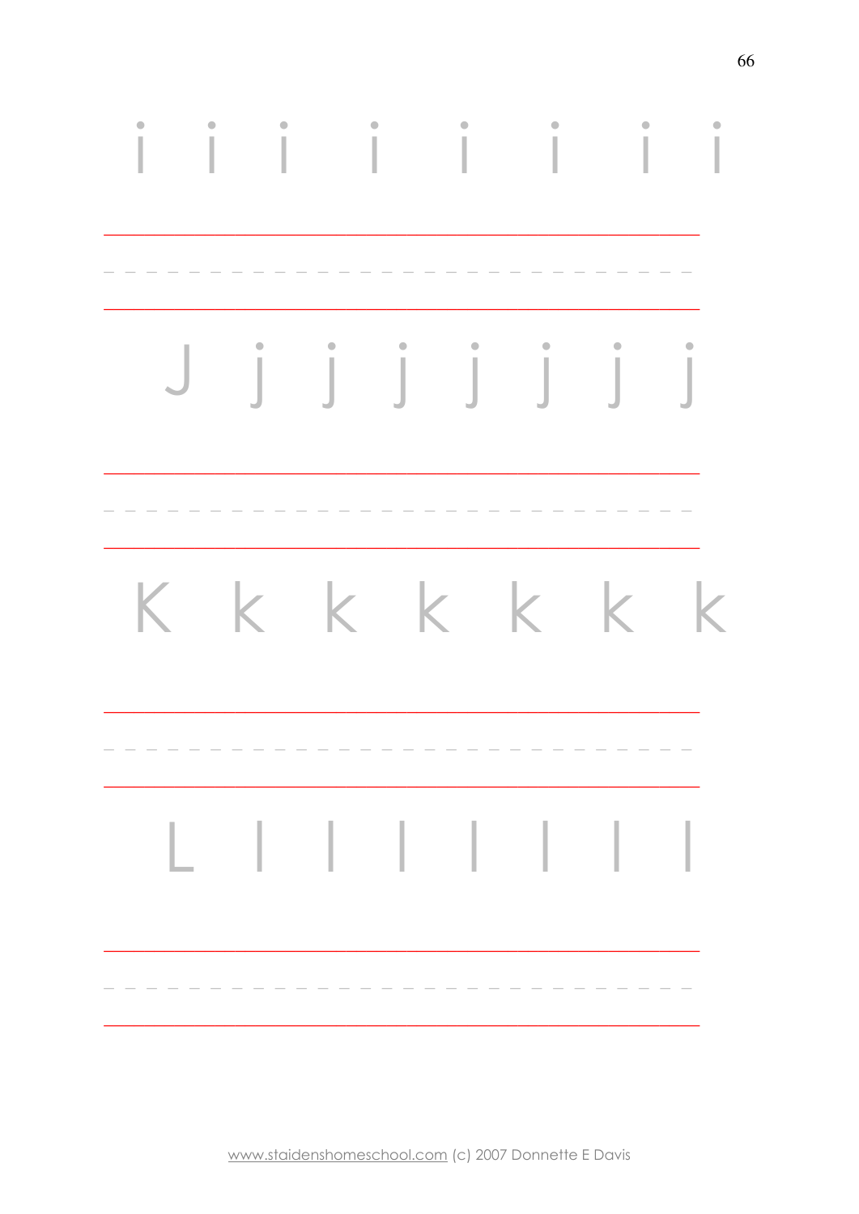i i i i i i i i

J j j j j j j j

K k k k k k k

L l l l l l l l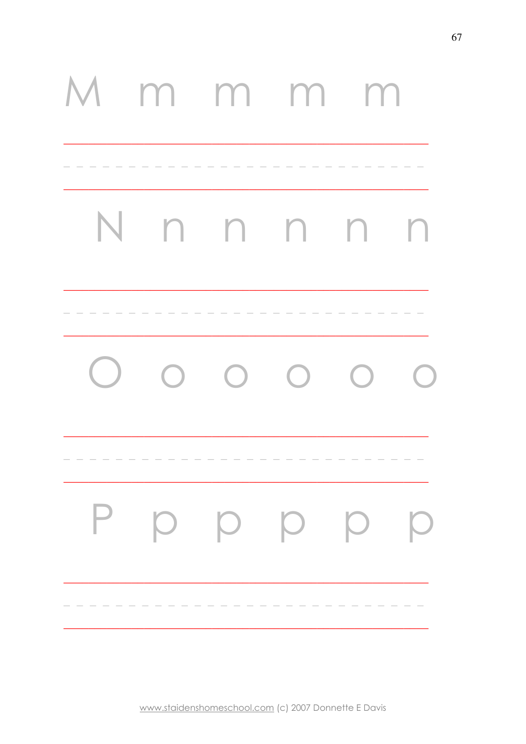M m m m m

N n n n n n

O o o o o o

P p p p p p

www.staidenshomeschool.com (c) 2007 Donnette E Davis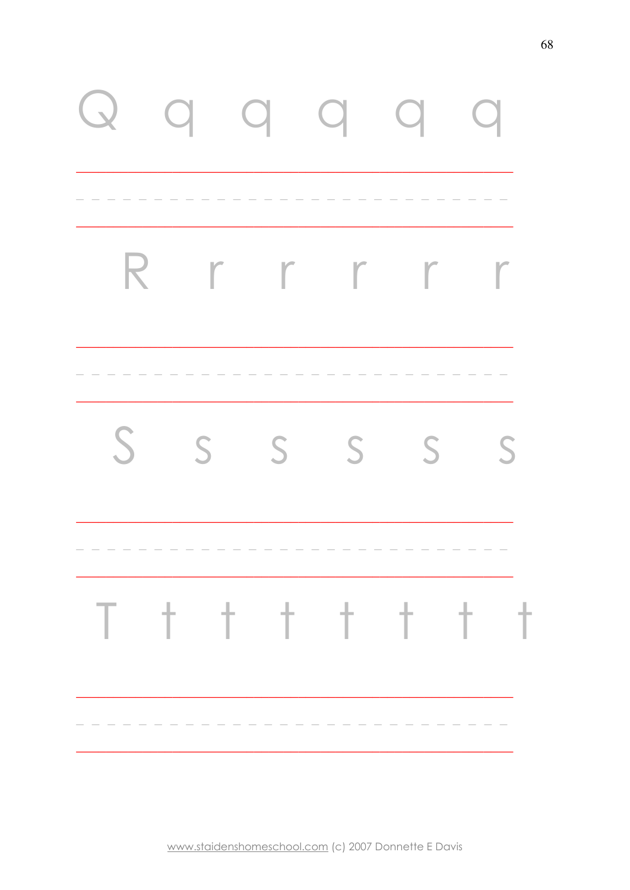Q q q q q q

R r r r r r

S s s s s s

T t t t t t t t

www.staidenshomeschool.com (c) 2007 Donnette E Davis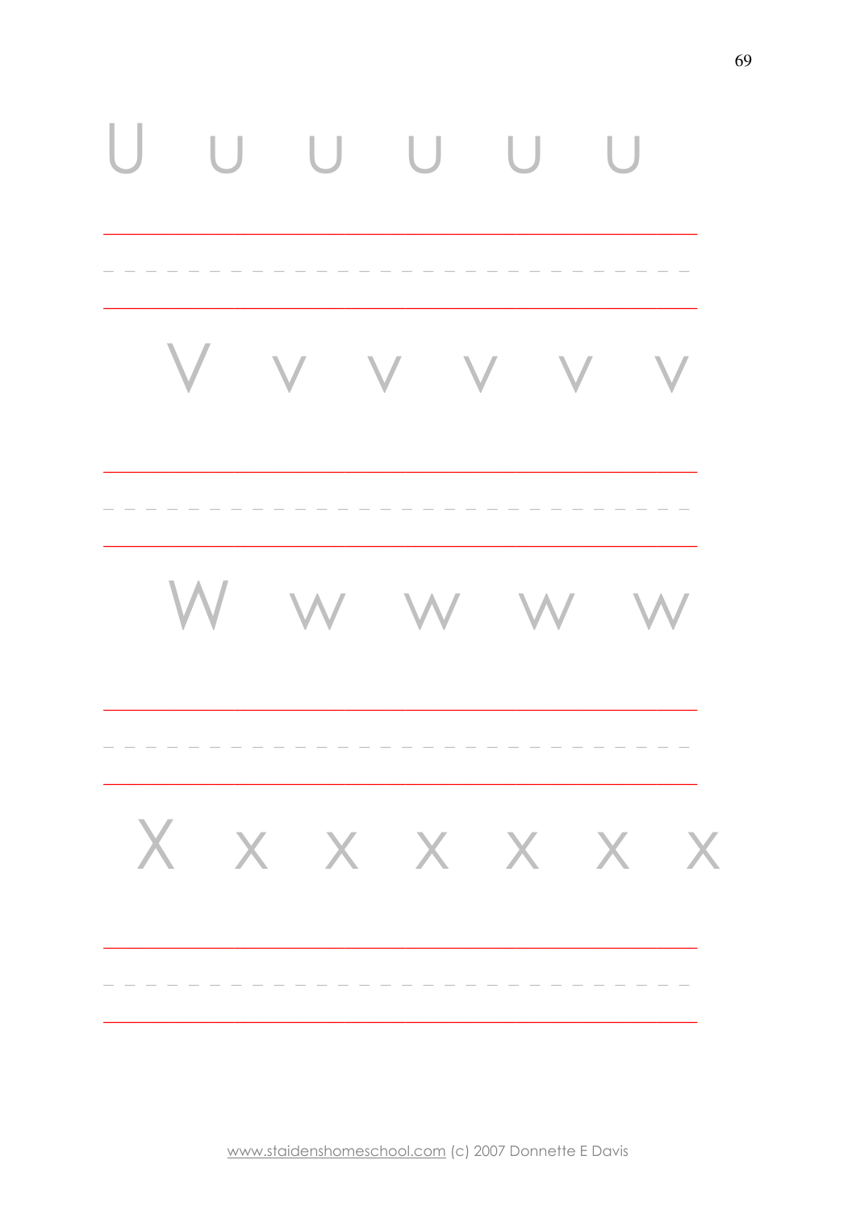U u u u u u

V v v v v v

W w w w w

X x x x x x x

www.staidenshomeschool.com (c) 2007 Donnette E Davis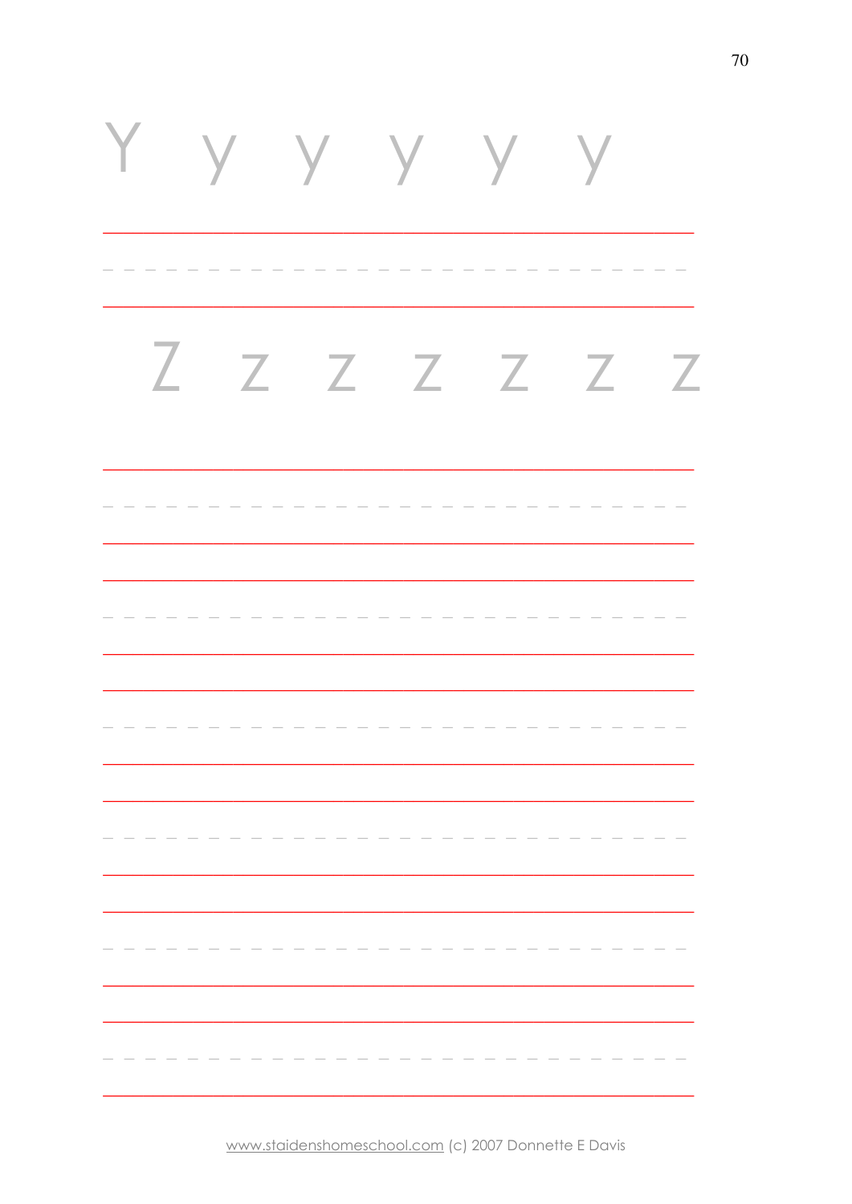Y y y y y y

Z z z z z z z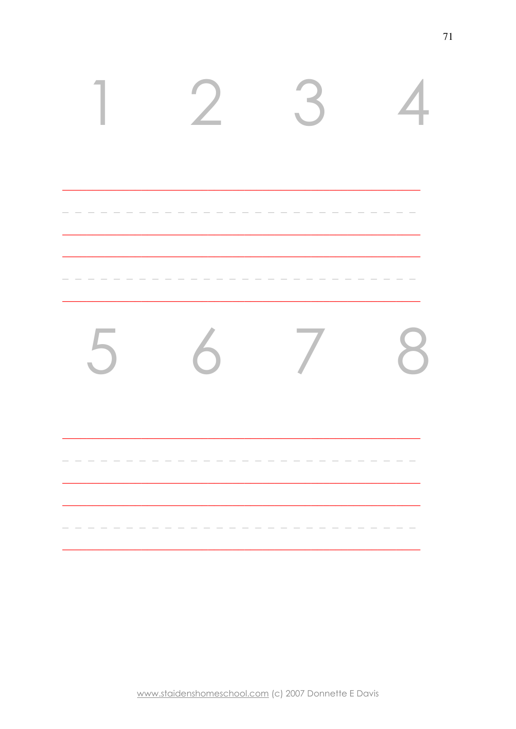1 2 3 4

5 6 7 8

www.staidenshomeschool.com (c) 2007 Donnette E Davis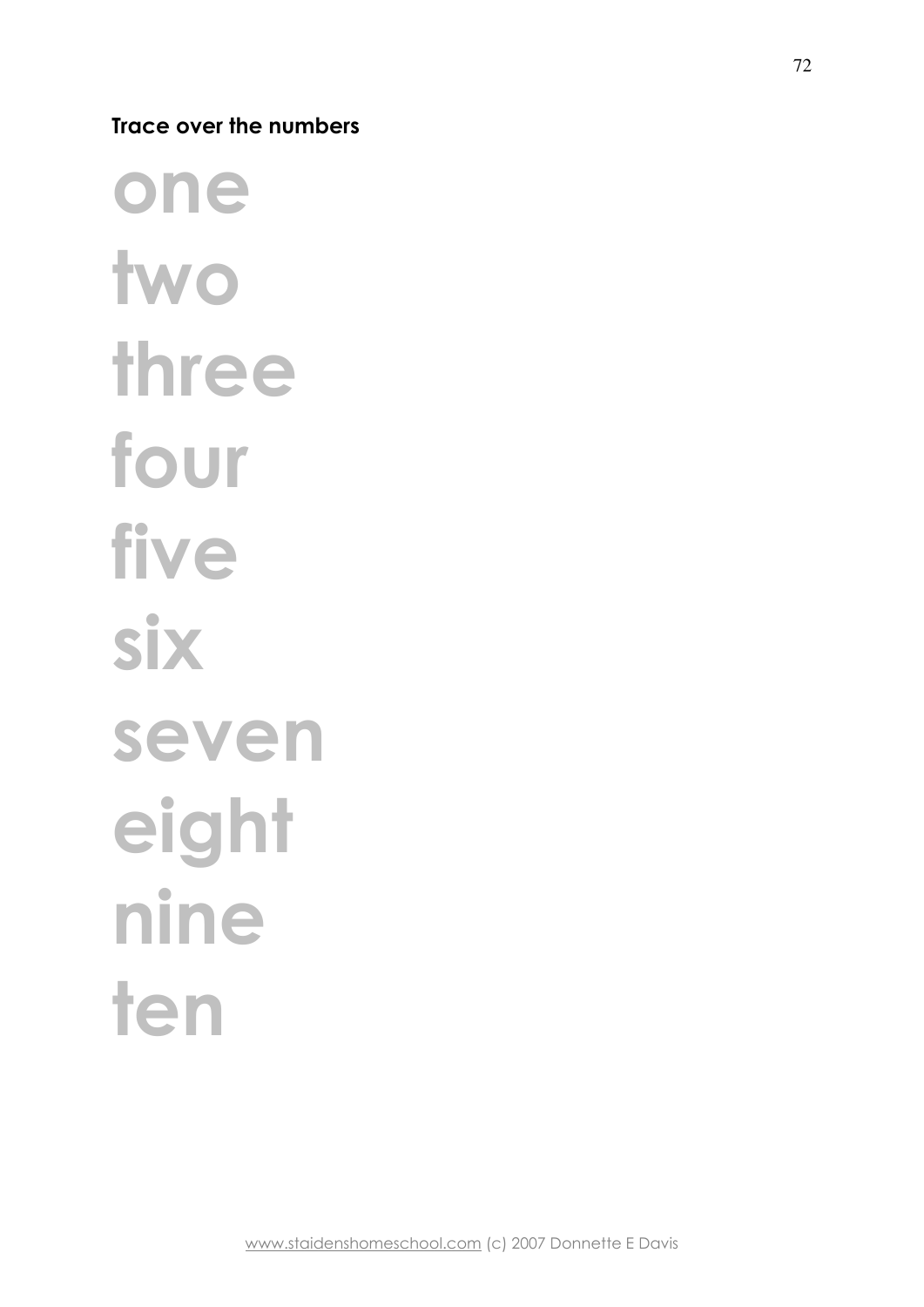**Trace over the numbers**

one

two

three

four

five

six

seven

eight

nine

ten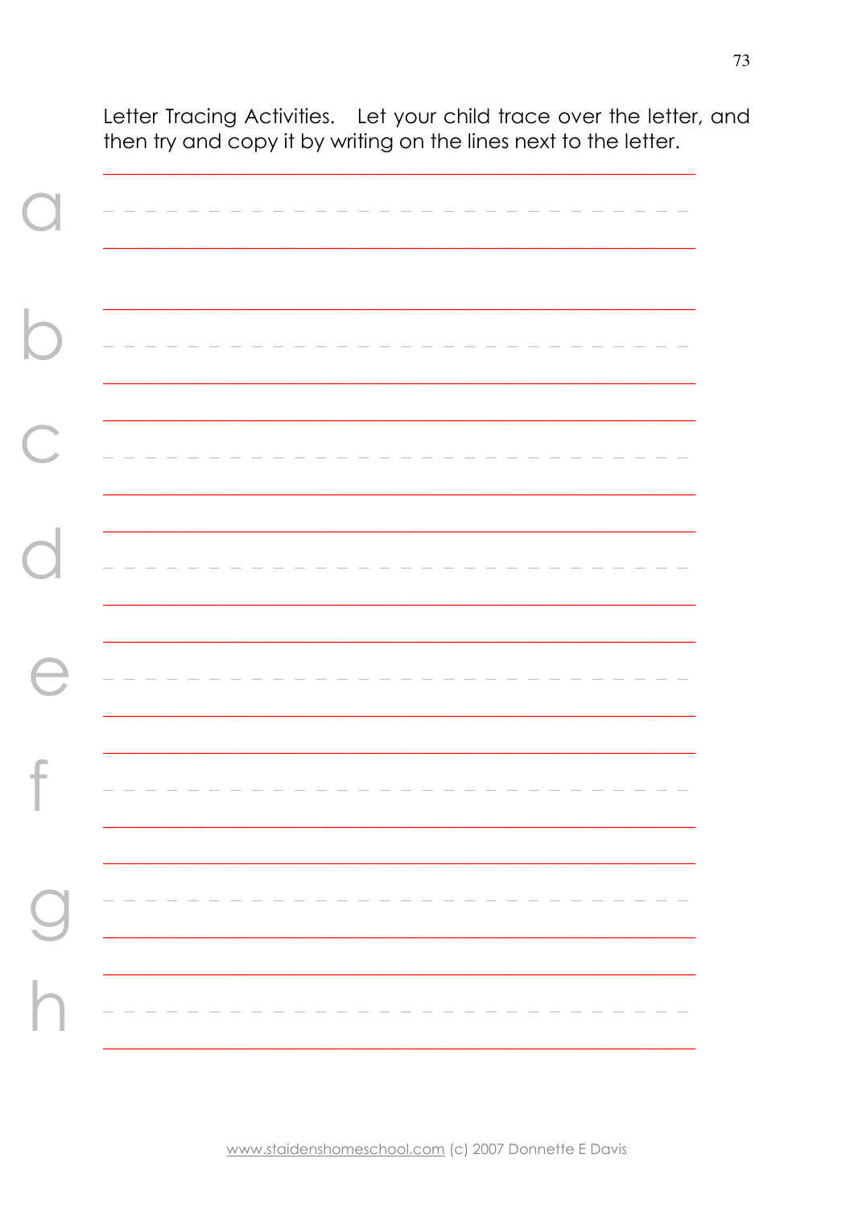Letter Tracing Activities. Let your child trace over the letter, and then try and copy it by writing on the lines next to the letter.

a

b

c

d

e

f

g

h

www.staidenshomeschool.com (c) 2007 Donnette E Davis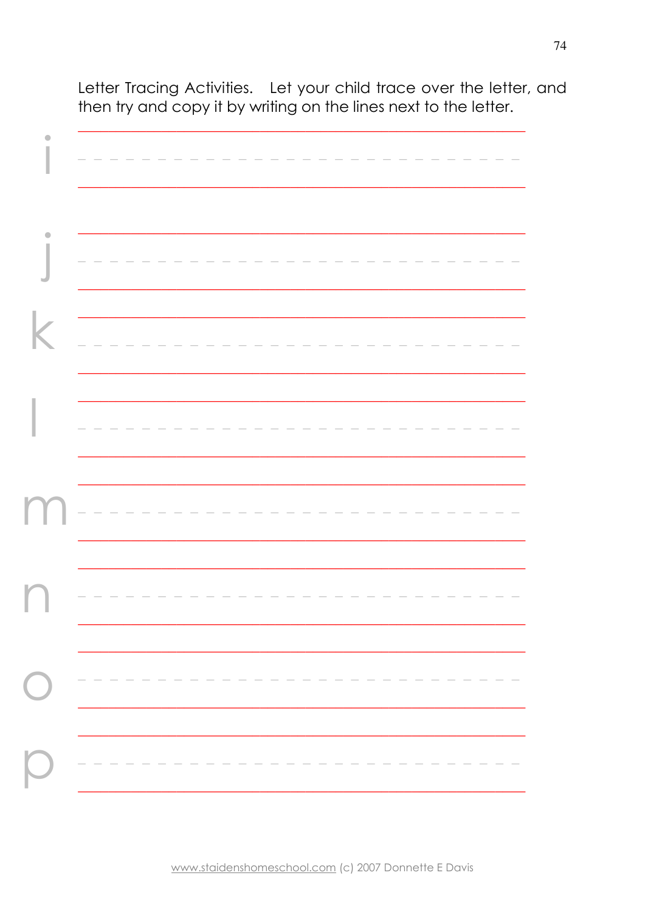Letter Tracing Activities. Let your child trace over the letter, and then try and copy it by writing on the lines next to the letter.

i

j

k

l

m

n

o

p

www.staidenshomeschool.com (c) 2007 Donnette E Davis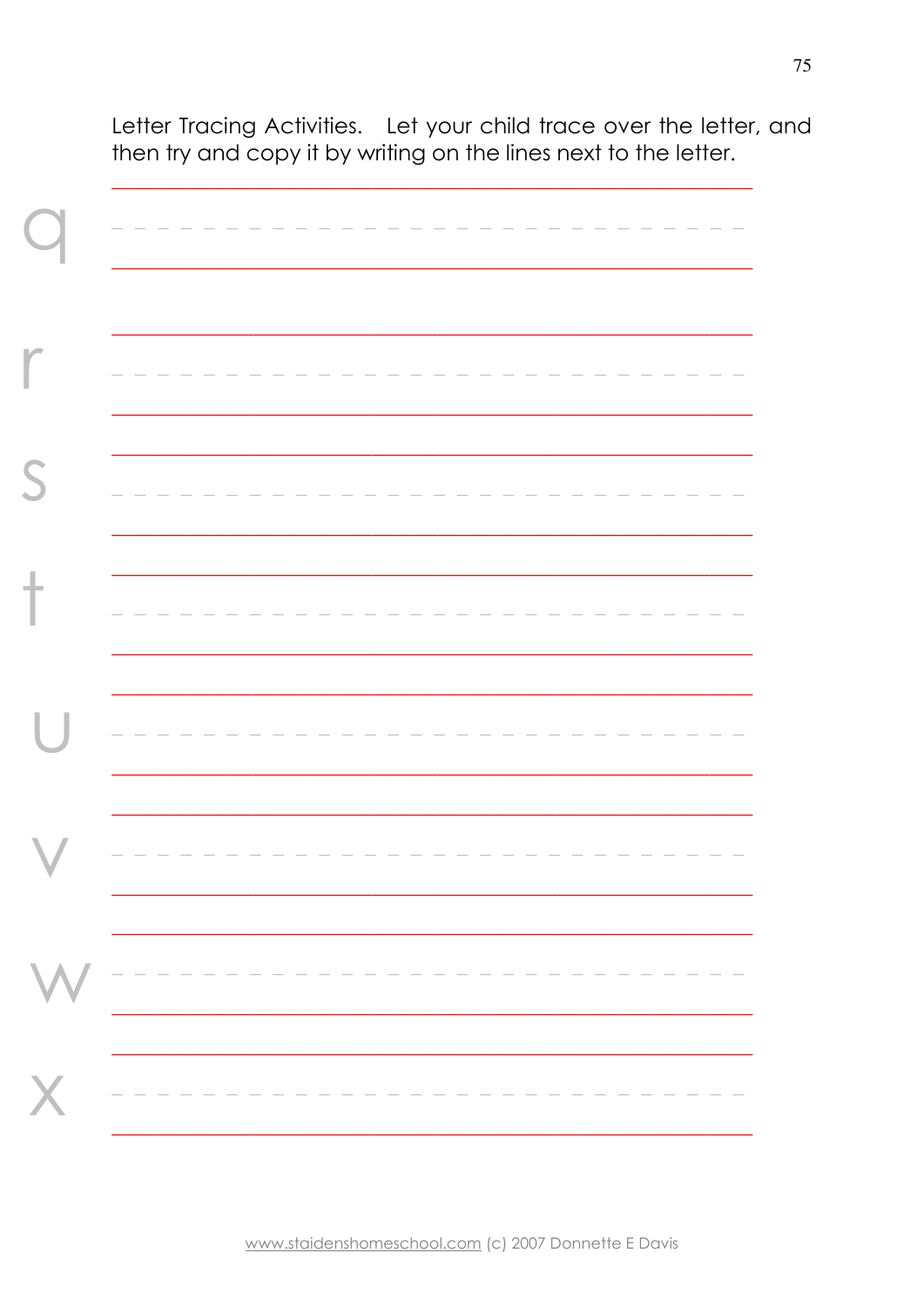Letter Tracing Activities. Let your child trace over the letter, and then try and copy it by writing on the lines next to the letter.

q

r

s

t

u

v

w

x

www.staidenshomeschool.com (c) 2007 Donnette E Davis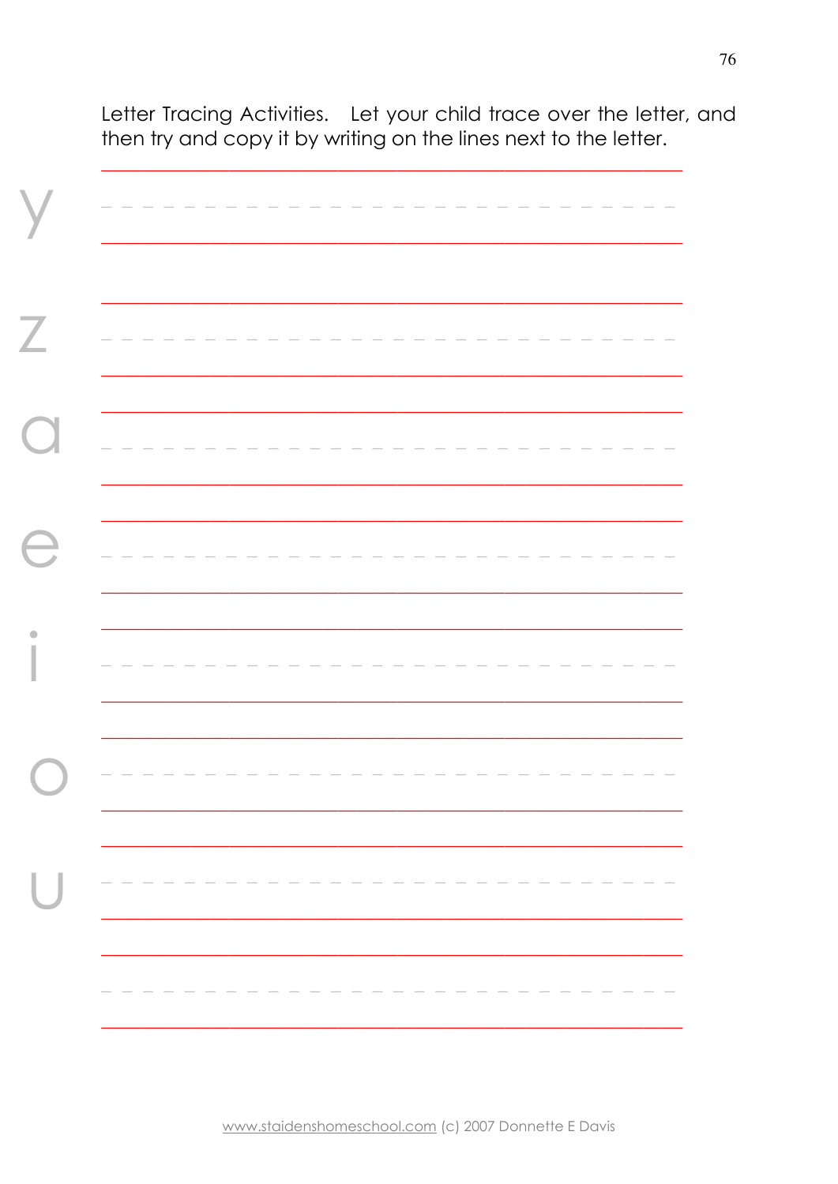Letter Tracing Activities. Let your child trace over the letter, and then try and copy it by writing on the lines next to the letter.

y

z

a

e

i

o

u

www.staidenshomeschool.com (c) 2007 Donnette E Davis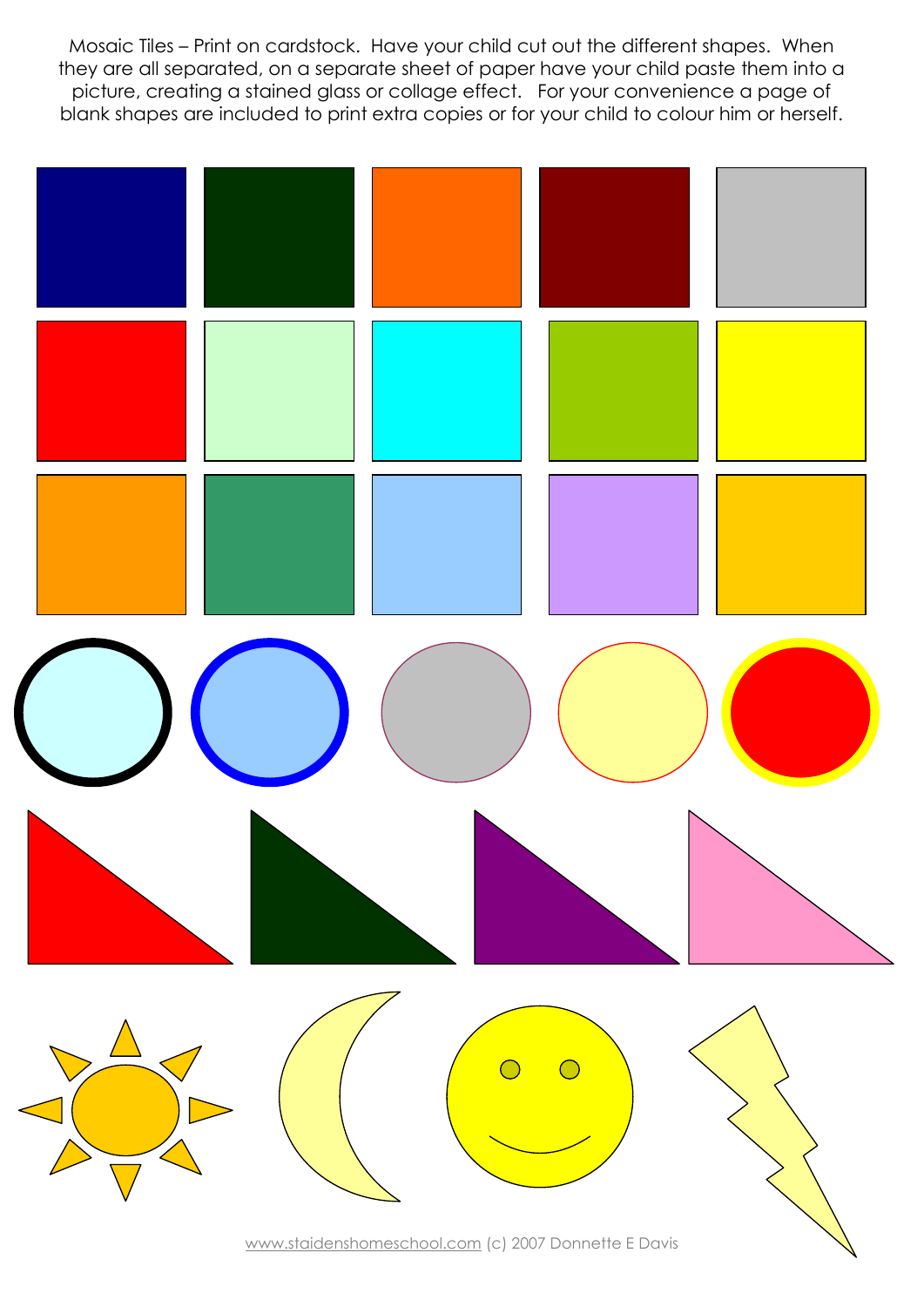Mosaic Tiles – Print on cardstock. Have your child cut out the different shapes. When they are all separated, on a separate sheet of paper have your child paste them into a picture, creating a stained glass or collage effect. For your convenience a page of blank shapes are included to print extra copies or for your child to colour him or herself.

www.staidenshomeschool.com (c) 2007 Donnette E Davis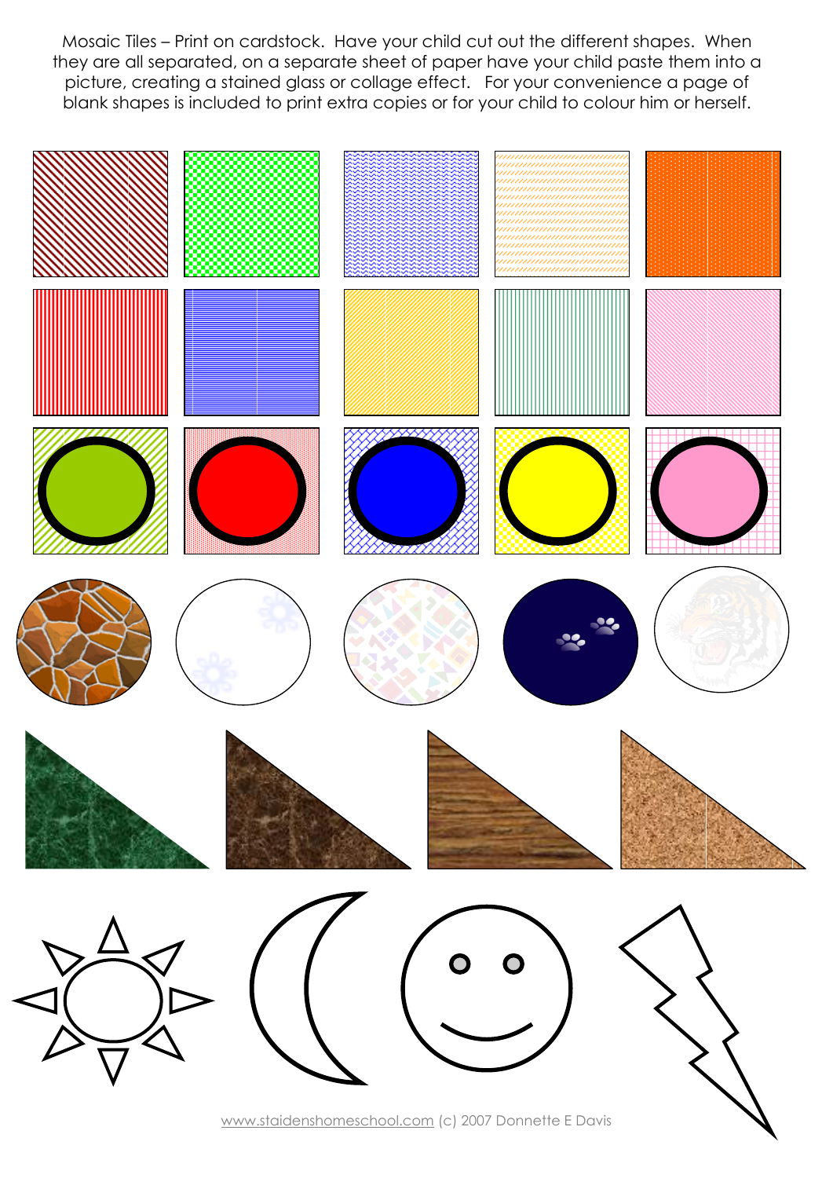Mosaic Tiles – Print on cardstock. Have your child cut out the different shapes. When they are all separated, on a separate sheet of paper have your child paste them into a picture, creating a stained glass or collage effect. For your convenience a page of blank shapes is included to print extra copies or for your child to colour him or herself.

www.staidenshomeschool.com (c) 2007 Donnette E Davis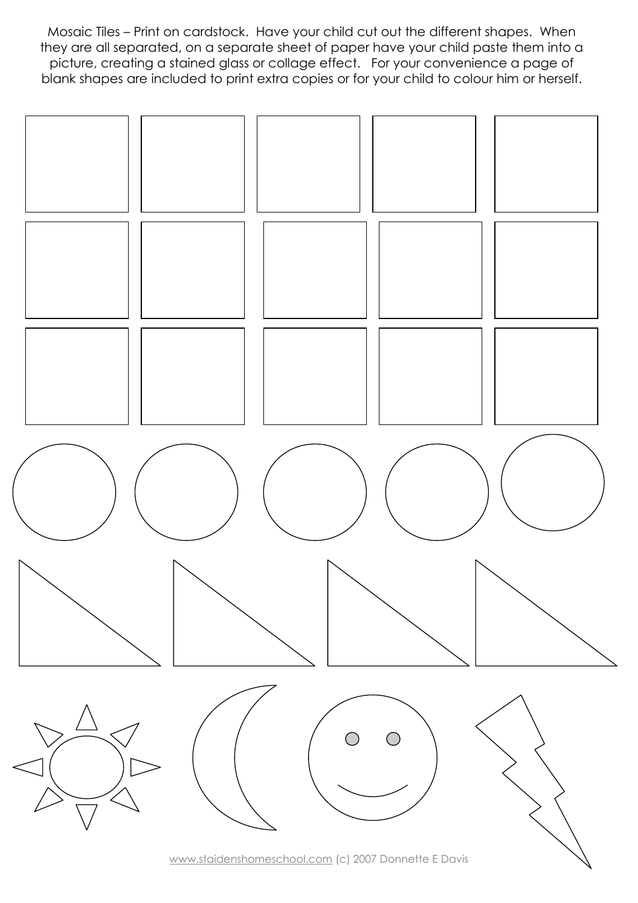Mosaic Tiles – Print on cardstock. Have your child cut out the different shapes. When they are all separated, on a separate sheet of paper have your child paste them into a picture, creating a stained glass or collage effect. For your convenience a page of blank shapes are included to print extra copies or for your child to colour him or herself.

www.staidenshomeschool.com (c) 2007 Donnette E Davis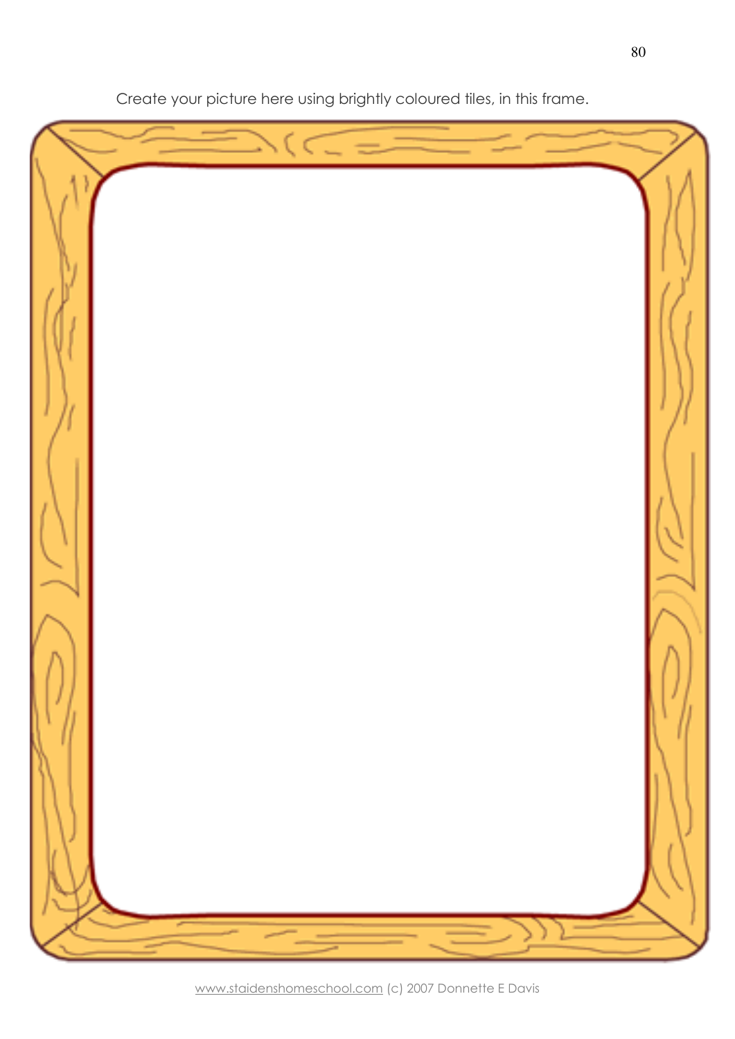Create your picture here using brightly coloured tiles, in this frame.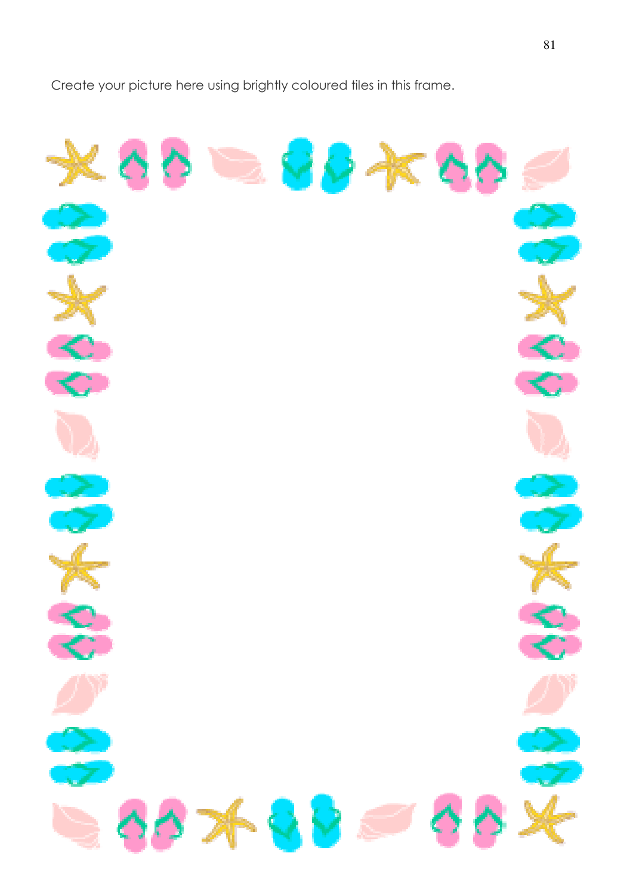Create your picture here using brightly coloured tiles in this frame.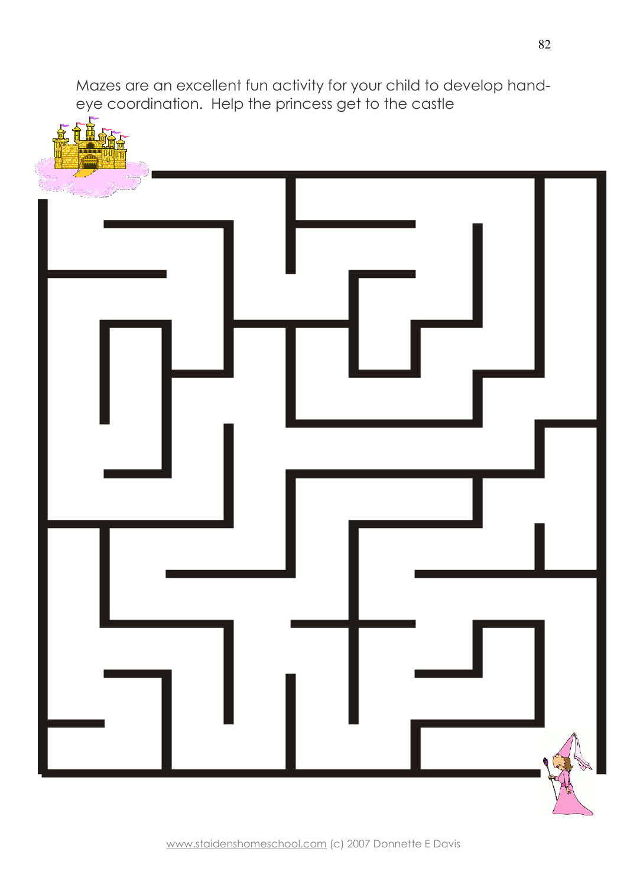Mazes are an excellent fun activity for your child to develop hand-eye coordination. Help the princess get to the castle

www.staidenshomeschool.com (c) 2007 Donnette E Davis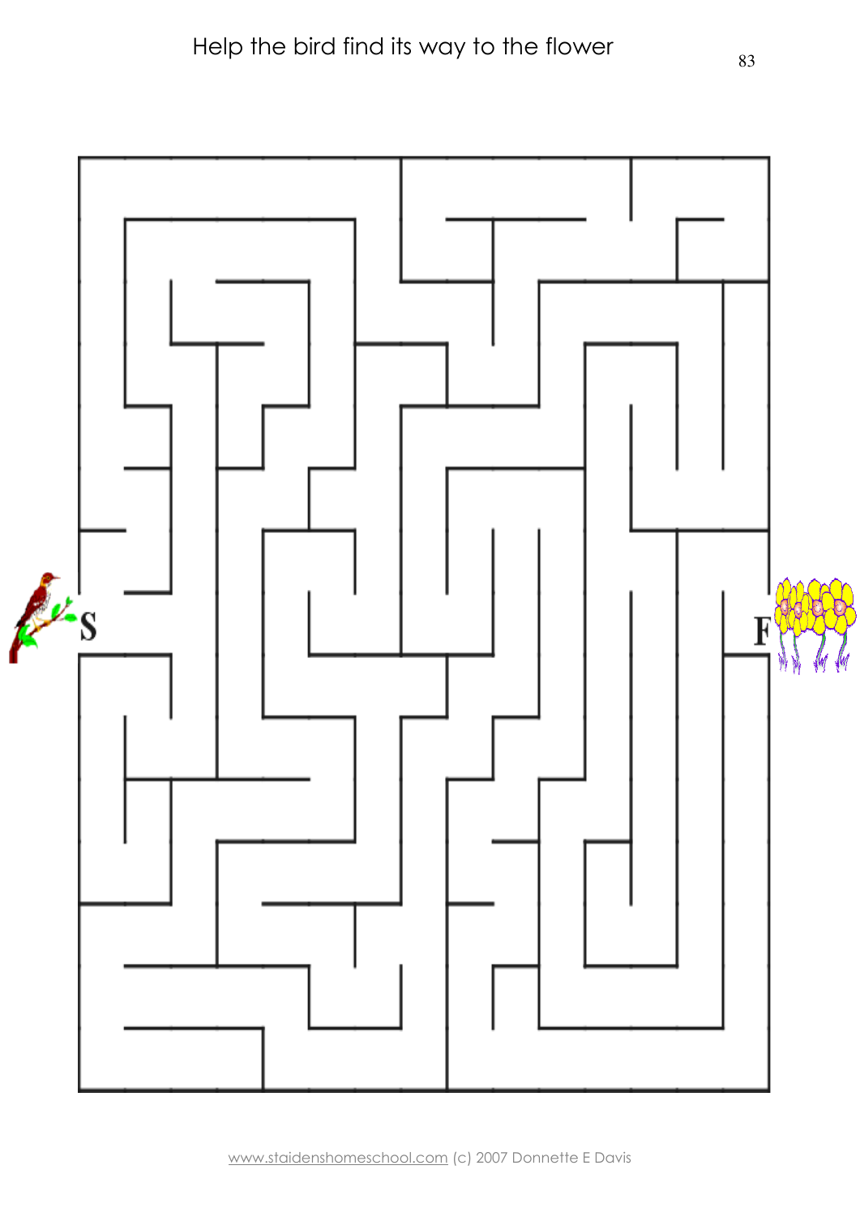Help the bird find its way to the flower

S

F

www.staidenshomeschool.com (c) 2007 Donnette E Davis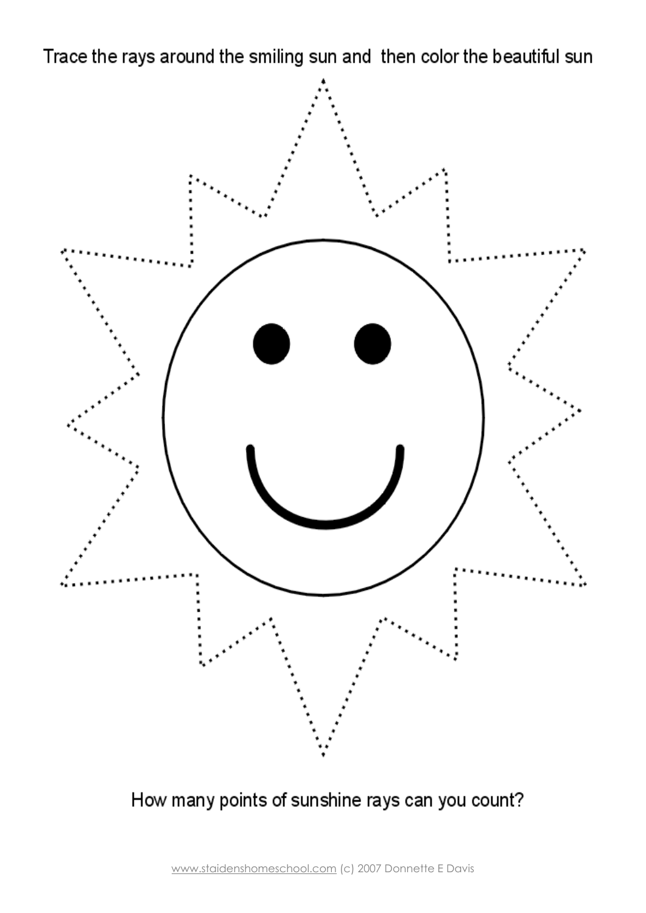Trace the rays around the smiling sun and then color the beautiful sun

How many points of sunshine rays can you count?

www.staidenshomeschool.com (c) 2007 Donnette E Davis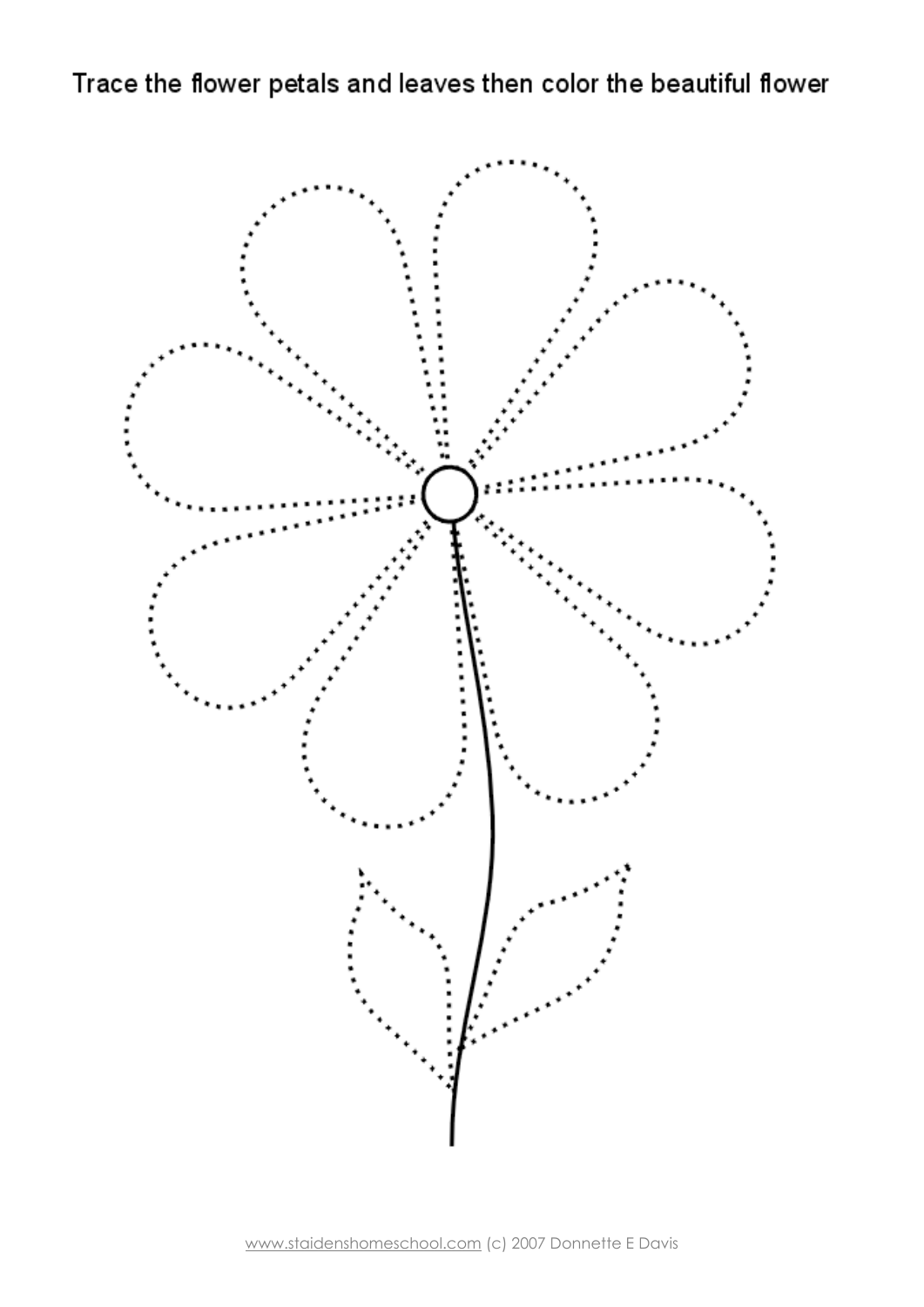Trace the flower petals and leaves then color the beautiful flower

www.staidenshomeschool.com (c) 2007 Donnette E Davis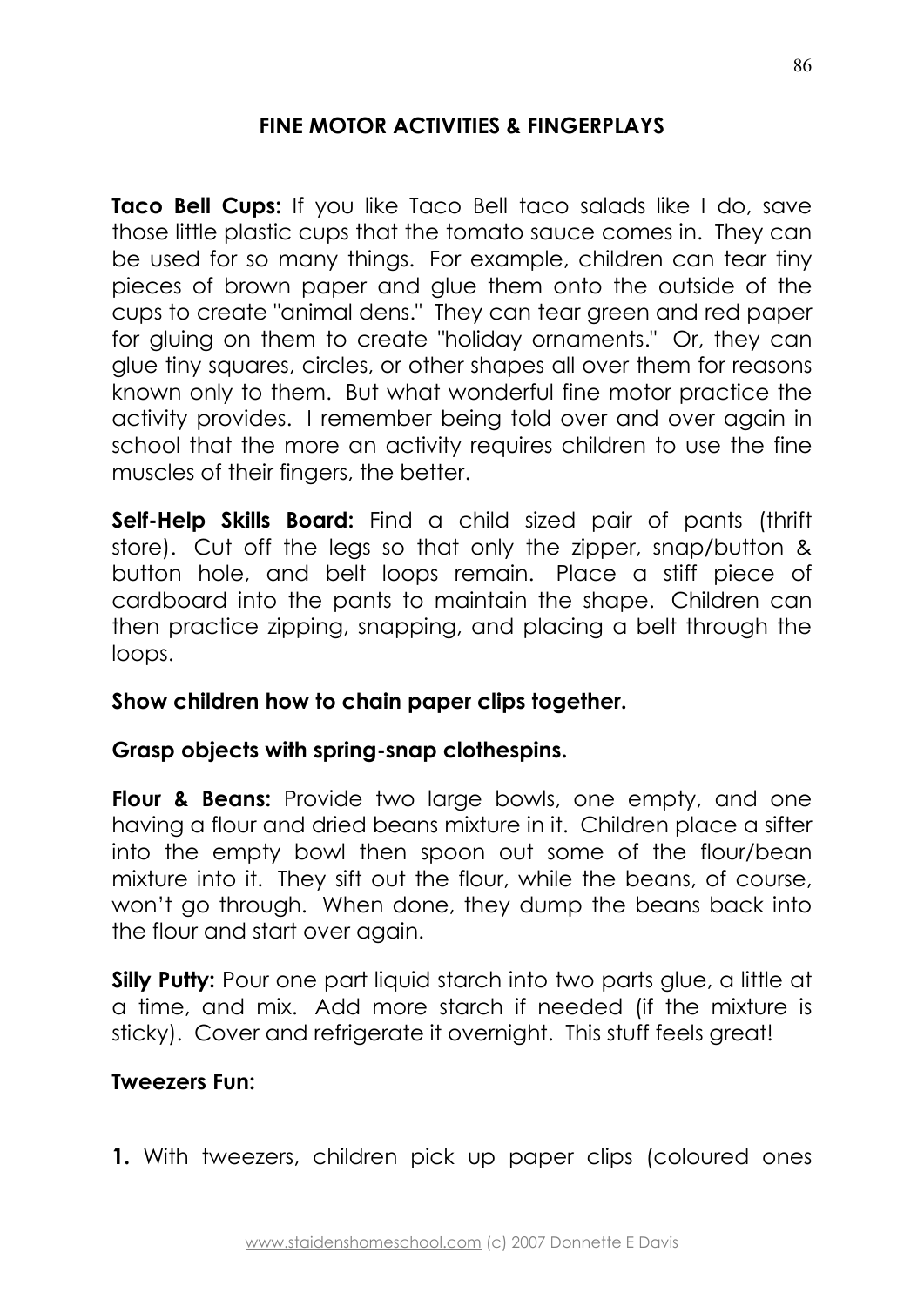## FINE MOTOR ACTIVITIES & FINGERPLAYS

**Taco Bell Cups:** If you like Taco Bell taco salads like I do, save those little plastic cups that the tomato sauce comes in. They can be used for so many things. For example, children can tear tiny pieces of brown paper and glue them onto the outside of the cups to create "animal dens." They can tear green and red paper for gluing on them to create "holiday ornaments." Or, they can glue tiny squares, circles, or other shapes all over them for reasons known only to them. But what wonderful fine motor practice the activity provides. I remember being told over and over again in school that the more an activity requires children to use the fine muscles of their fingers, the better.

**Self-Help Skills Board:** Find a child sized pair of pants (thrift store). Cut off the legs so that only the zipper, snap/button & button hole, and belt loops remain. Place a stiff piece of cardboard into the pants to maintain the shape. Children can then practice zipping, snapping, and placing a belt through the loops.

**Show children how to chain paper clips together.**

**Grasp objects with spring-snap clothespins.**

**Flour & Beans:** Provide two large bowls, one empty, and one having a flour and dried beans mixture in it. Children place a sifter into the empty bowl then spoon out some of the flour/bean mixture into it. They sift out the flour, while the beans, of course, won't go through. When done, they dump the beans back into the flour and start over again.

**Silly Putty:** Pour one part liquid starch into two parts glue, a little at a time, and mix. Add more starch if needed (if the mixture is sticky). Cover and refrigerate it overnight. This stuff feels great!

**Tweezers Fun:**

**1.** With tweezers, children pick up paper clips (coloured ones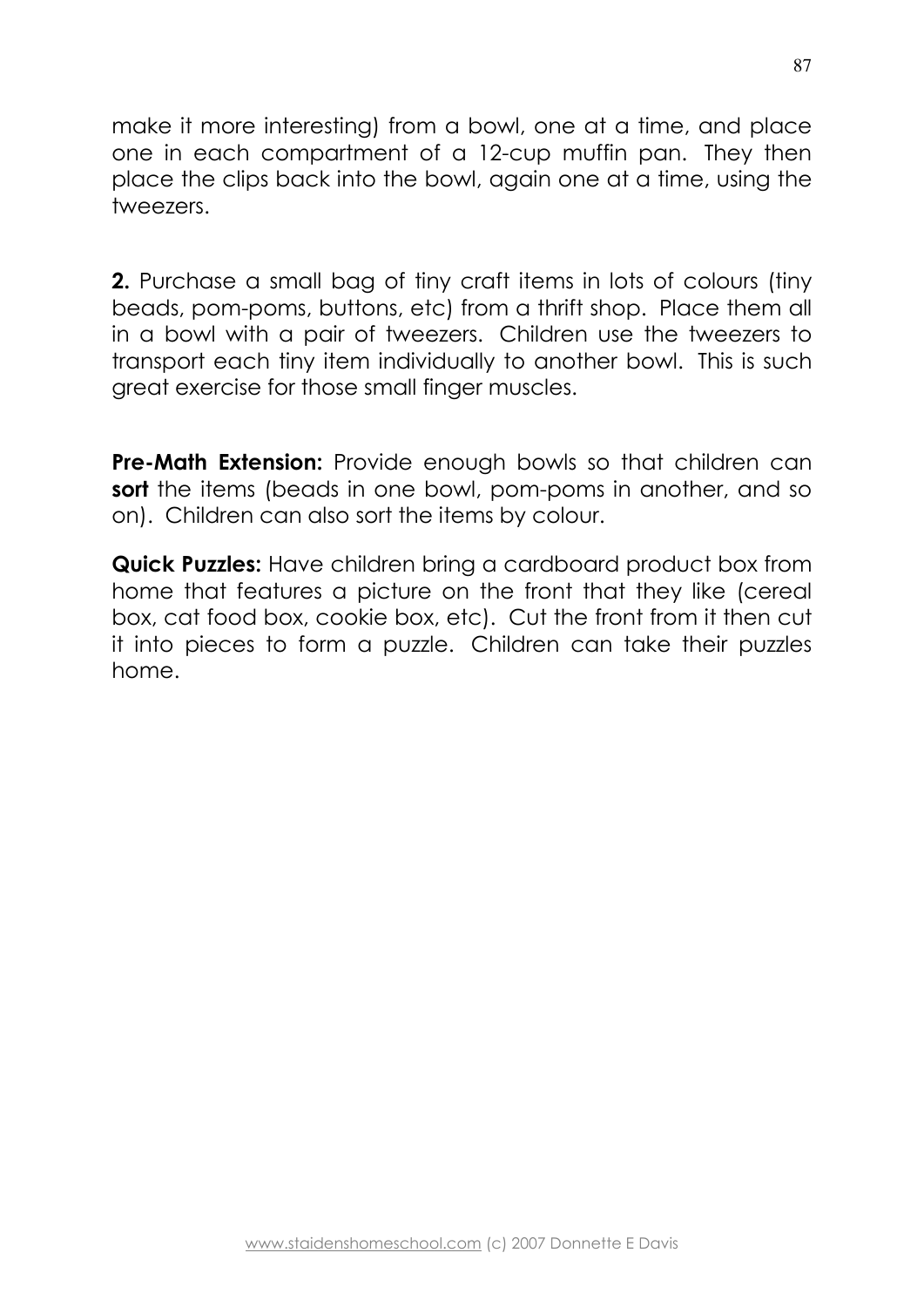make it more interesting) from a bowl, one at a time, and place one in each compartment of a 12-cup muffin pan. They then place the clips back into the bowl, again one at a time, using the tweezers.

**2.** Purchase a small bag of tiny craft items in lots of colours (tiny beads, pom-poms, buttons, etc) from a thrift shop. Place them all in a bowl with a pair of tweezers. Children use the tweezers to transport each tiny item individually to another bowl. This is such great exercise for those small finger muscles.

**Pre-Math Extension:** Provide enough bowls so that children can **sort** the items (beads in one bowl, pom-poms in another, and so on). Children can also sort the items by colour.

**Quick Puzzles:** Have children bring a cardboard product box from home that features a picture on the front that they like (cereal box, cat food box, cookie box, etc). Cut the front from it then cut it into pieces to form a puzzle. Children can take their puzzles home.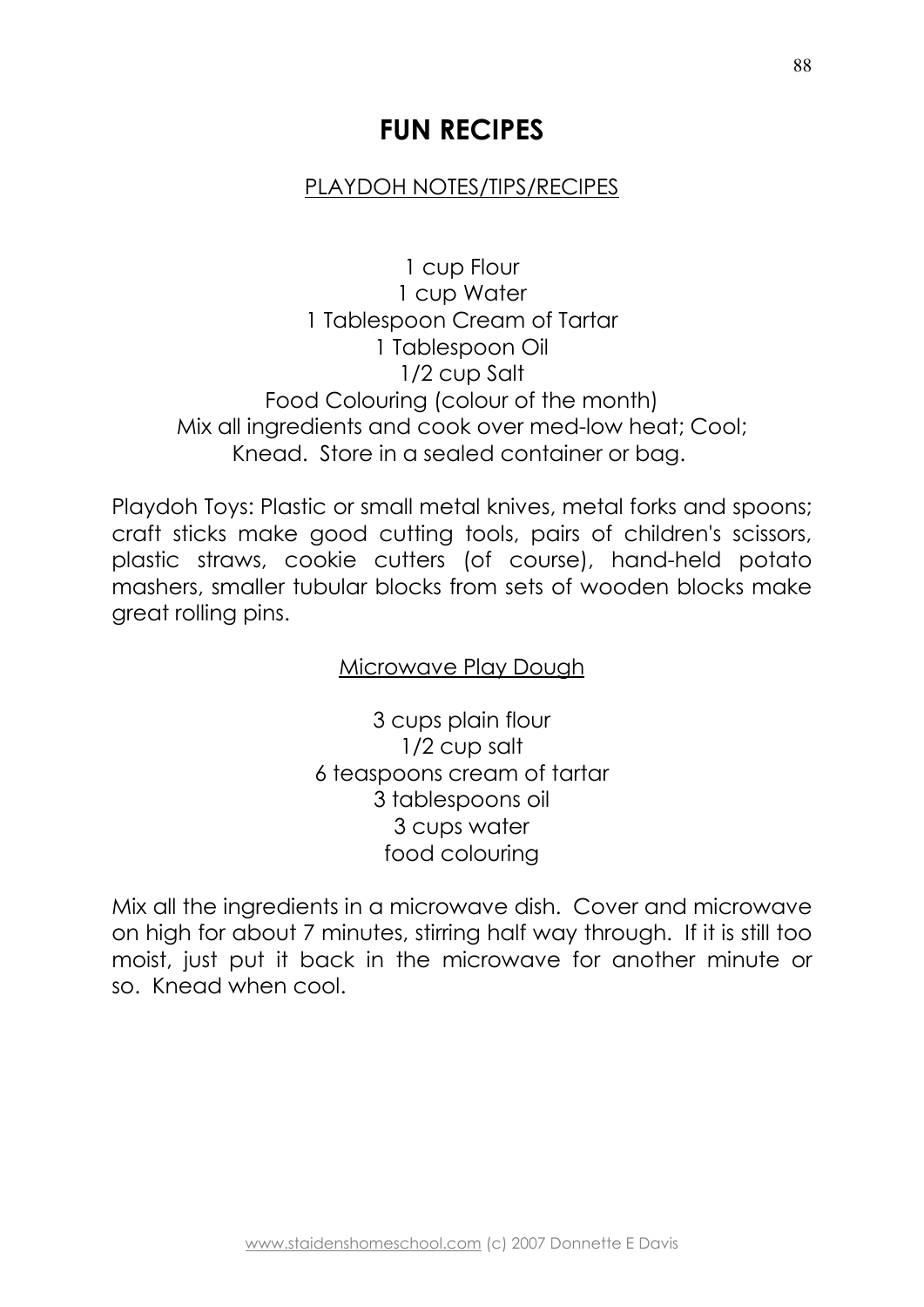# FUN RECIPES

## PLAYDOH NOTES/TIPS/RECIPES

1 cup Flour
1 cup Water
1 Tablespoon Cream of Tartar
1 Tablespoon Oil
1/2 cup Salt
Food Colouring (colour of the month)
Mix all ingredients and cook over med-low heat; Cool;
Knead. Store in a sealed container or bag.

Playdoh Toys: Plastic or small metal knives, metal forks and spoons; craft sticks make good cutting tools, pairs of children's scissors, plastic straws, cookie cutters (of course), hand-held potato mashers, smaller tubular blocks from sets of wooden blocks make great rolling pins.

### Microwave Play Dough

3 cups plain flour
1/2 cup salt
6 teaspoons cream of tartar
3 tablespoons oil
3 cups water
food colouring

Mix all the ingredients in a microwave dish. Cover and microwave on high for about 7 minutes, stirring half way through. If it is still too moist, just put it back in the microwave for another minute or so. Knead when cool.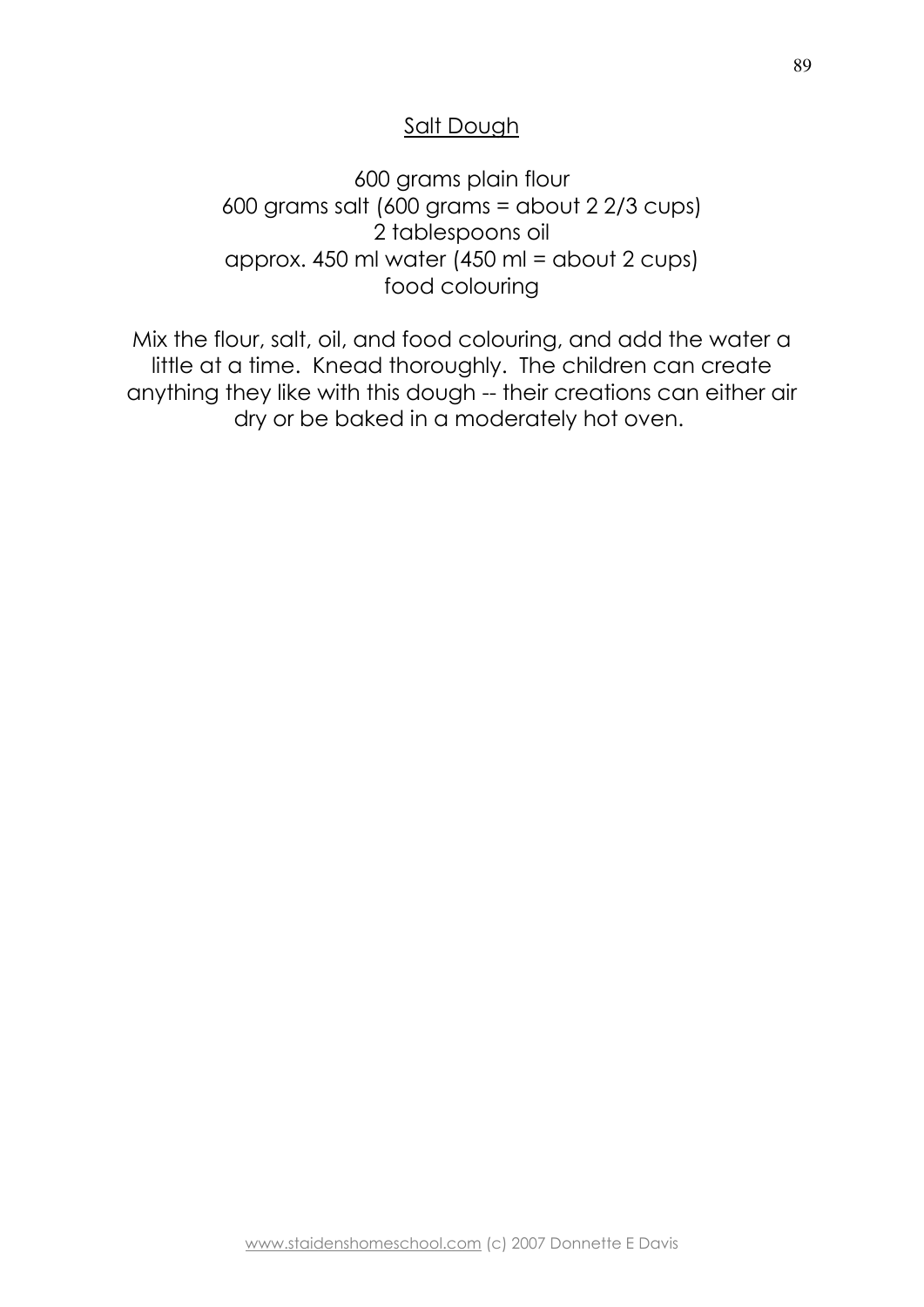## Salt Dough

600 grams plain flour
600 grams salt (600 grams = about 2 2/3 cups)
2 tablespoons oil
approx. 450 ml water (450 ml = about 2 cups)
food colouring

Mix the flour, salt, oil, and food colouring, and add the water a little at a time. Knead thoroughly. The children can create anything they like with this dough -- their creations can either air dry or be baked in a moderately hot oven.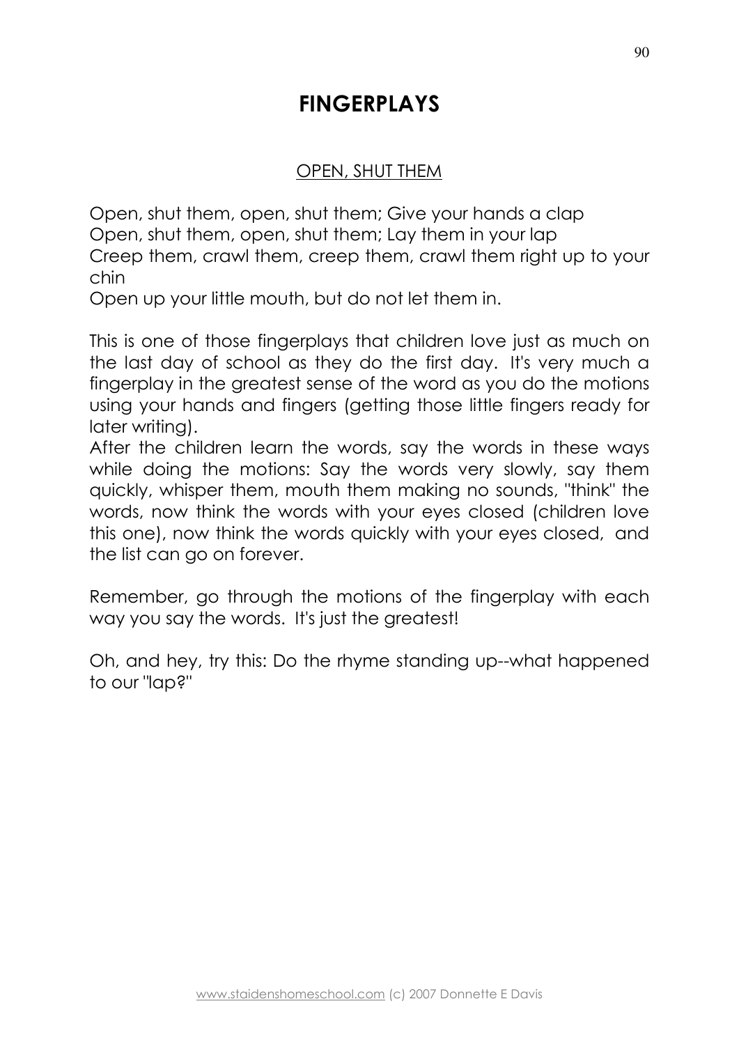# FINGERPLAYS

## OPEN, SHUT THEM

Open, shut them, open, shut them; Give your hands a clap
Open, shut them, open, shut them; Lay them in your lap
Creep them, crawl them, creep them, crawl them right up to your chin
Open up your little mouth, but do not let them in.

This is one of those fingerplays that children love just as much on the last day of school as they do the first day. It's very much a fingerplay in the greatest sense of the word as you do the motions using your hands and fingers (getting those little fingers ready for later writing).
After the children learn the words, say the words in these ways while doing the motions: Say the words very slowly, say them quickly, whisper them, mouth them making no sounds, "think" the words, now think the words with your eyes closed (children love this one), now think the words quickly with your eyes closed, and the list can go on forever.

Remember, go through the motions of the fingerplay with each way you say the words. It's just the greatest!

Oh, and hey, try this: Do the rhyme standing up--what happened to our "lap?"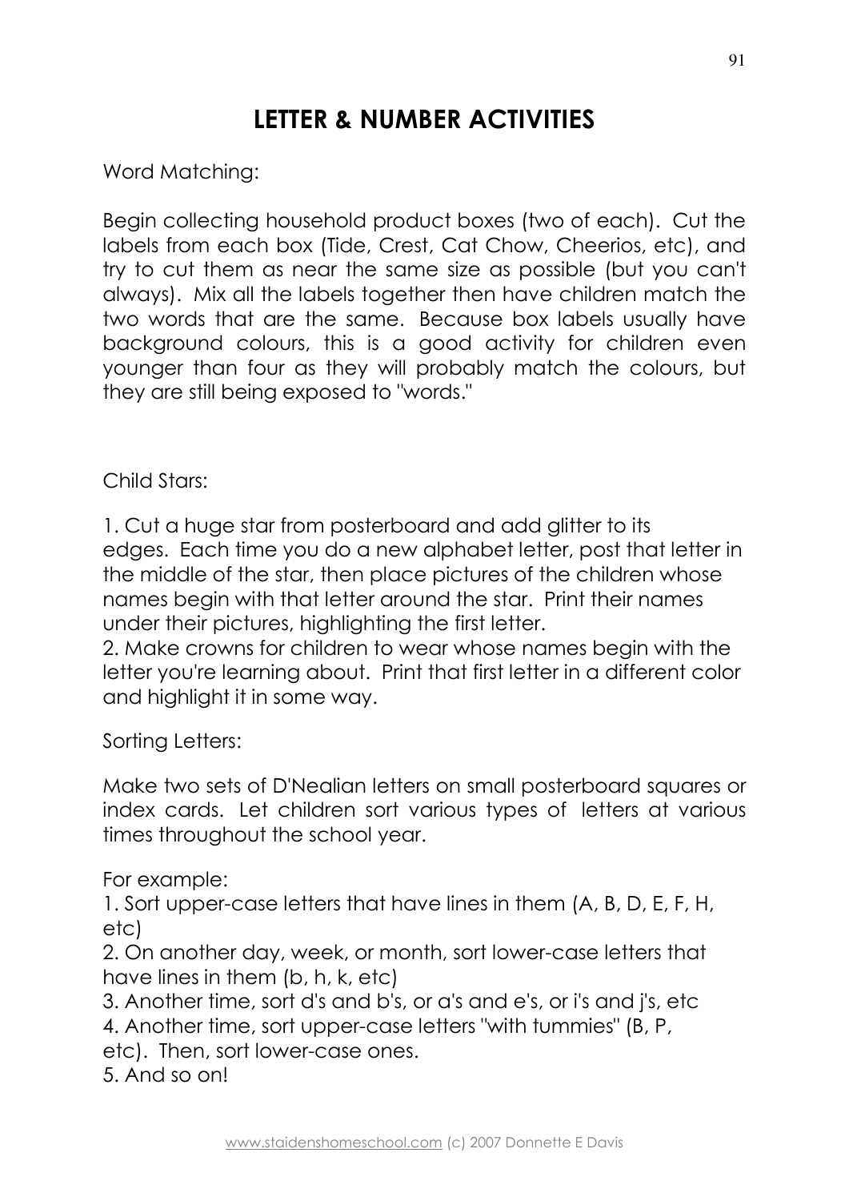# LETTER & NUMBER ACTIVITIES

Word Matching:

Begin collecting household product boxes (two of each). Cut the labels from each box (Tide, Crest, Cat Chow, Cheerios, etc), and try to cut them as near the same size as possible (but you can't always). Mix all the labels together then have children match the two words that are the same. Because box labels usually have background colours, this is a good activity for children even younger than four as they will probably match the colours, but they are still being exposed to "words."

Child Stars:

1. Cut a huge star from posterboard and add glitter to its edges. Each time you do a new alphabet letter, post that letter in the middle of the star, then place pictures of the children whose names begin with that letter around the star. Print their names under their pictures, highlighting the first letter.
2. Make crowns for children to wear whose names begin with the letter you're learning about. Print that first letter in a different color and highlight it in some way.

Sorting Letters:

Make two sets of D'Nealian letters on small posterboard squares or index cards. Let children sort various types of letters at various times throughout the school year.

For example:

1. Sort upper-case letters that have lines in them (A, B, D, E, F, H, etc)
2. On another day, week, or month, sort lower-case letters that have lines in them (b, h, k, etc)
3. Another time, sort d's and b's, or a's and e's, or i's and j's, etc
4. Another time, sort upper-case letters "with tummies" (B, P, etc). Then, sort lower-case ones.
5. And so on!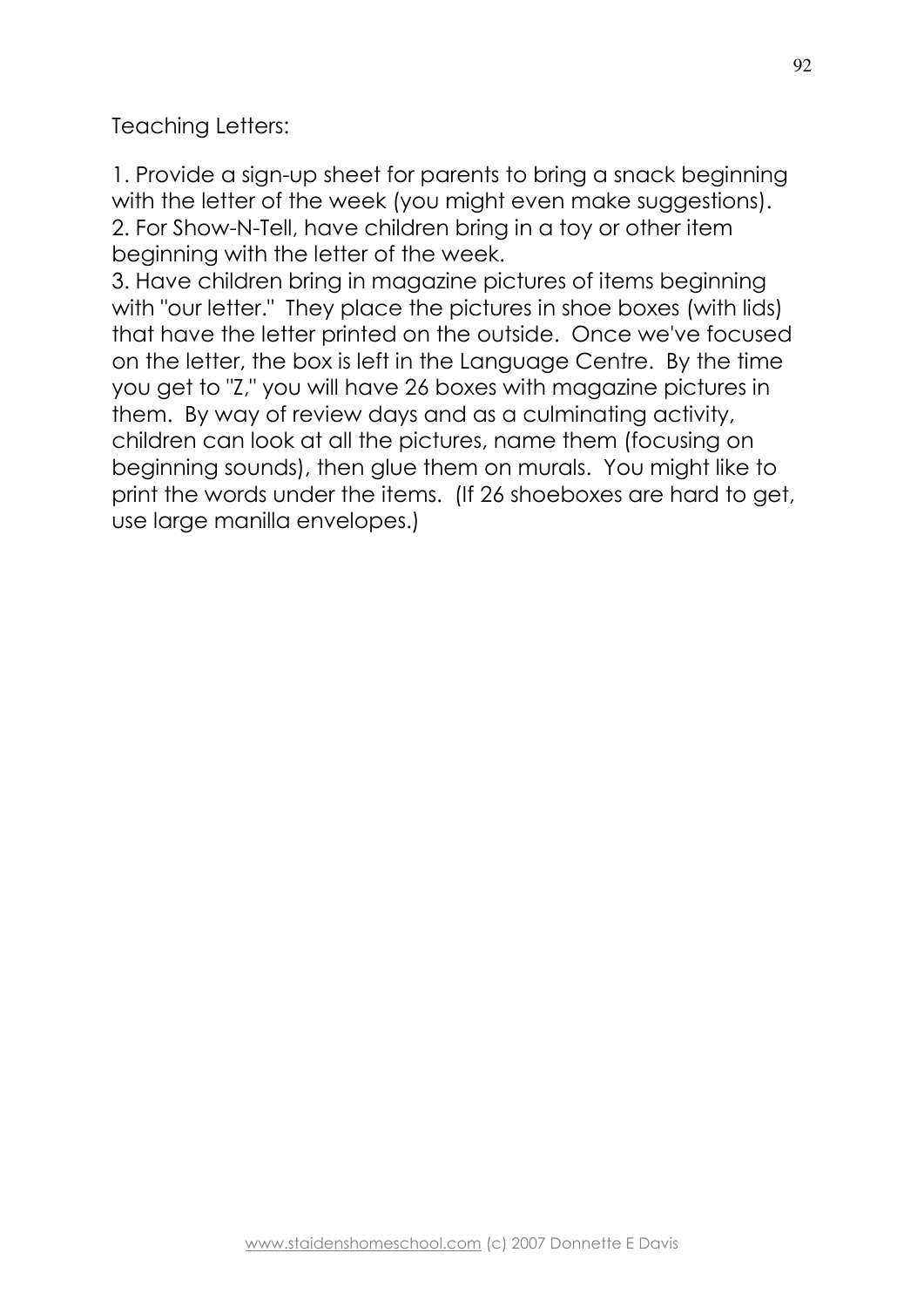Teaching Letters:

1. Provide a sign-up sheet for parents to bring a snack beginning with the letter of the week (you might even make suggestions).
2. For Show-N-Tell, have children bring in a toy or other item beginning with the letter of the week.
3. Have children bring in magazine pictures of items beginning with "our letter." They place the pictures in shoe boxes (with lids) that have the letter printed on the outside. Once we've focused on the letter, the box is left in the Language Centre. By the time you get to "Z," you will have 26 boxes with magazine pictures in them. By way of review days and as a culminating activity, children can look at all the pictures, name them (focusing on beginning sounds), then glue them on murals. You might like to print the words under the items. (If 26 shoeboxes are hard to get, use large manilla envelopes.)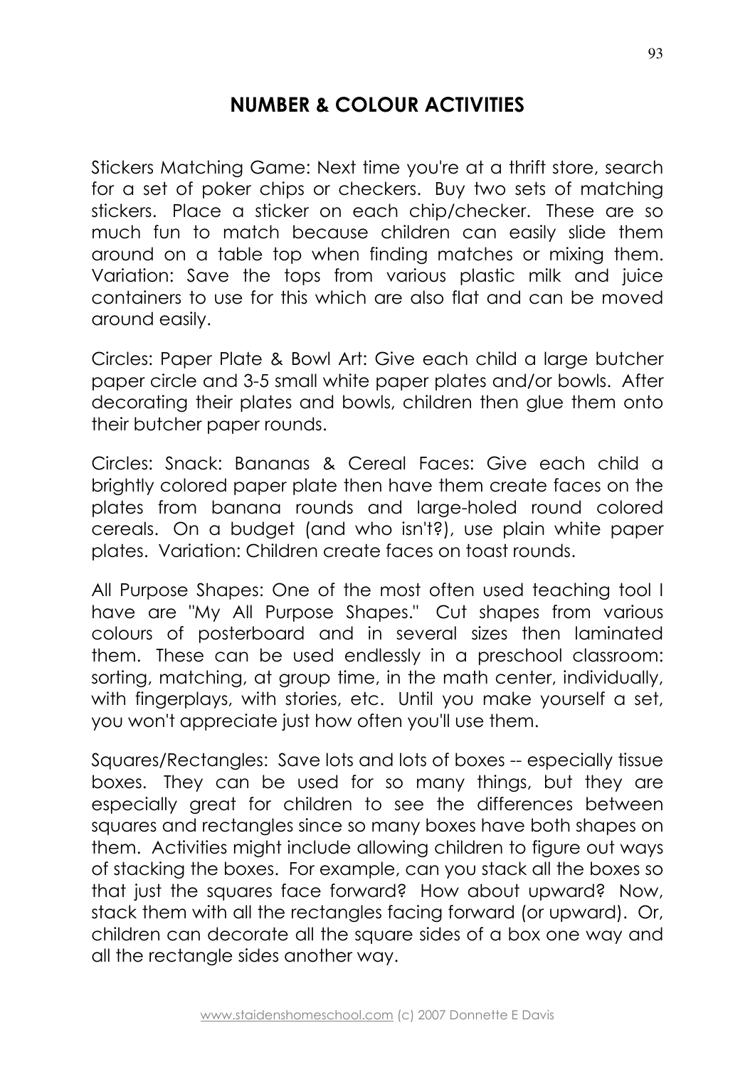## NUMBER & COLOUR ACTIVITIES

Stickers Matching Game: Next time you're at a thrift store, search for a set of poker chips or checkers. Buy two sets of matching stickers. Place a sticker on each chip/checker. These are so much fun to match because children can easily slide them around on a table top when finding matches or mixing them. Variation: Save the tops from various plastic milk and juice containers to use for this which are also flat and can be moved around easily.

Circles: Paper Plate & Bowl Art: Give each child a large butcher paper circle and 3-5 small white paper plates and/or bowls. After decorating their plates and bowls, children then glue them onto their butcher paper rounds.

Circles: Snack: Bananas & Cereal Faces: Give each child a brightly colored paper plate then have them create faces on the plates from banana rounds and large-holed round colored cereals. On a budget (and who isn't?), use plain white paper plates. Variation: Children create faces on toast rounds.

All Purpose Shapes: One of the most often used teaching tool I have are "My All Purpose Shapes." Cut shapes from various colours of posterboard and in several sizes then laminated them. These can be used endlessly in a preschool classroom: sorting, matching, at group time, in the math center, individually, with fingerplays, with stories, etc. Until you make yourself a set, you won't appreciate just how often you'll use them.

Squares/Rectangles: Save lots and lots of boxes -- especially tissue boxes. They can be used for so many things, but they are especially great for children to see the differences between squares and rectangles since so many boxes have both shapes on them. Activities might include allowing children to figure out ways of stacking the boxes. For example, can you stack all the boxes so that just the squares face forward? How about upward? Now, stack them with all the rectangles facing forward (or upward). Or, children can decorate all the square sides of a box one way and all the rectangle sides another way.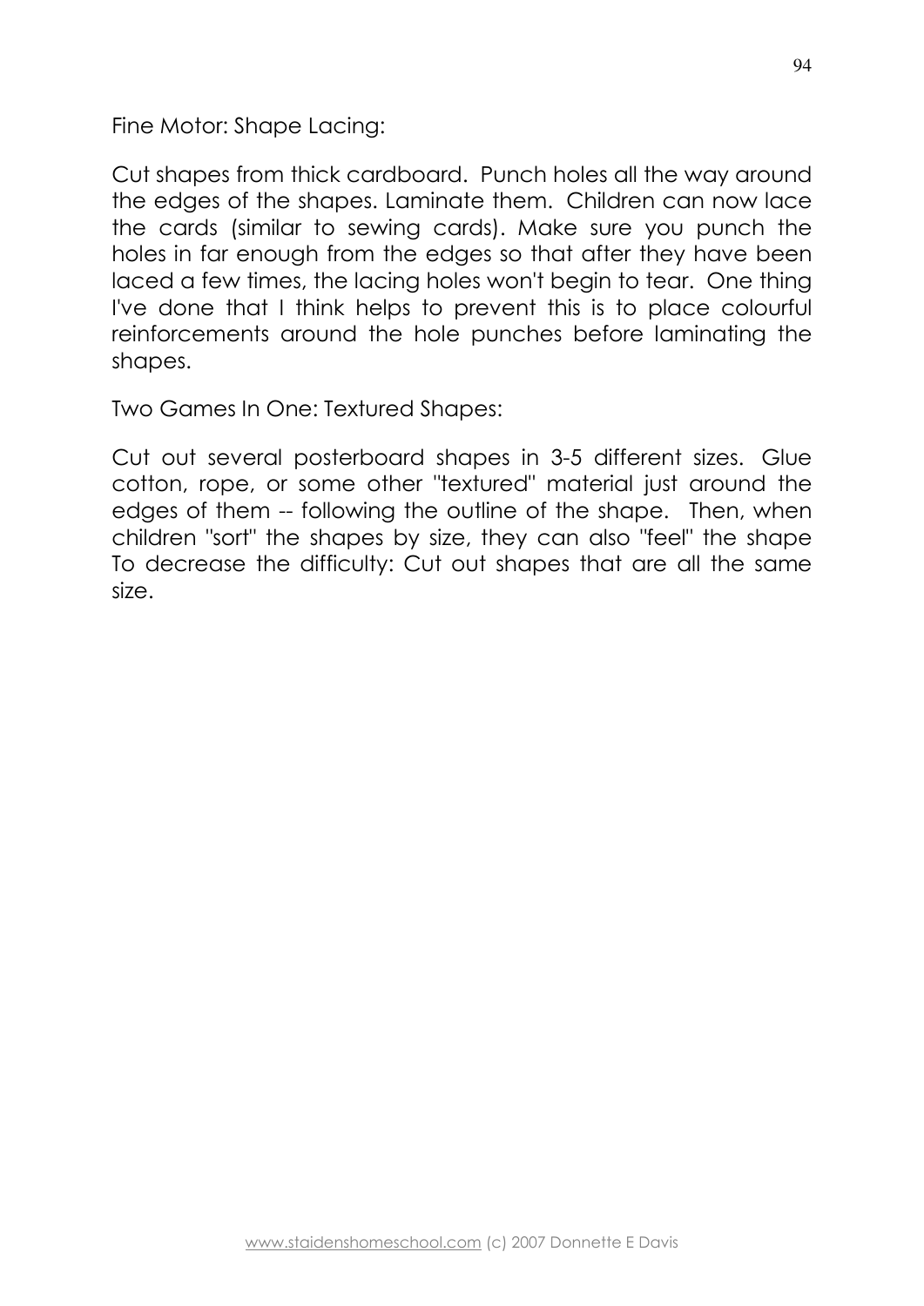Fine Motor: Shape Lacing:

Cut shapes from thick cardboard. Punch holes all the way around the edges of the shapes. Laminate them. Children can now lace the cards (similar to sewing cards). Make sure you punch the holes in far enough from the edges so that after they have been laced a few times, the lacing holes won't begin to tear. One thing I've done that I think helps to prevent this is to place colourful reinforcements around the hole punches before laminating the shapes.

Two Games In One: Textured Shapes:

Cut out several posterboard shapes in 3-5 different sizes. Glue cotton, rope, or some other "textured" material just around the edges of them -- following the outline of the shape. Then, when children "sort" the shapes by size, they can also "feel" the shape To decrease the difficulty: Cut out shapes that are all the same size.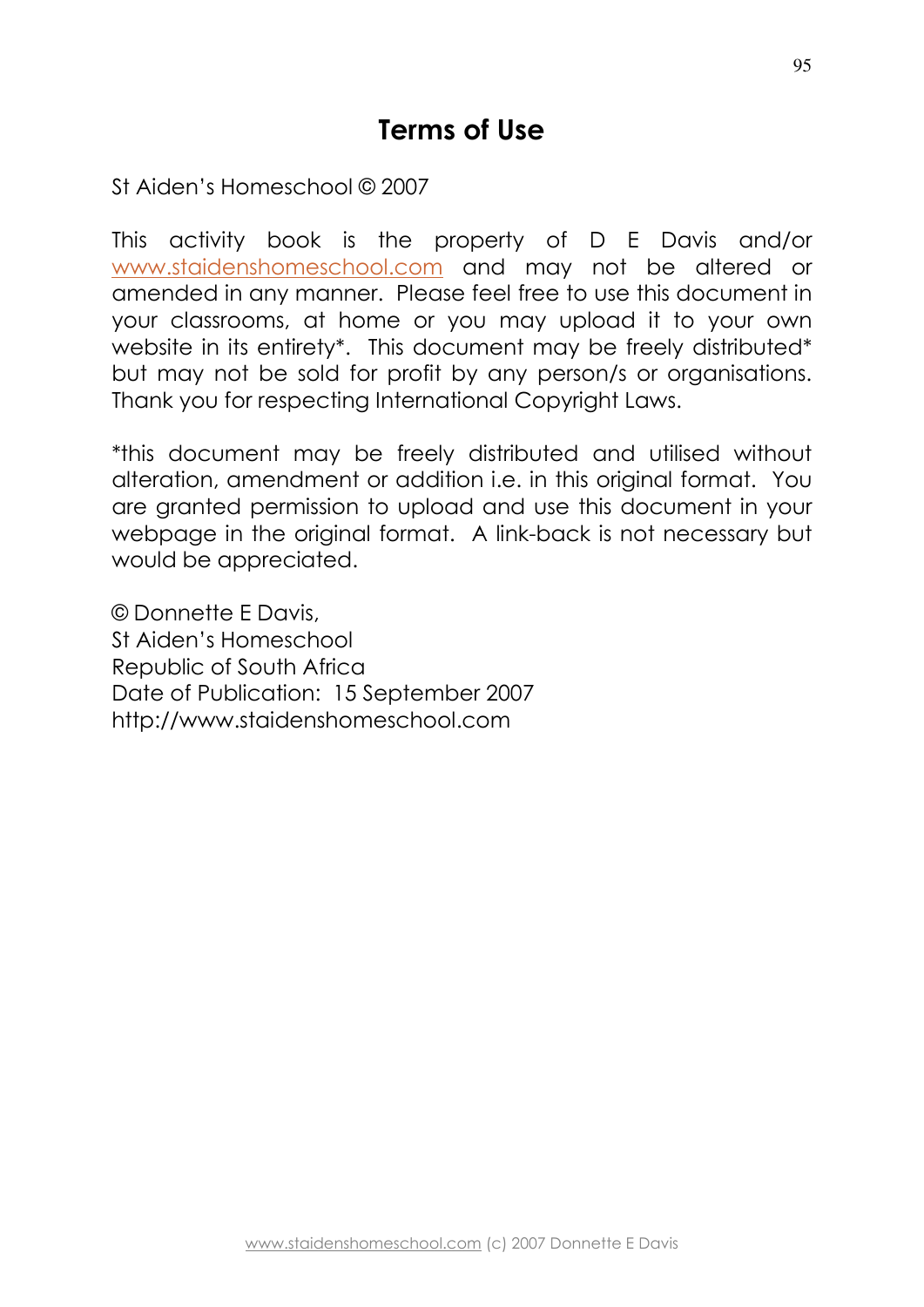# Terms of Use

St Aiden's Homeschool © 2007

This activity book is the property of D E Davis and/or www.staidenshomeschool.com and may not be altered or amended in any manner. Please feel free to use this document in your classrooms, at home or you may upload it to your own website in its entirety*. This document may be freely distributed* but may not be sold for profit by any person/s or organisations. Thank you for respecting International Copyright Laws.

*this document may be freely distributed and utilised without alteration, amendment or addition i.e. in this original format. You are granted permission to upload and use this document in your webpage in the original format. A link-back is not necessary but would be appreciated.

© Donnette E Davis,
St Aiden's Homeschool
Republic of South Africa
Date of Publication: 15 September 2007
http://www.staidenshomeschool.com